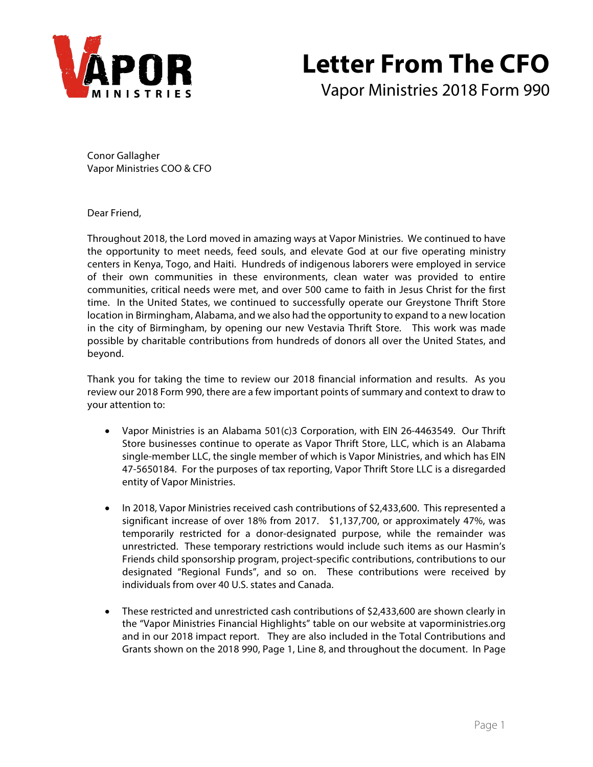# Letter From The CFO

Vapor Ministries 2018 Form 990

Conor Gallagher
Vapor Ministries COO & CFO

Dear Friend,

Throughout 2018, the Lord moved in amazing ways at Vapor Ministries. We continued to have the opportunity to meet needs, feed souls, and elevate God at our five operating ministry centers in Kenya, Togo, and Haiti. Hundreds of indigenous laborers were employed in service of their own communities in these environments, clean water was provided to entire communities, critical needs were met, and over 500 came to faith in Jesus Christ for the first time. In the United States, we continued to successfully operate our Greystone Thrift Store location in Birmingham, Alabama, and we also had the opportunity to expand to a new location in the city of Birmingham, by opening our new Vestavia Thrift Store. This work was made possible by charitable contributions from hundreds of donors all over the United States, and beyond.

Thank you for taking the time to review our 2018 financial information and results. As you review our 2018 Form 990, there are a few important points of summary and context to draw to your attention to:

- Vapor Ministries is an Alabama 501(c)3 Corporation, with EIN 26-4463549. Our Thrift Store businesses continue to operate as Vapor Thrift Store, LLC, which is an Alabama single-member LLC, the single member of which is Vapor Ministries, and which has EIN 47-5650184. For the purposes of tax reporting, Vapor Thrift Store LLC is a disregarded entity of Vapor Ministries.
- In 2018, Vapor Ministries received cash contributions of $2,433,600. This represented a significant increase of over 18% from 2017. $1,137,700, or approximately 47%, was temporarily restricted for a donor-designated purpose, while the remainder was unrestricted. These temporary restrictions would include such items as our Hasmin's Friends child sponsorship program, project-specific contributions, contributions to our designated "Regional Funds", and so on. These contributions were received by individuals from over 40 U.S. states and Canada.
- These restricted and unrestricted cash contributions of $2,433,600 are shown clearly in the "Vapor Ministries Financial Highlights" table on our website at vaporministries.org and in our 2018 impact report. They are also included in the Total Contributions and Grants shown on the 2018 990, Page 1, Line 8, and throughout the document. In Page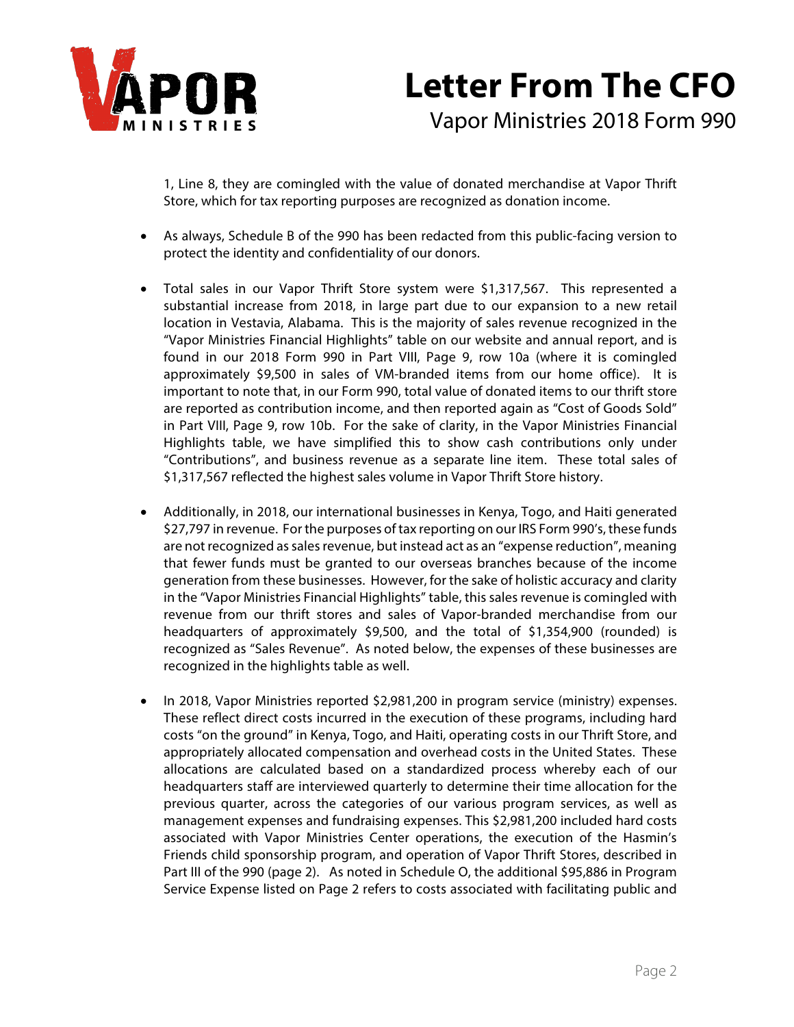1, Line 8, they are comingled with the value of donated merchandise at Vapor Thrift Store, which for tax reporting purposes are recognized as donation income.

- As always, Schedule B of the 990 has been redacted from this public-facing version to protect the identity and confidentiality of our donors.

- Total sales in our Vapor Thrift Store system were $1,317,567. This represented a substantial increase from 2018, in large part due to our expansion to a new retail location in Vestavia, Alabama. This is the majority of sales revenue recognized in the "Vapor Ministries Financial Highlights" table on our website and annual report, and is found in our 2018 Form 990 in Part VIII, Page 9, row 10a (where it is comingled approximately $9,500 in sales of VM-branded items from our home office). It is important to note that, in our Form 990, total value of donated items to our thrift store are reported as contribution income, and then reported again as "Cost of Goods Sold" in Part VIII, Page 9, row 10b. For the sake of clarity, in the Vapor Ministries Financial Highlights table, we have simplified this to show cash contributions only under "Contributions", and business revenue as a separate line item. These total sales of $1,317,567 reflected the highest sales volume in Vapor Thrift Store history.

- Additionally, in 2018, our international businesses in Kenya, Togo, and Haiti generated $27,797 in revenue. For the purposes of tax reporting on our IRS Form 990's, these funds are not recognized as sales revenue, but instead act as an "expense reduction", meaning that fewer funds must be granted to our overseas branches because of the income generation from these businesses. However, for the sake of holistic accuracy and clarity in the "Vapor Ministries Financial Highlights" table, this sales revenue is comingled with revenue from our thrift stores and sales of Vapor-branded merchandise from our headquarters of approximately $9,500, and the total of $1,354,900 (rounded) is recognized as "Sales Revenue". As noted below, the expenses of these businesses are recognized in the highlights table as well.

- In 2018, Vapor Ministries reported $2,981,200 in program service (ministry) expenses. These reflect direct costs incurred in the execution of these programs, including hard costs "on the ground" in Kenya, Togo, and Haiti, operating costs in our Thrift Store, and appropriately allocated compensation and overhead costs in the United States. These allocations are calculated based on a standardized process whereby each of our headquarters staff are interviewed quarterly to determine their time allocation for the previous quarter, across the categories of our various program services, as well as management expenses and fundraising expenses. This $2,981,200 included hard costs associated with Vapor Ministries Center operations, the execution of the Hasmin's Friends child sponsorship program, and operation of Vapor Thrift Stores, described in Part III of the 990 (page 2). As noted in Schedule O, the additional $95,886 in Program Service Expense listed on Page 2 refers to costs associated with facilitating public and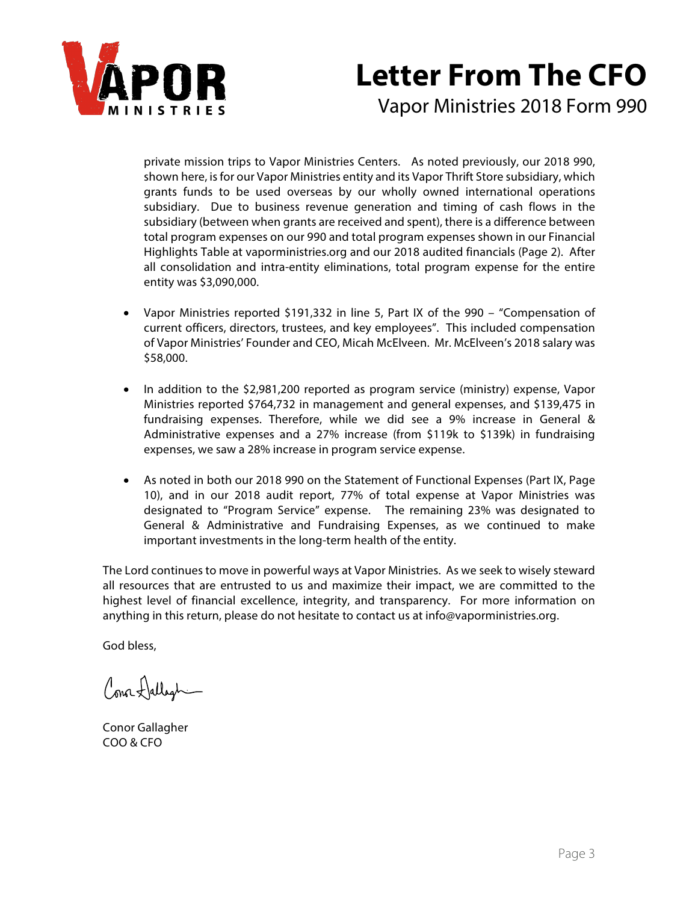# Letter From The CFO

Vapor Ministries 2018 Form 990

private mission trips to Vapor Ministries Centers. As noted previously, our 2018 990, shown here, is for our Vapor Ministries entity and its Vapor Thrift Store subsidiary, which grants funds to be used overseas by our wholly owned international operations subsidiary. Due to business revenue generation and timing of cash flows in the subsidiary (between when grants are received and spent), there is a difference between total program expenses on our 990 and total program expenses shown in our Financial Highlights Table at vaporministries.org and our 2018 audited financials (Page 2). After all consolidation and intra-entity eliminations, total program expense for the entire entity was $3,090,000.

- Vapor Ministries reported $191,332 in line 5, Part IX of the 990 – "Compensation of current officers, directors, trustees, and key employees". This included compensation of Vapor Ministries' Founder and CEO, Micah McElveen. Mr. McElveen's 2018 salary was $58,000.

- In addition to the $2,981,200 reported as program service (ministry) expense, Vapor Ministries reported $764,732 in management and general expenses, and $139,475 in fundraising expenses. Therefore, while we did see a 9% increase in General & Administrative expenses and a 27% increase (from $119k to $139k) in fundraising expenses, we saw a 28% increase in program service expense.

- As noted in both our 2018 990 on the Statement of Functional Expenses (Part IX, Page 10), and in our 2018 audit report, 77% of total expense at Vapor Ministries was designated to "Program Service" expense. The remaining 23% was designated to General & Administrative and Fundraising Expenses, as we continued to make important investments in the long-term health of the entity.

The Lord continues to move in powerful ways at Vapor Ministries. As we seek to wisely steward all resources that are entrusted to us and maximize their impact, we are committed to the highest level of financial excellence, integrity, and transparency. For more information on anything in this return, please do not hesitate to contact us at info@vaporministries.org.

God bless,

Conor Gallagher
COO & CFO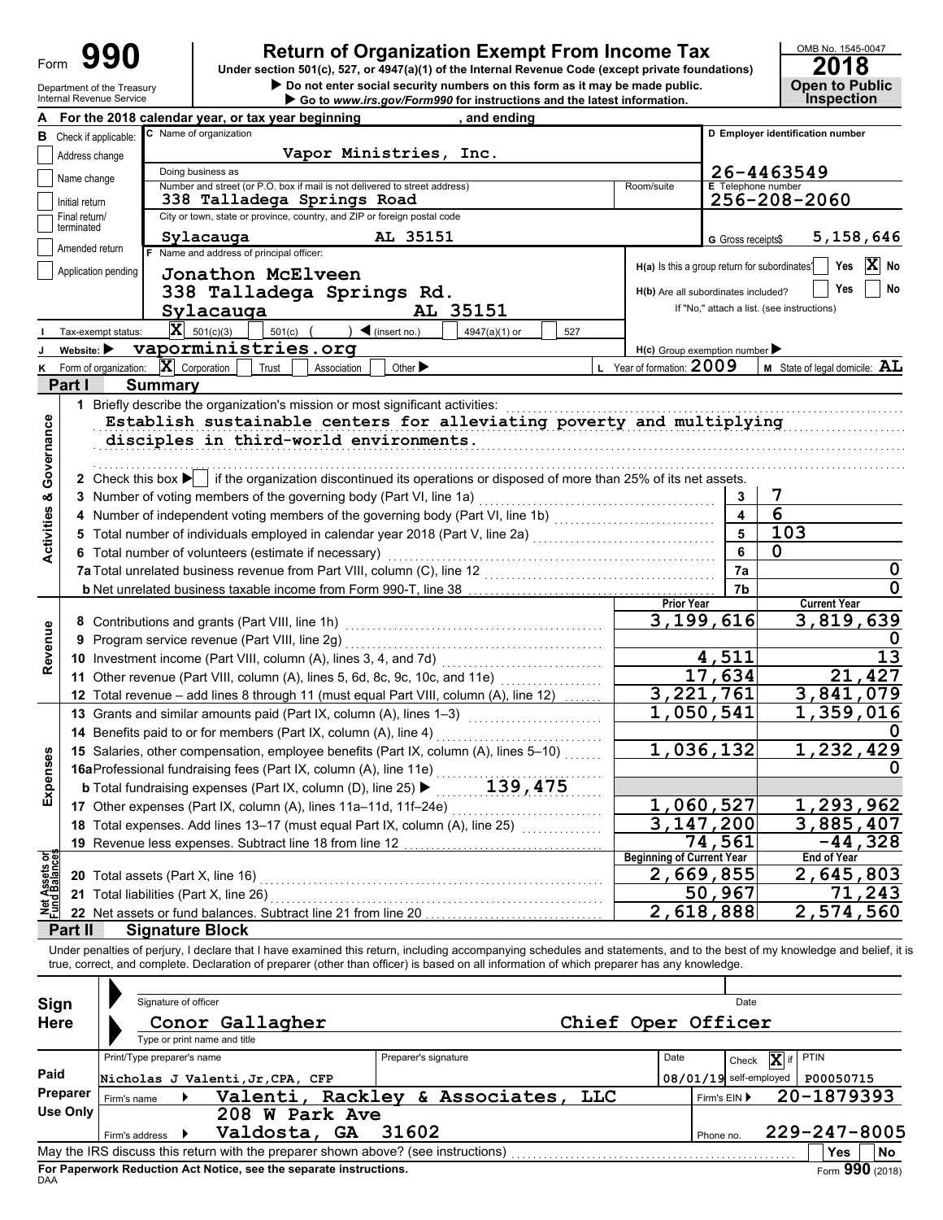Form **990**

# Return of Organization Exempt From Income Tax

Under section 501(c), 527, or 4947(a)(1) of the Internal Revenue Code (except private foundations)

▶ Do not enter social security numbers on this form as it may be made public.

▶ Go to www.irs.gov/Form990 for instructions and the latest information.

Department of the Treasury
Internal Revenue Service

OMB No. 1545-0047

**2018**

**Open to Public Inspection**

**A** For the 2018 calendar year, or tax year beginning , and ending

**B** Check if applicable:
- Address change
- Name change
- Initial return
- Final return/terminated
- Amended return
- Application pending

**C** Name of organization: Vapor Ministries, Inc.

Doing business as

Number and street (or P.O. box if mail is not delivered to street address): 338 Talladega Springs Road — Room/suite

City or town, state or province, country, and ZIP or foreign postal code: Sylacauga AL 35151

**D** Employer identification number: 26-4463549

**E** Telephone number: 256-208-2060

**G** Gross receipts $ 5,158,646

**F** Name and address of principal officer:
Jonathon McElveen
338 Talladega Springs Rd.
Sylacauga AL 35151

**H(a)** Is this a group return for subordinates? Yes [ ] No [X]

**H(b)** Are all subordinates included? Yes [ ] No [ ]
If "No," attach a list. (see instructions)

**I** Tax-exempt status: [X] 501(c)(3) [ ] 501(c) ( ) ◀ (insert no.) [ ] 4947(a)(1) or [ ] 527

**J** Website: ▶ vaporministries.org

**H(c)** Group exemption number ▶

**K** Form of organization: [X] Corporation [ ] Trust [ ] Association [ ] Other ▶

**L** Year of formation: 2009

**M** State of legal domicile: AL

## Part I Summary

**Activities & Governance**

1 Briefly describe the organization's mission or most significant activities:
Establish sustainable centers for alleviating poverty and multiplying disciples in third-world environments.

2 Check this box ▶ [ ] if the organization discontinued its operations or disposed of more than 25% of its net assets.

| | | Line | |
|---|---|---|---|
| 3 | Number of voting members of the governing body (Part VI, line 1a) | 3 | 7 |
| 4 | Number of independent voting members of the governing body (Part VI, line 1b) | 4 | 6 |
| 5 | Total number of individuals employed in calendar year 2018 (Part V, line 2a) | 5 | 103 |
| 6 | Total number of volunteers (estimate if necessary) | 6 | 0 |
| 7a | Total unrelated business revenue from Part VIII, column (C), line 12 | 7a | 0 |
| b | Net unrelated business taxable income from Form 990-T, line 38 | 7b | 0 |

| | | Prior Year | Current Year |
|---|---|---|---|
| **Revenue** | | | |
| 8 | Contributions and grants (Part VIII, line 1h) | 3,199,616 | 3,819,639 |
| 9 | Program service revenue (Part VIII, line 2g) | | 0 |
| 10 | Investment income (Part VIII, column (A), lines 3, 4, and 7d) | 4,511 | 13 |
| 11 | Other revenue (Part VIII, column (A), lines 5, 6d, 8c, 9c, 10c, and 11e) | 17,634 | 21,427 |
| 12 | Total revenue – add lines 8 through 11 (must equal Part VIII, column (A), line 12) | 3,221,761 | 3,841,079 |
| **Expenses** | | | |
| 13 | Grants and similar amounts paid (Part IX, column (A), lines 1–3) | 1,050,541 | 1,359,016 |
| 14 | Benefits paid to or for members (Part IX, column (A), line 4) | | 0 |
| 15 | Salaries, other compensation, employee benefits (Part IX, column (A), lines 5–10) | 1,036,132 | 1,232,429 |
| 16a | Professional fundraising fees (Part IX, column (A), line 11e) | | 0 |
| b | Total fundraising expenses (Part IX, column (D), line 25) ▶ 139,475 | | |
| 17 | Other expenses (Part IX, column (A), lines 11a–11d, 11f–24e) | 1,060,527 | 1,293,962 |
| 18 | Total expenses. Add lines 13–17 (must equal Part IX, column (A), line 25) | 3,147,200 | 3,885,407 |
| 19 | Revenue less expenses. Subtract line 18 from line 12 | 74,561 | -44,328 |

| | | Beginning of Current Year | End of Year |
|---|---|---|---|
| **Net Assets or Fund Balances** | | | |
| 20 | Total assets (Part X, line 16) | 2,669,855 | 2,645,803 |
| 21 | Total liabilities (Part X, line 26) | 50,967 | 71,243 |
| 22 | Net assets or fund balances. Subtract line 21 from line 20 | 2,618,888 | 2,574,560 |

## Part II Signature Block

Under penalties of perjury, I declare that I have examined this return, including accompanying schedules and statements, and to the best of my knowledge and belief, it is true, correct, and complete. Declaration of preparer (other than officer) is based on all information of which preparer has any knowledge.

**Sign Here**

Signature of officer — Date

Conor Gallagher — Chief Oper Officer
Type or print name and title

**Paid Preparer Use Only**

| Print/Type preparer's name | Preparer's signature | Date | Check [X] if self-employed | PTIN |
|---|---|---|---|---|
| Nicholas J Valenti,Jr,CPA, CFP | | 08/01/19 | | P00050715 |

Firm's name ▶ Valenti, Rackley & Associates, LLC — Firm's EIN ▶ 20-1879393

Firm's address ▶ 208 W Park Ave, Valdosta, GA 31602 — Phone no. 229-247-8005

May the IRS discuss this return with the preparer shown above? (see instructions) [ ] Yes [ ] No

**For Paperwork Reduction Act Notice, see the separate instructions.**

DAA

Form **990** (2018)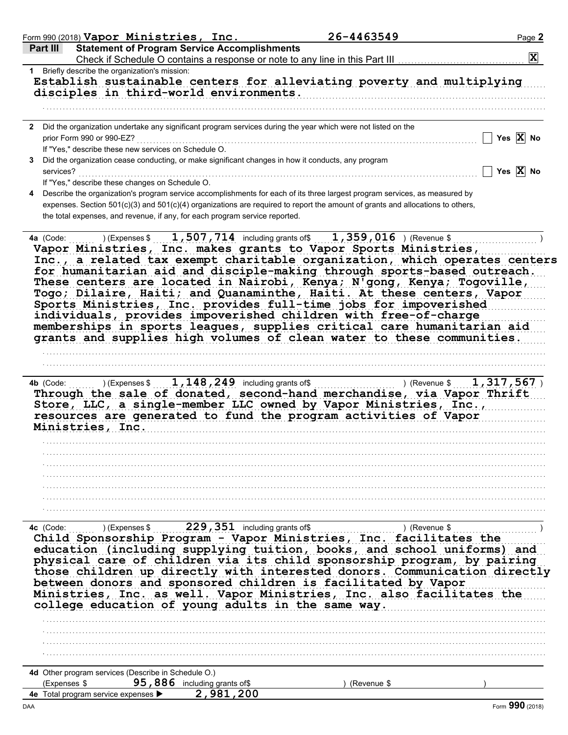Form 990 (2018) Vapor Ministries, Inc. 26-4463549 Page 2

## Part III Statement of Program Service Accomplishments

Check if Schedule O contains a response or note to any line in this Part III [X]

**1** Briefly describe the organization's mission:

Establish sustainable centers for alleviating poverty and multiplying disciples in third-world environments.

**2** Did the organization undertake any significant program services during the year which were not listed on the prior Form 990 or 990-EZ? [ ] Yes [X] No

If "Yes," describe these new services on Schedule O.

**3** Did the organization cease conducting, or make significant changes in how it conducts, any program services? [ ] Yes [X] No

If "Yes," describe these changes on Schedule O.

**4** Describe the organization's program service accomplishments for each of its three largest program services, as measured by expenses. Section 501(c)(3) and 501(c)(4) organizations are required to report the amount of grants and allocations to others, the total expenses, and revenue, if any, for each program service reported.

**4a** (Code: ) (Expenses $ 1,507,714 including grants of$ 1,359,016 ) (Revenue $ )

Vapor Ministries, Inc. makes grants to Vapor Sports Ministries, Inc., a related tax exempt charitable organization, which operates centers for humanitarian aid and disciple-making through sports-based outreach. These centers are located in Nairobi, Kenya; N'gong, Kenya; Togoville, Togo; Dilaire, Haiti; and Quanaminthe, Haiti. At these centers, Vapor Sports Ministries, Inc. provides full-time jobs for impoverished individuals, provides impoverished children with free-of-charge memberships in sports leagues, supplies critical care humanitarian aid grants and supplies high volumes of clean water to these communities.

**4b** (Code: ) (Expenses $ 1,148,249 including grants of$ ) (Revenue $ 1,317,567 )

Through the sale of donated, second-hand merchandise, via Vapor Thrift Store, LLC, a single-member LLC owned by Vapor Ministries, Inc., resources are generated to fund the program activities of Vapor Ministries, Inc.

**4c** (Code: ) (Expenses $ 229,351 including grants of$ ) (Revenue $ )

Child Sponsorship Program - Vapor Ministries, Inc. facilitates the education (including supplying tuition, books, and school uniforms) and physical care of children via its child sponsorship program, by pairing those children up directly with interested donors. Communication directly between donors and sponsored children is facilitated by Vapor Ministries, Inc. as well. Vapor Ministries, Inc. also facilitates the college education of young adults in the same way.

**4d** Other program services (Describe in Schedule O.)

(Expenses $ 95,886 including grants of$ ) (Revenue $ )

**4e** Total program service expenses ▶ 2,981,200

Form **990** (2018)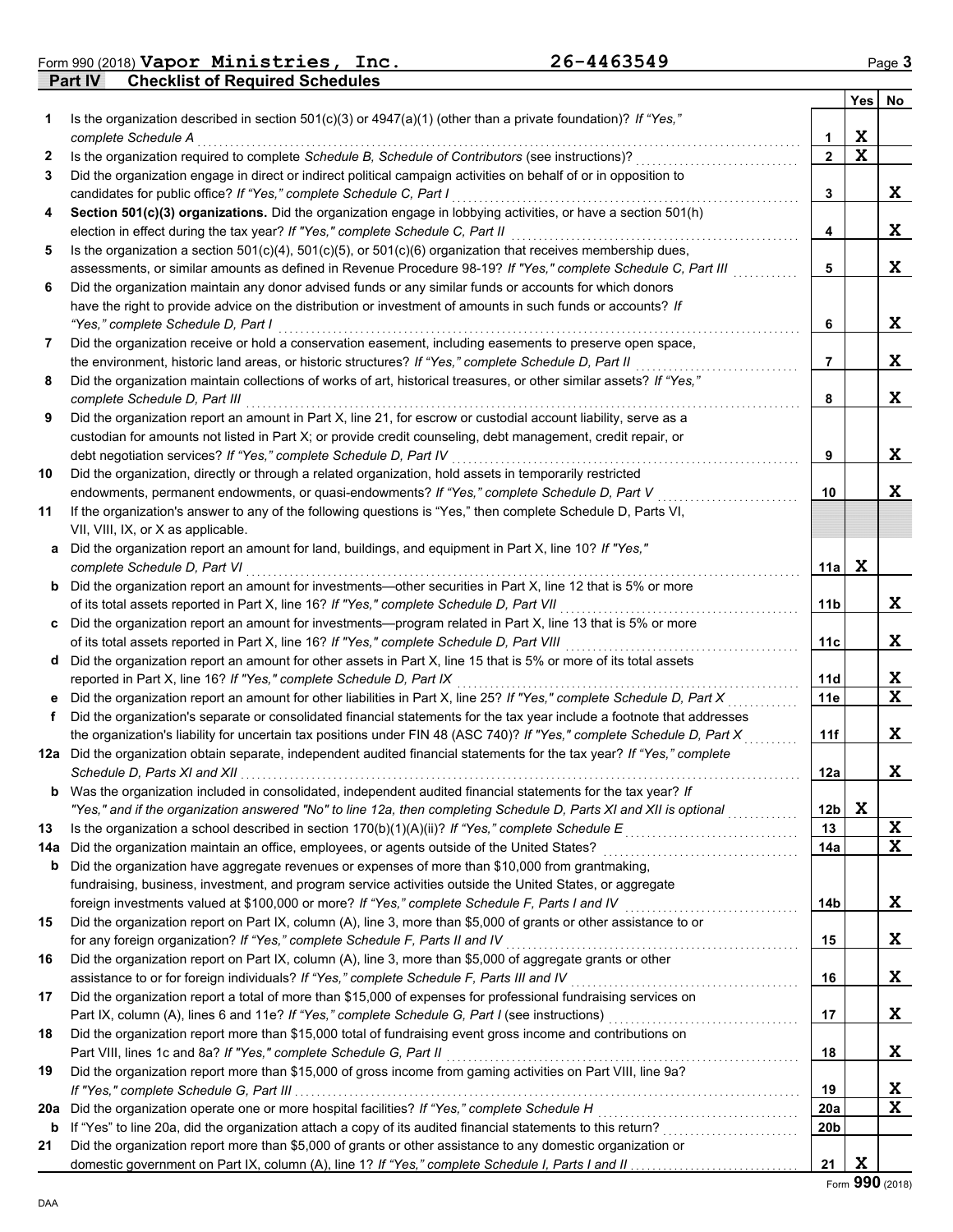Form 990 (2018) **Vapor Ministries, Inc.** **26-4463549**

## Part IV Checklist of Required Schedules

| | | | Yes | No |
|---|---|---|---|---|
| **1** | Is the organization described in section 501(c)(3) or 4947(a)(1) (other than a private foundation)? *If "Yes," complete Schedule A* | 1 | X | |
| **2** | Is the organization required to complete *Schedule B, Schedule of Contributors* (see instructions)? | 2 | X | |
| **3** | Did the organization engage in direct or indirect political campaign activities on behalf of or in opposition to candidates for public office? *If "Yes," complete Schedule C, Part I* | 3 | | X |
| **4** | **Section 501(c)(3) organizations.** Did the organization engage in lobbying activities, or have a section 501(h) election in effect during the tax year? *If "Yes," complete Schedule C, Part II* | 4 | | X |
| **5** | Is the organization a section 501(c)(4), 501(c)(5), or 501(c)(6) organization that receives membership dues, assessments, or similar amounts as defined in Revenue Procedure 98-19? *If "Yes," complete Schedule C, Part III* | 5 | | X |
| **6** | Did the organization maintain any donor advised funds or any similar funds or accounts for which donors have the right to provide advice on the distribution or investment of amounts in such funds or accounts? *If "Yes," complete Schedule D, Part I* | 6 | | X |
| **7** | Did the organization receive or hold a conservation easement, including easements to preserve open space, the environment, historic land areas, or historic structures? *If "Yes," complete Schedule D, Part II* | 7 | | X |
| **8** | Did the organization maintain collections of works of art, historical treasures, or other similar assets? *If "Yes," complete Schedule D, Part III* | 8 | | X |
| **9** | Did the organization report an amount in Part X, line 21, for escrow or custodial account liability, serve as a custodian for amounts not listed in Part X; or provide credit counseling, debt management, credit repair, or debt negotiation services? *If "Yes," complete Schedule D, Part IV* | 9 | | X |
| **10** | Did the organization, directly or through a related organization, hold assets in temporarily restricted endowments, permanent endowments, or quasi-endowments? *If "Yes," complete Schedule D, Part V* | 10 | | X |
| **11** | If the organization's answer to any of the following questions is "Yes," then complete Schedule D, Parts VI, VII, VIII, IX, or X as applicable. | | | |
| **a** | Did the organization report an amount for land, buildings, and equipment in Part X, line 10? *If "Yes," complete Schedule D, Part VI* | 11a | X | |
| **b** | Did the organization report an amount for investments—other securities in Part X, line 12 that is 5% or more of its total assets reported in Part X, line 16? *If "Yes," complete Schedule D, Part VII* | 11b | | X |
| **c** | Did the organization report an amount for investments—program related in Part X, line 13 that is 5% or more of its total assets reported in Part X, line 16? *If "Yes," complete Schedule D, Part VIII* | 11c | | X |
| **d** | Did the organization report an amount for other assets in Part X, line 15 that is 5% or more of its total assets reported in Part X, line 16? *If "Yes," complete Schedule D, Part IX* | 11d | | X |
| **e** | Did the organization report an amount for other liabilities in Part X, line 25? *If "Yes," complete Schedule D, Part X* | 11e | | X |
| **f** | Did the organization's separate or consolidated financial statements for the tax year include a footnote that addresses the organization's liability for uncertain tax positions under FIN 48 (ASC 740)? *If "Yes," complete Schedule D, Part X* | 11f | | X |
| **12a** | Did the organization obtain separate, independent audited financial statements for the tax year? *If "Yes," complete Schedule D, Parts XI and XII* | 12a | | X |
| **b** | Was the organization included in consolidated, independent audited financial statements for the tax year? *If "Yes," and if the organization answered "No" to line 12a, then completing Schedule D, Parts XI and XII is optional* | 12b | X | |
| **13** | Is the organization a school described in section 170(b)(1)(A)(ii)? *If "Yes," complete Schedule E* | 13 | | X |
| **14a** | Did the organization maintain an office, employees, or agents outside of the United States? | 14a | | X |
| **b** | Did the organization have aggregate revenues or expenses of more than $10,000 from grantmaking, fundraising, business, investment, and program service activities outside the United States, or aggregate foreign investments valued at $100,000 or more? *If "Yes," complete Schedule F, Parts I and IV* | 14b | | X |
| **15** | Did the organization report on Part IX, column (A), line 3, more than $5,000 of grants or other assistance to or for any foreign organization? *If "Yes," complete Schedule F, Parts II and IV* | 15 | | X |
| **16** | Did the organization report on Part IX, column (A), line 3, more than $5,000 of aggregate grants or other assistance to or for foreign individuals? *If "Yes," complete Schedule F, Parts III and IV* | 16 | | X |
| **17** | Did the organization report a total of more than $15,000 of expenses for professional fundraising services on Part IX, column (A), lines 6 and 11e? *If "Yes," complete Schedule G, Part I* (see instructions) | 17 | | X |
| **18** | Did the organization report more than $15,000 total of fundraising event gross income and contributions on Part VIII, lines 1c and 8a? *If "Yes," complete Schedule G, Part II* | 18 | | X |
| **19** | Did the organization report more than $15,000 of gross income from gaming activities on Part VIII, line 9a? *If "Yes," complete Schedule G, Part III* | 19 | | X |
| **20a** | Did the organization operate one or more hospital facilities? *If "Yes," complete Schedule H* | 20a | | X |
| **b** | If "Yes" to line 20a, did the organization attach a copy of its audited financial statements to this return? | 20b | | |
| **21** | Did the organization report more than $5,000 of grants or other assistance to any domestic organization or domestic government on Part IX, column (A), line 1? *If "Yes," complete Schedule I, Parts I and II* | 21 | X | |

Form **990** (2018)

DAA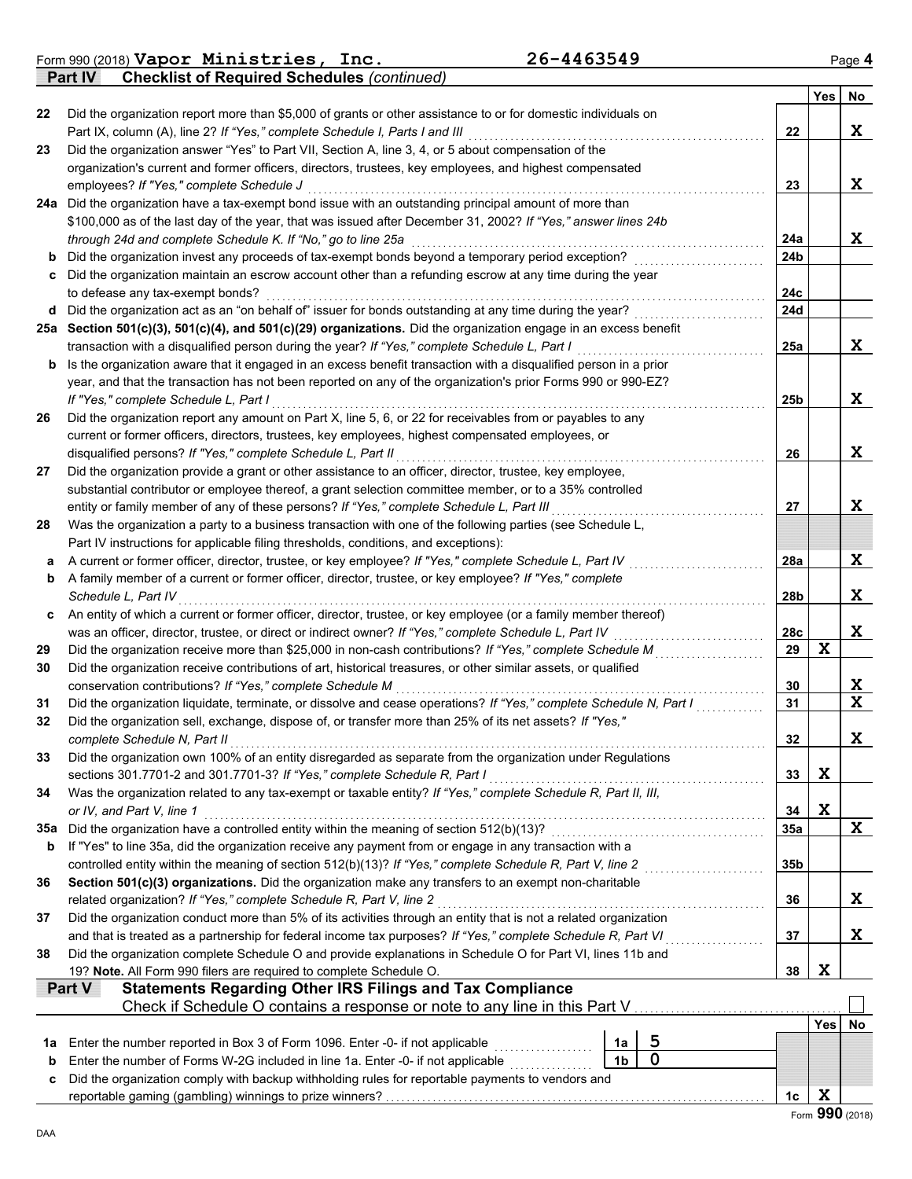Form 990 (2018) **Vapor Ministries, Inc.** 26-4463549 Page 4

## Part IV Checklist of Required Schedules *(continued)*

| | | | Yes | No |
|---|---|---|---|---|
| 22 | Did the organization report more than $5,000 of grants or other assistance to or for domestic individuals on Part IX, column (A), line 2? *If "Yes," complete Schedule I, Parts I and III* | 22 | | X |
| 23 | Did the organization answer "Yes" to Part VII, Section A, line 3, 4, or 5 about compensation of the organization's current and former officers, directors, trustees, key employees, and highest compensated employees? *If "Yes," complete Schedule J* | 23 | | X |
| 24a | Did the organization have a tax-exempt bond issue with an outstanding principal amount of more than $100,000 as of the last day of the year, that was issued after December 31, 2002? *If "Yes," answer lines 24b through 24d and complete Schedule K. If "No," go to line 25a* | 24a | | X |
| b | Did the organization invest any proceeds of tax-exempt bonds beyond a temporary period exception? | 24b | | |
| c | Did the organization maintain an escrow account other than a refunding escrow at any time during the year to defease any tax-exempt bonds? | 24c | | |
| d | Did the organization act as an "on behalf of" issuer for bonds outstanding at any time during the year? | 24d | | |
| 25a | **Section 501(c)(3), 501(c)(4), and 501(c)(29) organizations.** Did the organization engage in an excess benefit transaction with a disqualified person during the year? *If "Yes," complete Schedule L, Part I* | 25a | | X |
| b | Is the organization aware that it engaged in an excess benefit transaction with a disqualified person in a prior year, and that the transaction has not been reported on any of the organization's prior Forms 990 or 990-EZ? *If "Yes," complete Schedule L, Part I* | 25b | | X |
| 26 | Did the organization report any amount on Part X, line 5, 6, or 22 for receivables from or payables to any current or former officers, directors, trustees, key employees, highest compensated employees, or disqualified persons? *If "Yes," complete Schedule L, Part II* | 26 | | X |
| 27 | Did the organization provide a grant or other assistance to an officer, director, trustee, key employee, substantial contributor or employee thereof, a grant selection committee member, or to a 35% controlled entity or family member of any of these persons? *If "Yes," complete Schedule L, Part III* | 27 | | X |
| 28 | Was the organization a party to a business transaction with one of the following parties (see Schedule L, Part IV instructions for applicable filing thresholds, conditions, and exceptions): | | | |
| a | A current or former officer, director, trustee, or key employee? *If "Yes," complete Schedule L, Part IV* | 28a | | X |
| b | A family member of a current or former officer, director, trustee, or key employee? *If "Yes," complete Schedule L, Part IV* | 28b | | X |
| c | An entity of which a current or former officer, director, trustee, or key employee (or a family member thereof) was an officer, director, trustee, or direct or indirect owner? *If "Yes," complete Schedule L, Part IV* | 28c | | X |
| 29 | Did the organization receive more than $25,000 in non-cash contributions? *If "Yes," complete Schedule M* | 29 | X | |
| 30 | Did the organization receive contributions of art, historical treasures, or other similar assets, or qualified conservation contributions? *If "Yes," complete Schedule M* | 30 | | X |
| 31 | Did the organization liquidate, terminate, or dissolve and cease operations? *If "Yes," complete Schedule N, Part I* | 31 | | X |
| 32 | Did the organization sell, exchange, dispose of, or transfer more than 25% of its net assets? *If "Yes," complete Schedule N, Part II* | 32 | | X |
| 33 | Did the organization own 100% of an entity disregarded as separate from the organization under Regulations sections 301.7701-2 and 301.7701-3? *If "Yes," complete Schedule R, Part I* | 33 | X | |
| 34 | Was the organization related to any tax-exempt or taxable entity? *If "Yes," complete Schedule R, Part II, III, or IV, and Part V, line 1* | 34 | X | |
| 35a | Did the organization have a controlled entity within the meaning of section 512(b)(13)? | 35a | | X |
| b | If "Yes" to line 35a, did the organization receive any payment from or engage in any transaction with a controlled entity within the meaning of section 512(b)(13)? *If "Yes," complete Schedule R, Part V, line 2* | 35b | | |
| 36 | **Section 501(c)(3) organizations.** Did the organization make any transfers to an exempt non-charitable related organization? *If "Yes," complete Schedule R, Part V, line 2* | 36 | | X |
| 37 | Did the organization conduct more than 5% of its activities through an entity that is not a related organization and that is treated as a partnership for federal income tax purposes? *If "Yes," complete Schedule R, Part VI* | 37 | | X |
| 38 | Did the organization complete Schedule O and provide explanations in Schedule O for Part VI, lines 11b and 19? **Note.** All Form 990 filers are required to complete Schedule O. | 38 | X | |

## Part V Statements Regarding Other IRS Filings and Tax Compliance

Check if Schedule O contains a response or note to any line in this Part V ☐

| | | | | | Yes | No |
|---|---|---|---|---|---|---|
| 1a | Enter the number reported in Box 3 of Form 1096. Enter -0- if not applicable | 1a | 5 | | | |
| b | Enter the number of Forms W-2G included in line 1a. Enter -0- if not applicable | 1b | 0 | | | |
| c | Did the organization comply with backup withholding rules for reportable payments to vendors and reportable gaming (gambling) winnings to prize winners? | | | 1c | X | |

Form **990** (2018)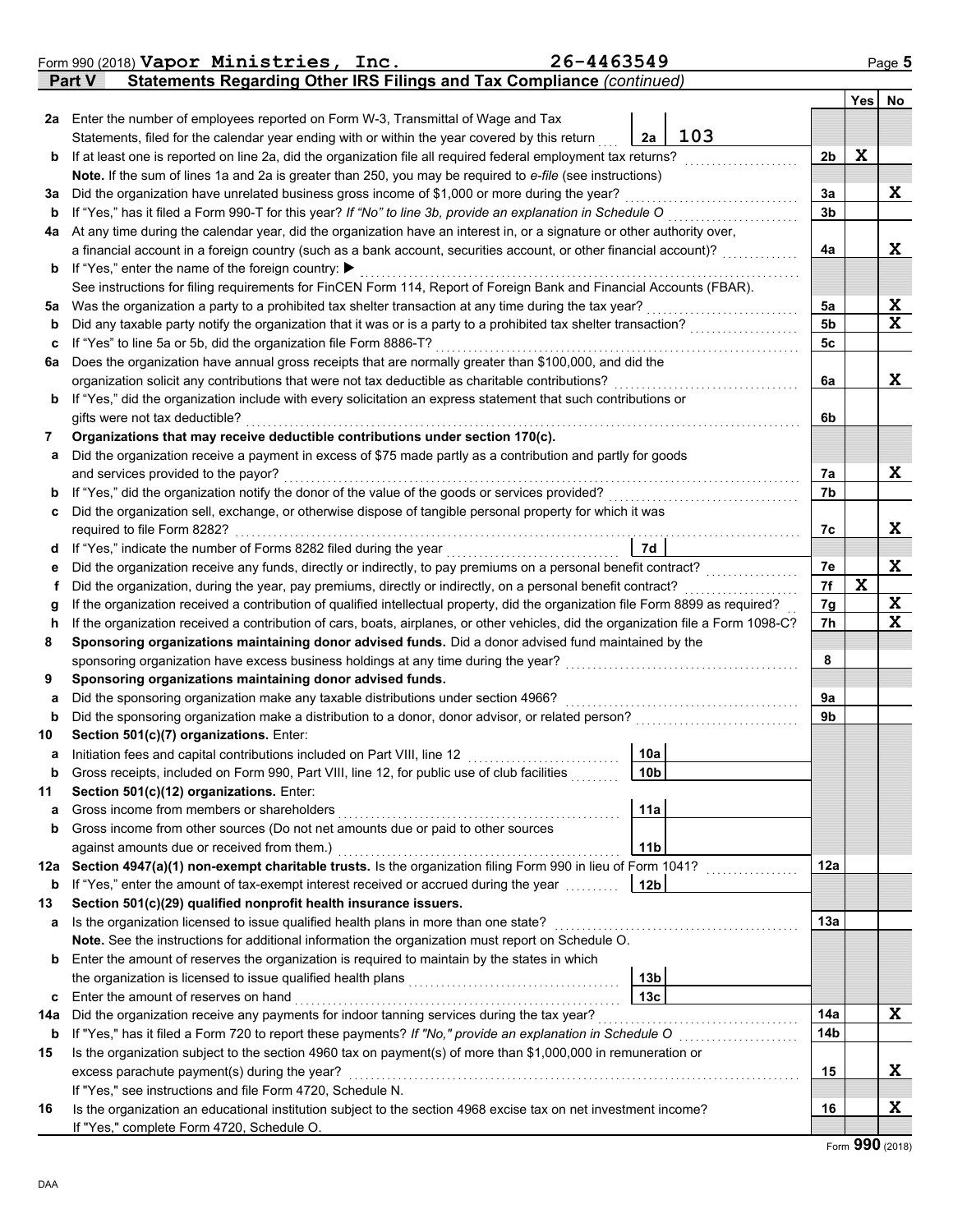Form 990 (2018) **Vapor Ministries, Inc.** **26-4463549** Page **5**

## Part V Statements Regarding Other IRS Filings and Tax Compliance *(continued)*

| | | | | Yes | No |
|---|---|---|---|---|---|
| **2a** | Enter the number of employees reported on Form W-3, Transmittal of Wage and Tax Statements, filed for the calendar year ending with or within the year covered by this return | 2a 103 | | | |
| **b** | If at least one is reported on line 2a, did the organization file all required federal employment tax returns? | | 2b | X | |
| | **Note.** If the sum of lines 1a and 2a is greater than 250, you may be required to *e-file* (see instructions) | | | | |
| **3a** | Did the organization have unrelated business gross income of $1,000 or more during the year? | | 3a | | X |
| **b** | If "Yes," has it filed a Form 990-T for this year? *If "No" to line 3b, provide an explanation in Schedule O* | | 3b | | |
| **4a** | At any time during the calendar year, did the organization have an interest in, or a signature or other authority over, a financial account in a foreign country (such as a bank account, securities account, or other financial account)? | | 4a | | X |
| **b** | If "Yes," enter the name of the foreign country: ▶ | | | | |
| | See instructions for filing requirements for FinCEN Form 114, Report of Foreign Bank and Financial Accounts (FBAR). | | | | |
| **5a** | Was the organization a party to a prohibited tax shelter transaction at any time during the tax year? | | 5a | | X |
| **b** | Did any taxable party notify the organization that it was or is a party to a prohibited tax shelter transaction? | | 5b | | X |
| **c** | If "Yes" to line 5a or 5b, did the organization file Form 8886-T? | | 5c | | |
| **6a** | Does the organization have annual gross receipts that are normally greater than $100,000, and did the organization solicit any contributions that were not tax deductible as charitable contributions? | | 6a | | X |
| **b** | If "Yes," did the organization include with every solicitation an express statement that such contributions or gifts were not tax deductible? | | 6b | | |
| **7** | **Organizations that may receive deductible contributions under section 170(c).** | | | | |
| **a** | Did the organization receive a payment in excess of $75 made partly as a contribution and partly for goods and services provided to the payor? | | 7a | | X |
| **b** | If "Yes," did the organization notify the donor of the value of the goods or services provided? | | 7b | | |
| **c** | Did the organization sell, exchange, or otherwise dispose of tangible personal property for which it was required to file Form 8282? | | 7c | | X |
| **d** | If "Yes," indicate the number of Forms 8282 filed during the year | 7d | | | |
| **e** | Did the organization receive any funds, directly or indirectly, to pay premiums on a personal benefit contract? | | 7e | | X |
| **f** | Did the organization, during the year, pay premiums, directly or indirectly, on a personal benefit contract? | | 7f | X | |
| **g** | If the organization received a contribution of qualified intellectual property, did the organization file Form 8899 as required? | | 7g | | X |
| **h** | If the organization received a contribution of cars, boats, airplanes, or other vehicles, did the organization file a Form 1098-C? | | 7h | | X |
| **8** | **Sponsoring organizations maintaining donor advised funds.** Did a donor advised fund maintained by the sponsoring organization have excess business holdings at any time during the year? | | 8 | | |
| **9** | **Sponsoring organizations maintaining donor advised funds.** | | | | |
| **a** | Did the sponsoring organization make any taxable distributions under section 4966? | | 9a | | |
| **b** | Did the sponsoring organization make a distribution to a donor, donor advisor, or related person? | | 9b | | |
| **10** | **Section 501(c)(7) organizations.** Enter: | | | | |
| **a** | Initiation fees and capital contributions included on Part VIII, line 12 | 10a | | | |
| **b** | Gross receipts, included on Form 990, Part VIII, line 12, for public use of club facilities | 10b | | | |
| **11** | **Section 501(c)(12) organizations.** Enter: | | | | |
| **a** | Gross income from members or shareholders | 11a | | | |
| **b** | Gross income from other sources (Do not net amounts due or paid to other sources against amounts due or received from them.) | 11b | | | |
| **12a** | **Section 4947(a)(1) non-exempt charitable trusts.** Is the organization filing Form 990 in lieu of Form 1041? | | 12a | | |
| **b** | If "Yes," enter the amount of tax-exempt interest received or accrued during the year | 12b | | | |
| **13** | **Section 501(c)(29) qualified nonprofit health insurance issuers.** | | | | |
| **a** | Is the organization licensed to issue qualified health plans in more than one state? | | 13a | | |
| | **Note.** See the instructions for additional information the organization must report on Schedule O. | | | | |
| **b** | Enter the amount of reserves the organization is required to maintain by the states in which the organization is licensed to issue qualified health plans | 13b | | | |
| **c** | Enter the amount of reserves on hand | 13c | | | |
| **14a** | Did the organization receive any payments for indoor tanning services during the tax year? | | 14a | | X |
| **b** | If "Yes," has it filed a Form 720 to report these payments? *If "No," provide an explanation in Schedule O* | | 14b | | |
| **15** | Is the organization subject to the section 4960 tax on payment(s) of more than $1,000,000 in remuneration or excess parachute payment(s) during the year? | | 15 | | X |
| | If "Yes," see instructions and file Form 4720, Schedule N. | | | | |
| **16** | Is the organization an educational institution subject to the section 4968 excise tax on net investment income? | | 16 | | X |
| | If "Yes," complete Form 4720, Schedule O. | | | | |

Form **990** (2018)

DAA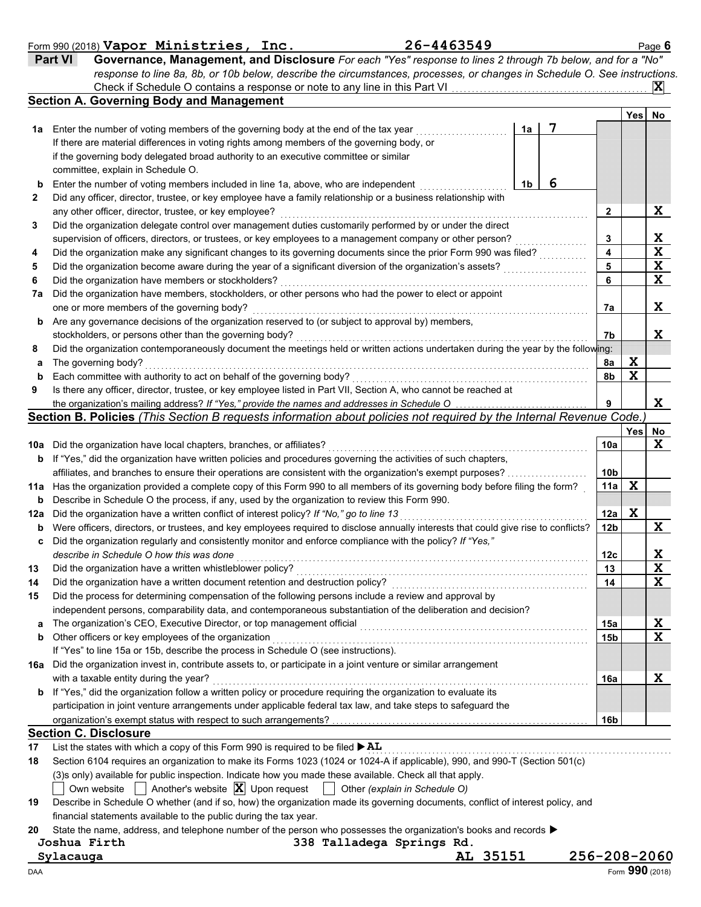Form 990 (2018) **Vapor Ministries, Inc.** **26-4463549** Page 6

## Part VI Governance, Management, and Disclosure

*For each "Yes" response to lines 2 through 7b below, and for a "No" response to line 8a, 8b, or 10b below, describe the circumstances, processes, or changes in Schedule O. See instructions.*

Check if Schedule O contains a response or note to any line in this Part VI ... **X**

### Section A. Governing Body and Management

| | | | | Yes | No |
|---|---|---|---|---|---|
| **1a** | Enter the number of voting members of the governing body at the end of the tax year. If there are material differences in voting rights among members of the governing body, or if the governing body delegated broad authority to an executive committee or similar committee, explain in Schedule O. | 1a: 7 | | | |
| **b** | Enter the number of voting members included in line 1a, above, who are independent | 1b: 6 | | | |
| **2** | Did any officer, director, trustee, or key employee have a family relationship or a business relationship with any other officer, director, trustee, or key employee? | | 2 | | X |
| **3** | Did the organization delegate control over management duties customarily performed by or under the direct supervision of officers, directors, or trustees, or key employees to a management company or other person? | | 3 | | X |
| **4** | Did the organization make any significant changes to its governing documents since the prior Form 990 was filed? | | 4 | | X |
| **5** | Did the organization become aware during the year of a significant diversion of the organization's assets? | | 5 | | X |
| **6** | Did the organization have members or stockholders? | | 6 | | X |
| **7a** | Did the organization have members, stockholders, or other persons who had the power to elect or appoint one or more members of the governing body? | | 7a | | X |
| **b** | Are any governance decisions of the organization reserved to (or subject to approval by) members, stockholders, or persons other than the governing body? | | 7b | | X |
| **8** | Did the organization contemporaneously document the meetings held or written actions undertaken during the year by the following: | | | | |
| **a** | The governing body? | | 8a | X | |
| **b** | Each committee with authority to act on behalf of the governing body? | | 8b | X | |
| **9** | Is there any officer, director, trustee, or key employee listed in Part VII, Section A, who cannot be reached at the organization's mailing address? *If "Yes," provide the names and addresses in Schedule O* | | 9 | | X |

### Section B. Policies *(This Section B requests information about policies not required by the Internal Revenue Code.)*

| | | | Yes | No |
|---|---|---|---|---|
| **10a** | Did the organization have local chapters, branches, or affiliates? | 10a | | X |
| **b** | If "Yes," did the organization have written policies and procedures governing the activities of such chapters, affiliates, and branches to ensure their operations are consistent with the organization's exempt purposes? | 10b | | |
| **11a** | Has the organization provided a complete copy of this Form 990 to all members of its governing body before filing the form? | 11a | X | |
| **b** | Describe in Schedule O the process, if any, used by the organization to review this Form 990. | | | |
| **12a** | Did the organization have a written conflict of interest policy? *If "No," go to line 13* | 12a | X | |
| **b** | Were officers, directors, or trustees, and key employees required to disclose annually interests that could give rise to conflicts? | 12b | | X |
| **c** | Did the organization regularly and consistently monitor and enforce compliance with the policy? *If "Yes," describe in Schedule O how this was done* | 12c | | X |
| **13** | Did the organization have a written whistleblower policy? | 13 | | X |
| **14** | Did the organization have a written document retention and destruction policy? | 14 | | X |
| **15** | Did the process for determining compensation of the following persons include a review and approval by independent persons, comparability data, and contemporaneous substantiation of the deliberation and decision? | | | |
| **a** | The organization's CEO, Executive Director, or top management official | 15a | | X |
| **b** | Other officers or key employees of the organization | 15b | | X |
| | If "Yes" to line 15a or 15b, describe the process in Schedule O (see instructions). | | | |
| **16a** | Did the organization invest in, contribute assets to, or participate in a joint venture or similar arrangement with a taxable entity during the year? | 16a | | X |
| **b** | If "Yes," did the organization follow a written policy or procedure requiring the organization to evaluate its participation in joint venture arrangements under applicable federal tax law, and take steps to safeguard the organization's exempt status with respect to such arrangements? | 16b | | |

### Section C. Disclosure

**17** List the states with which a copy of this Form 990 is required to be filed ▶ **AL**

**18** Section 6104 requires an organization to make its Forms 1023 (1024 or 1024-A if applicable), 990, and 990-T (Section 501(c)(3)s only) available for public inspection. Indicate how you made these available. Check all that apply.

☐ Own website ☐ Another's website ☒ Upon request ☐ Other *(explain in Schedule O)*

**19** Describe in Schedule O whether (and if so, how) the organization made its governing documents, conflict of interest policy, and financial statements available to the public during the tax year.

**20** State the name, address, and telephone number of the person who possesses the organization's books and records ▶

**Joshua Firth** **338 Talladega Springs Rd.**
**Sylacauga** **AL 35151** **256-208-2060**

DAA Form **990** (2018)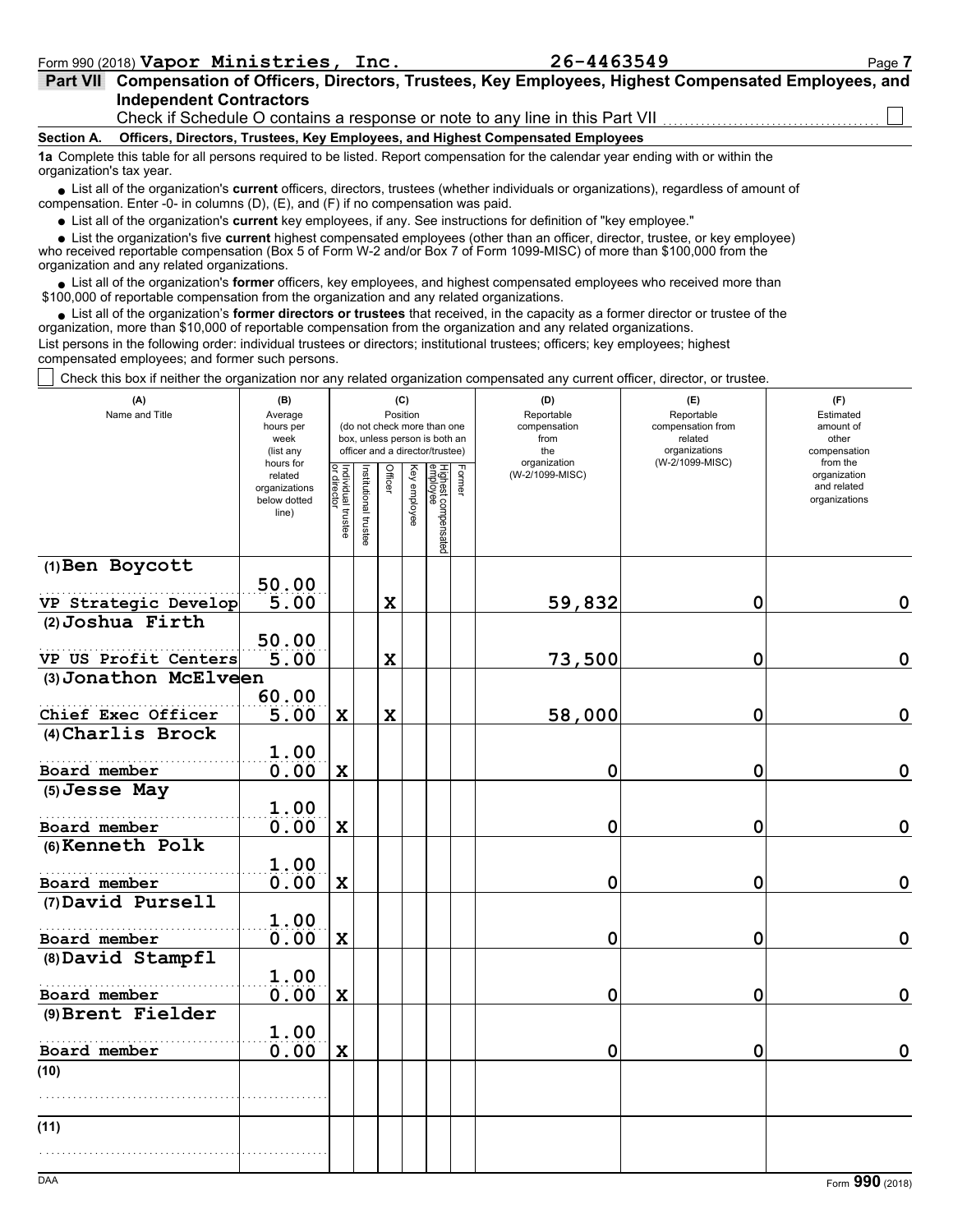Form 990 (2018) **Vapor Ministries, Inc.** **26-4463549**

## Part VII Compensation of Officers, Directors, Trustees, Key Employees, Highest Compensated Employees, and Independent Contractors

Check if Schedule O contains a response or note to any line in this Part VII ☐

### Section A. Officers, Directors, Trustees, Key Employees, and Highest Compensated Employees

**1a** Complete this table for all persons required to be listed. Report compensation for the calendar year ending with or within the organization's tax year.

- List all of the organization's **current** officers, directors, trustees (whether individuals or organizations), regardless of amount of compensation. Enter -0- in columns (D), (E), and (F) if no compensation was paid.
- List all of the organization's **current** key employees, if any. See instructions for definition of "key employee."
- List the organization's five **current** highest compensated employees (other than an officer, director, trustee, or key employee) who received reportable compensation (Box 5 of Form W-2 and/or Box 7 of Form 1099-MISC) of more than $100,000 from the organization and any related organizations.
- List all of the organization's **former** officers, key employees, and highest compensated employees who received more than $100,000 of reportable compensation from the organization and any related organizations.
- List all of the organization's **former directors or trustees** that received, in the capacity as a former director or trustee of the organization, more than $10,000 of reportable compensation from the organization and any related organizations.

List persons in the following order: individual trustees or directors; institutional trustees; officers; key employees; highest compensated employees; and former such persons.

☐ Check this box if neither the organization nor any related organization compensated any current officer, director, or trustee.

| (A) Name and Title | (B) Average hours per week (list any hours for related organizations below dotted line) | (C) Position (do not check more than one box, unless person is both an officer and a director/trustee): Individual trustee or director | Institutional trustee | Officer | Key employee | Highest compensated employee | Former | (D) Reportable compensation from the organization (W-2/1099-MISC) | (E) Reportable compensation from related organizations (W-2/1099-MISC) | (F) Estimated amount of other compensation from the organization and related organizations |
|---|---|---|---|---|---|---|---|---|---|---|
| (1) Ben Boycott<br>VP Strategic Develop | 50.00<br>5.00 | | | X | | | | 59,832 | 0 | 0 |
| (2) Joshua Firth<br>VP US Profit Centers | 50.00<br>5.00 | | | X | | | | 73,500 | 0 | 0 |
| (3) Jonathon McElveen<br>Chief Exec Officer | 60.00<br>5.00 | X | | X | | | | 58,000 | 0 | 0 |
| (4) Charlis Brock<br>Board member | 1.00<br>0.00 | X | | | | | | 0 | 0 | 0 |
| (5) Jesse May<br>Board member | 1.00<br>0.00 | X | | | | | | 0 | 0 | 0 |
| (6) Kenneth Polk<br>Board member | 1.00<br>0.00 | X | | | | | | 0 | 0 | 0 |
| (7) David Pursell<br>Board member | 1.00<br>0.00 | X | | | | | | 0 | 0 | 0 |
| (8) David Stampfl<br>Board member | 1.00<br>0.00 | X | | | | | | 0 | 0 | 0 |
| (9) Brent Fielder<br>Board member | 1.00<br>0.00 | X | | | | | | 0 | 0 | 0 |
| (10) | | | | | | | | | | |
| (11) | | | | | | | | | | |

Form **990** (2018)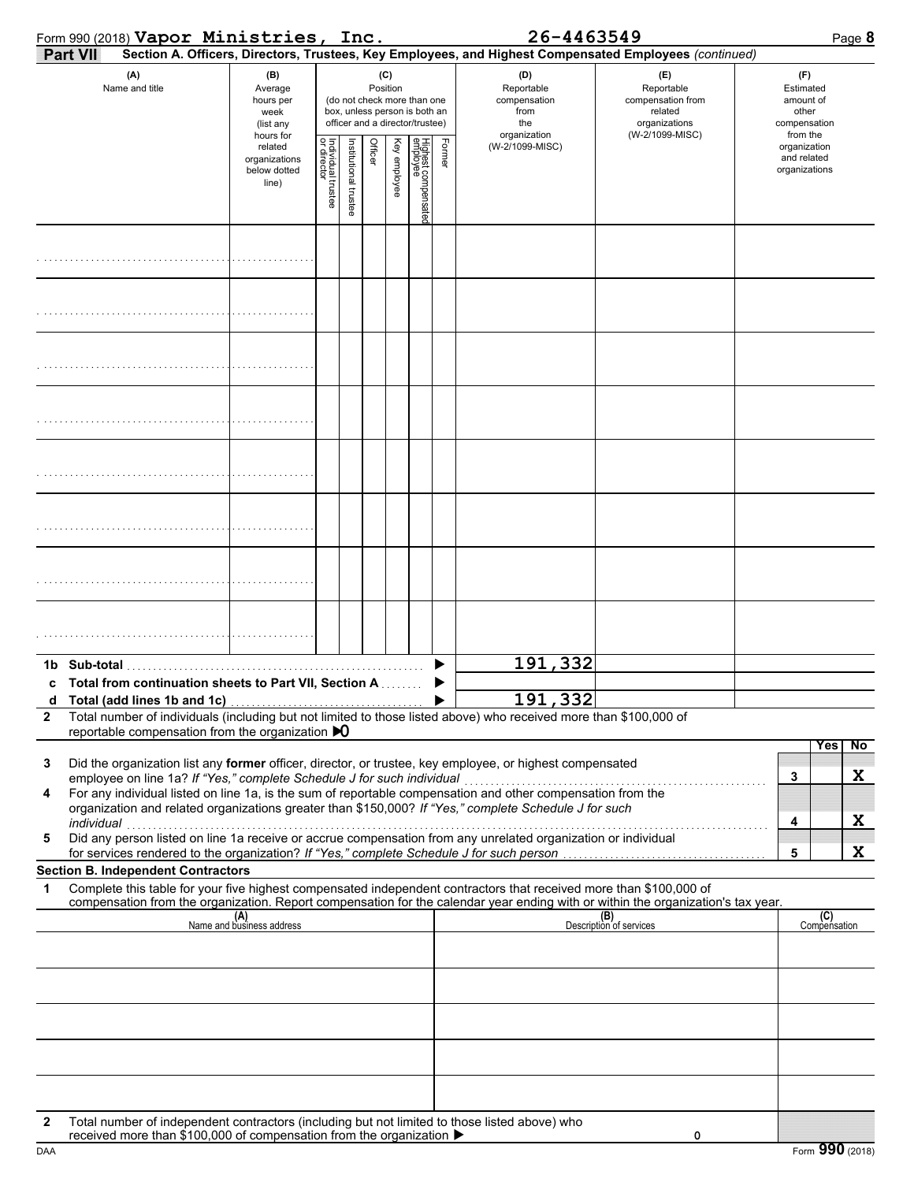Form 990 (2018) **Vapor Ministries, Inc.** **26-4463549** Page **8**

**Part VII** **Section A. Officers, Directors, Trustees, Key Employees, and Highest Compensated Employees** *(continued)*

| (A) Name and title | (B) Average hours per week (list any hours for related organizations below dotted line) | (C) Position (do not check more than one box, unless person is both an officer and a director/trustee) Individual trustee or director | Institutional trustee | Officer | Key employee | Highest compensated employee | Former | (D) Reportable compensation from the organization (W-2/1099-MISC) | (E) Reportable compensation from related organizations (W-2/1099-MISC) | (F) Estimated amount of other compensation from the organization and related organizations |
|---|---|---|---|---|---|---|---|---|---|---|
| | | | | | | | | | | |
| | | | | | | | | | | |
| | | | | | | | | | | |
| | | | | | | | | | | |
| | | | | | | | | | | |
| | | | | | | | | | | |
| | | | | | | | | | | |
| | | | | | | | | | | |

| | | |
|---|---|---|
| **1b Sub-total** | 191,332 | |
| **c Total from continuation sheets to Part VII, Section A** | | |
| **d Total (add lines 1b and 1c)** | 191,332 | |

**2** Total number of individuals (including but not limited to those listed above) who received more than $100,000 of reportable compensation from the organization ▶0

| | | Yes | No |
|---|---|---|---|
| **3** Did the organization list any **former** officer, director, or trustee, key employee, or highest compensated employee on line 1a? *If "Yes," complete Schedule J for such individual* | 3 | | X |
| **4** For any individual listed on line 1a, is the sum of reportable compensation and other compensation from the organization and related organizations greater than $150,000? *If "Yes," complete Schedule J for such individual* | 4 | | X |
| **5** Did any person listed on line 1a receive or accrue compensation from any unrelated organization or individual for services rendered to the organization? *If "Yes," complete Schedule J for such person* | 5 | | X |

**Section B. Independent Contractors**

**1** Complete this table for your five highest compensated independent contractors that received more than $100,000 of compensation from the organization. Report compensation for the calendar year ending with or within the organization's tax year.

| (A) Name and business address | (B) Description of services | (C) Compensation |
|---|---|---|
| | | |
| | | |
| | | |
| | | |
| | | |

**2** Total number of independent contractors (including but not limited to those listed above) who received more than $100,000 of compensation from the organization ▶ 0

DAA Form **990** (2018)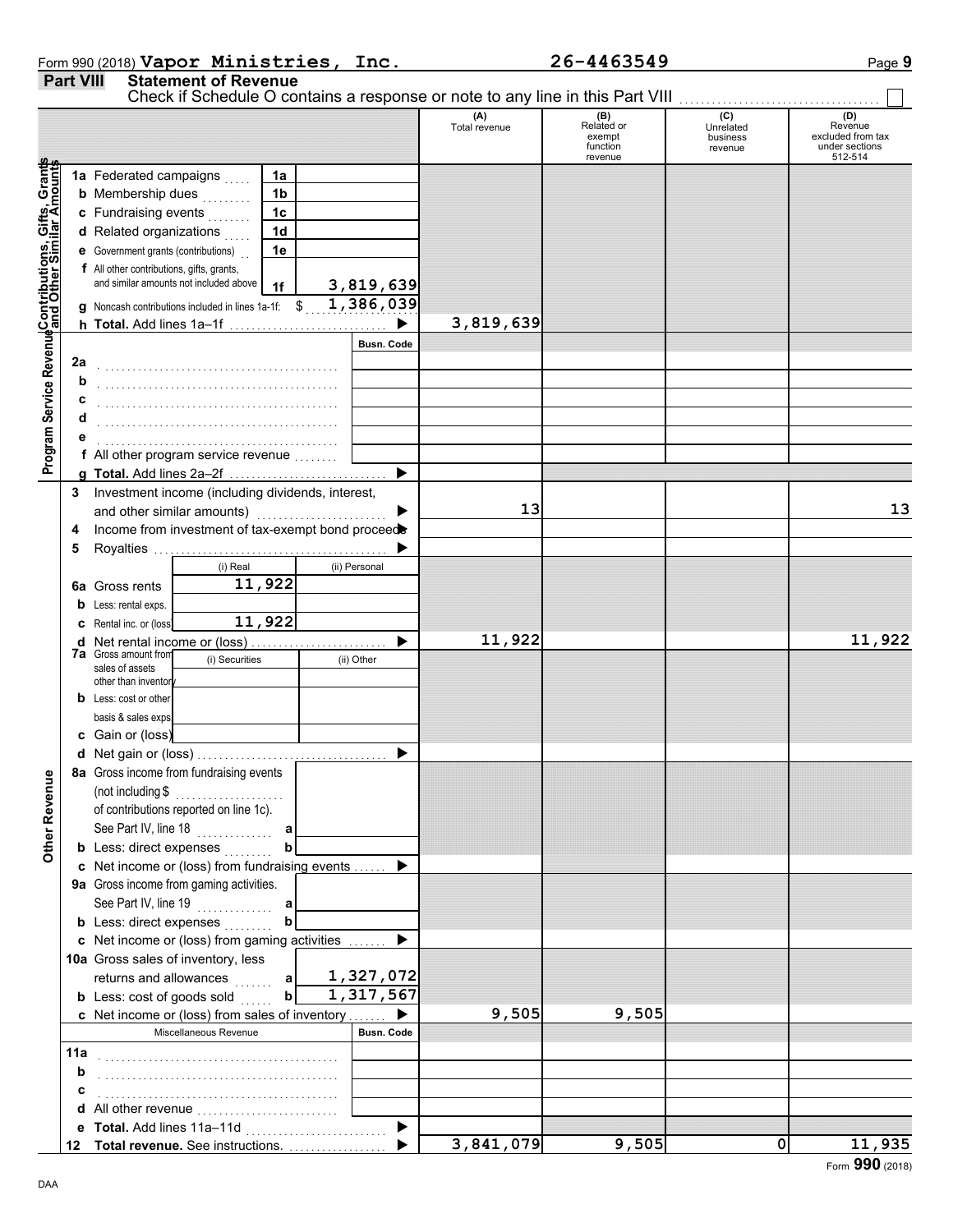Form 990 (2018) **Vapor Ministries, Inc.** **26-4463549** Page **9**

## Part VIII Statement of Revenue

Check if Schedule O contains a response or note to any line in this Part VIII ☐

| | | | (A) Total revenue | (B) Related or exempt function revenue | (C) Unrelated business revenue | (D) Revenue excluded from tax under sections 512-514 |
|---|---|---|---|---|---|---|
| **Contributions, Gifts, Grants and Other Similar Amounts** | 1a Federated campaigns | 1a | | | | |
| | b Membership dues | 1b | | | | |
| | c Fundraising events | 1c | | | | |
| | d Related organizations | 1d | | | | |
| | e Government grants (contributions) | 1e | | | | |
| | f All other contributions, gifts, grants, and similar amounts not included above | 1f 3,819,639 | | | | |
| | g Noncash contributions included in lines 1a-1f: $ 1,386,039 | | | | | |
| | h **Total.** Add lines 1a–1f ▶ | | 3,819,639 | | | |
| **Program Service Revenue** | | Busn. Code | | | | |
| | 2a | | | | | |
| | b | | | | | |
| | c | | | | | |
| | d | | | | | |
| | e | | | | | |
| | f All other program service revenue | | | | | |
| | g **Total.** Add lines 2a–2f ▶ | | | | | |
| **Other Revenue** | 3 Investment income (including dividends, interest, and other similar amounts) ▶ | | 13 | | | 13 |
| | 4 Income from investment of tax-exempt bond proceeds ▶ | | | | | |
| | 5 Royalties ▶ | | | | | |
| | | (i) Real / (ii) Personal | | | | |
| | 6a Gross rents | (i) 11,922 | | | | |
| | b Less: rental exps. | | | | | |
| | c Rental inc. or (loss) | (i) 11,922 | | | | |
| | d Net rental income or (loss) ▶ | | 11,922 | | | 11,922 |
| | 7a Gross amount from sales of assets other than inventory | (i) Securities / (ii) Other | | | | |
| | b Less: cost or other basis & sales exps. | | | | | |
| | c Gain or (loss) | | | | | |
| | d Net gain or (loss) ▶ | | | | | |
| | 8a Gross income from fundraising events (not including $ ........ of contributions reported on line 1c). See Part IV, line 18 | a | | | | |
| | b Less: direct expenses | b | | | | |
| | c Net income or (loss) from fundraising events ▶ | | | | | |
| | 9a Gross income from gaming activities. See Part IV, line 19 | a | | | | |
| | b Less: direct expenses | b | | | | |
| | c Net income or (loss) from gaming activities ▶ | | | | | |
| | 10a Gross sales of inventory, less returns and allowances | a 1,327,072 | | | | |
| | b Less: cost of goods sold | b 1,317,567 | | | | |
| | c Net income or (loss) from sales of inventory ▶ | | 9,505 | 9,505 | | |
| | Miscellaneous Revenue | Busn. Code | | | | |
| | 11a | | | | | |
| | b | | | | | |
| | c | | | | | |
| | d All other revenue | | | | | |
| | e **Total.** Add lines 11a–11d ▶ | | | | | |
| | 12 **Total revenue.** See instructions. ▶ | | 3,841,079 | 9,505 | 0 | 11,935 |

Form **990** (2018)

DAA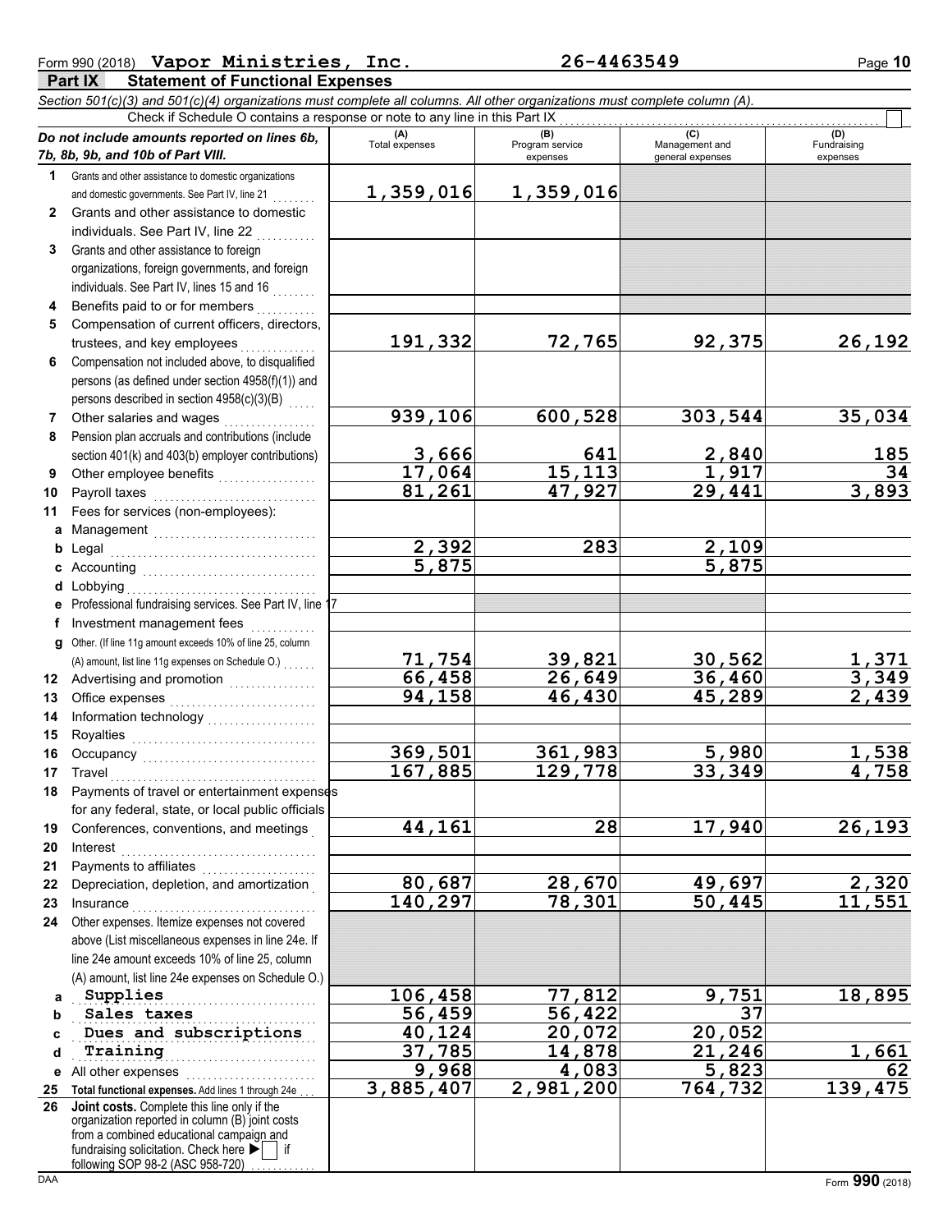Form 990 (2018) **Vapor Ministries, Inc.** **26-4463549** Page **10**

## Part IX Statement of Functional Expenses

*Section 501(c)(3) and 501(c)(4) organizations must complete all columns. All other organizations must complete column (A).*

Check if Schedule O contains a response or note to any line in this Part IX ☐

| ***Do not include amounts reported on lines 6b, 7b, 8b, 9b, and 10b of Part VIII.*** | (A) Total expenses | (B) Program service expenses | (C) Management and general expenses | (D) Fundraising expenses |
|---|---|---|---|---|
| **1** Grants and other assistance to domestic organizations and domestic governments. See Part IV, line 21 | 1,359,016 | 1,359,016 | | |
| **2** Grants and other assistance to domestic individuals. See Part IV, line 22 | | | | |
| **3** Grants and other assistance to foreign organizations, foreign governments, and foreign individuals. See Part IV, lines 15 and 16 | | | | |
| **4** Benefits paid to or for members | | | | |
| **5** Compensation of current officers, directors, trustees, and key employees | 191,332 | 72,765 | 92,375 | 26,192 |
| **6** Compensation not included above, to disqualified persons (as defined under section 4958(f)(1)) and persons described in section 4958(c)(3)(B) | | | | |
| **7** Other salaries and wages | 939,106 | 600,528 | 303,544 | 35,034 |
| **8** Pension plan accruals and contributions (include section 401(k) and 403(b) employer contributions) | 3,666 | 641 | 2,840 | 185 |
| **9** Other employee benefits | 17,064 | 15,113 | 1,917 | 34 |
| **10** Payroll taxes | 81,261 | 47,927 | 29,441 | 3,893 |
| **11** Fees for services (non-employees): | | | | |
| **a** Management | | | | |
| **b** Legal | 2,392 | 283 | 2,109 | |
| **c** Accounting | 5,875 | | 5,875 | |
| **d** Lobbying | | | | |
| **e** Professional fundraising services. See Part IV, line 17 | | | | |
| **f** Investment management fees | | | | |
| **g** Other. (If line 11g amount exceeds 10% of line 25, column (A) amount, list line 11g expenses on Schedule O.) | 71,754 | 39,821 | 30,562 | 1,371 |
| **12** Advertising and promotion | 66,458 | 26,649 | 36,460 | 3,349 |
| **13** Office expenses | 94,158 | 46,430 | 45,289 | 2,439 |
| **14** Information technology | | | | |
| **15** Royalties | | | | |
| **16** Occupancy | 369,501 | 361,983 | 5,980 | 1,538 |
| **17** Travel | 167,885 | 129,778 | 33,349 | 4,758 |
| **18** Payments of travel or entertainment expenses for any federal, state, or local public officials | | | | |
| **19** Conferences, conventions, and meetings | 44,161 | 28 | 17,940 | 26,193 |
| **20** Interest | | | | |
| **21** Payments to affiliates | | | | |
| **22** Depreciation, depletion, and amortization | 80,687 | 28,670 | 49,697 | 2,320 |
| **23** Insurance | 140,297 | 78,301 | 50,445 | 11,551 |
| **24** Other expenses. Itemize expenses not covered above (List miscellaneous expenses in line 24e. If line 24e amount exceeds 10% of line 25, column (A) amount, list line 24e expenses on Schedule O.) | | | | |
| **a** Supplies | 106,458 | 77,812 | 9,751 | 18,895 |
| **b** Sales taxes | 56,459 | 56,422 | 37 | |
| **c** Dues and subscriptions | 40,124 | 20,072 | 20,052 | |
| **d** Training | 37,785 | 14,878 | 21,246 | 1,661 |
| **e** All other expenses | 9,968 | 4,083 | 5,823 | 62 |
| **25 Total functional expenses.** Add lines 1 through 24e | 3,885,407 | 2,981,200 | 764,732 | 139,475 |
| **26 Joint costs.** Complete this line only if the organization reported in column (B) joint costs from a combined educational campaign and fundraising solicitation. Check here ▶ ☐ if following SOP 98-2 (ASC 958-720) | | | | |

DAA Form **990** (2018)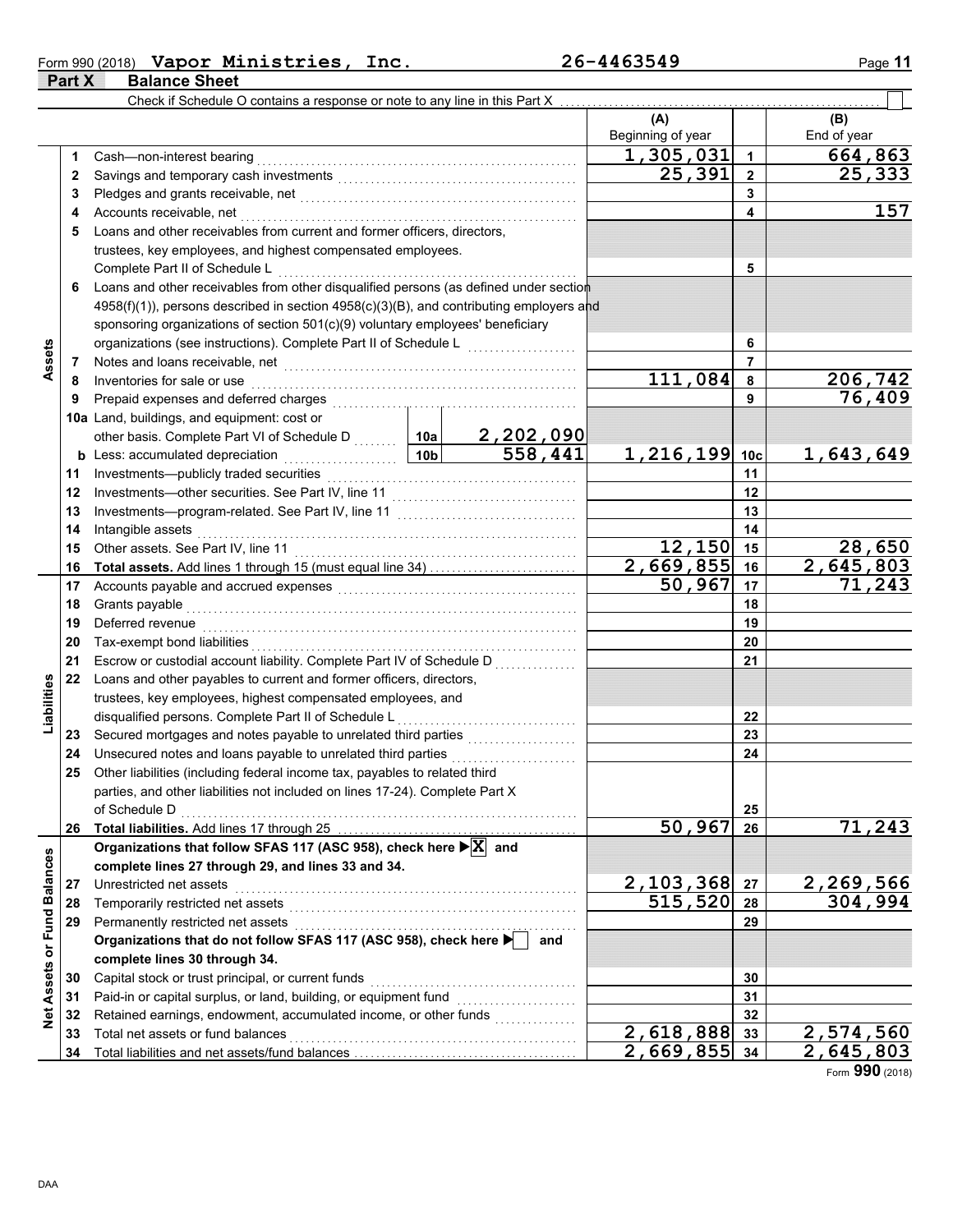Form 990 (2018) **Vapor Ministries, Inc.** **26-4463549**

## Part X Balance Sheet

Check if Schedule O contains a response or note to any line in this Part X ☐

| | | | | (A) Beginning of year | | (B) End of year |
|---|---|---|---|---|---|---|
| **Assets** | 1 | Cash—non-interest bearing | | 1,305,031 | 1 | 664,863 |
| | 2 | Savings and temporary cash investments | | 25,391 | 2 | 25,333 |
| | 3 | Pledges and grants receivable, net | | | 3 | |
| | 4 | Accounts receivable, net | | | 4 | 157 |
| | 5 | Loans and other receivables from current and former officers, directors, trustees, key employees, and highest compensated employees. Complete Part II of Schedule L | | | 5 | |
| | 6 | Loans and other receivables from other disqualified persons (as defined under section 4958(f)(1)), persons described in section 4958(c)(3)(B), and contributing employers and sponsoring organizations of section 501(c)(9) voluntary employees' beneficiary organizations (see instructions). Complete Part II of Schedule L | | | 6 | |
| | 7 | Notes and loans receivable, net | | | 7 | |
| | 8 | Inventories for sale or use | | 111,084 | 8 | 206,742 |
| | 9 | Prepaid expenses and deferred charges | | | 9 | 76,409 |
| | 10a | Land, buildings, and equipment: cost or other basis. Complete Part VI of Schedule D | 10a 2,202,090 | | | |
| | b | Less: accumulated depreciation | 10b 558,441 | 1,216,199 | 10c | 1,643,649 |
| | 11 | Investments—publicly traded securities | | | 11 | |
| | 12 | Investments—other securities. See Part IV, line 11 | | | 12 | |
| | 13 | Investments—program-related. See Part IV, line 11 | | | 13 | |
| | 14 | Intangible assets | | | 14 | |
| | 15 | Other assets. See Part IV, line 11 | | 12,150 | 15 | 28,650 |
| | 16 | **Total assets.** Add lines 1 through 15 (must equal line 34) | | 2,669,855 | 16 | 2,645,803 |
| **Liabilities** | 17 | Accounts payable and accrued expenses | | 50,967 | 17 | 71,243 |
| | 18 | Grants payable | | | 18 | |
| | 19 | Deferred revenue | | | 19 | |
| | 20 | Tax-exempt bond liabilities | | | 20 | |
| | 21 | Escrow or custodial account liability. Complete Part IV of Schedule D | | | 21 | |
| | 22 | Loans and other payables to current and former officers, directors, trustees, key employees, highest compensated employees, and disqualified persons. Complete Part II of Schedule L | | | 22 | |
| | 23 | Secured mortgages and notes payable to unrelated third parties | | | 23 | |
| | 24 | Unsecured notes and loans payable to unrelated third parties | | | 24 | |
| | 25 | Other liabilities (including federal income tax, payables to related third parties, and other liabilities not included on lines 17-24). Complete Part X of Schedule D | | | 25 | |
| | 26 | **Total liabilities.** Add lines 17 through 25 | | 50,967 | 26 | 71,243 |
| **Net Assets or Fund Balances** | | **Organizations that follow SFAS 117 (ASC 958), check here ▶ ☒ and complete lines 27 through 29, and lines 33 and 34.** | | | | |
| | 27 | Unrestricted net assets | | 2,103,368 | 27 | 2,269,566 |
| | 28 | Temporarily restricted net assets | | 515,520 | 28 | 304,994 |
| | 29 | Permanently restricted net assets | | | 29 | |
| | | **Organizations that do not follow SFAS 117 (ASC 958), check here ▶ ☐ and complete lines 30 through 34.** | | | | |
| | 30 | Capital stock or trust principal, or current funds | | | 30 | |
| | 31 | Paid-in or capital surplus, or land, building, or equipment fund | | | 31 | |
| | 32 | Retained earnings, endowment, accumulated income, or other funds | | | 32 | |
| | 33 | Total net assets or fund balances | | 2,618,888 | 33 | 2,574,560 |
| | 34 | Total liabilities and net assets/fund balances | | 2,669,855 | 34 | 2,645,803 |

Form **990** (2018)

DAA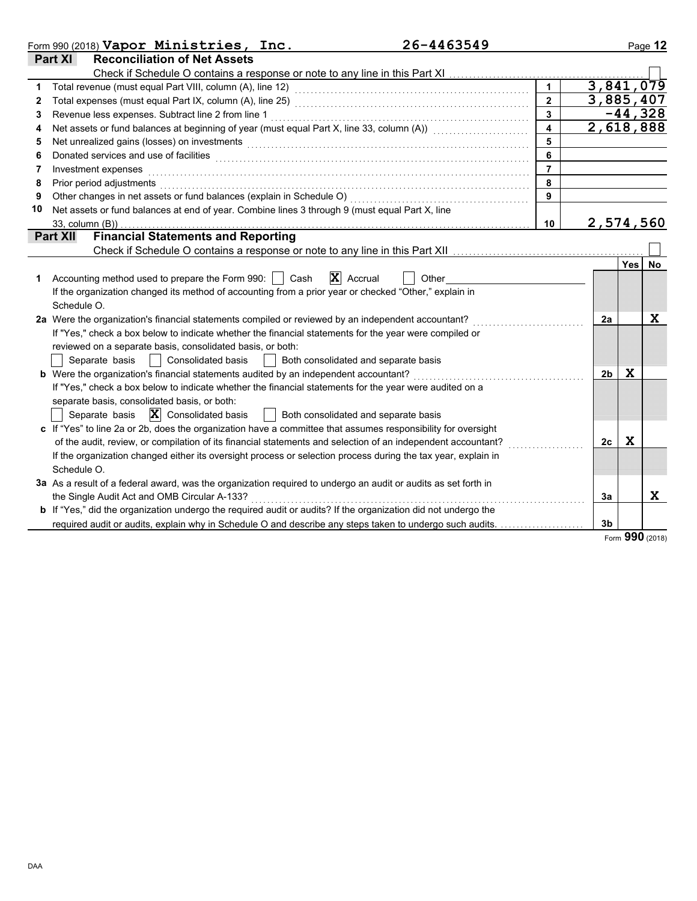Form 990 (2018) **Vapor Ministries, Inc.** **26-4463549**

## Part XI Reconciliation of Net Assets

Check if Schedule O contains a response or note to any line in this Part XI ☐

| | | | |
|---|---|---|---|
| 1 | Total revenue (must equal Part VIII, column (A), line 12) | 1 | 3,841,079 |
| 2 | Total expenses (must equal Part IX, column (A), line 25) | 2 | 3,885,407 |
| 3 | Revenue less expenses. Subtract line 2 from line 1 | 3 | -44,328 |
| 4 | Net assets or fund balances at beginning of year (must equal Part X, line 33, column (A)) | 4 | 2,618,888 |
| 5 | Net unrealized gains (losses) on investments | 5 | |
| 6 | Donated services and use of facilities | 6 | |
| 7 | Investment expenses | 7 | |
| 8 | Prior period adjustments | 8 | |
| 9 | Other changes in net assets or fund balances (explain in Schedule O) | 9 | |
| 10 | Net assets or fund balances at end of year. Combine lines 3 through 9 (must equal Part X, line 33, column (B)) | 10 | 2,574,560 |

## Part XII Financial Statements and Reporting

Check if Schedule O contains a response or note to any line in this Part XII ☐

| | | | Yes | No |
|---|---|---|---|---|
| 1 | Accounting method used to prepare the Form 990: ☐ Cash ☒ Accrual ☐ Other<br>If the organization changed its method of accounting from a prior year or checked "Other," explain in Schedule O. | | | |
| 2a | Were the organization's financial statements compiled or reviewed by an independent accountant?<br>If "Yes," check a box below to indicate whether the financial statements for the year were compiled or reviewed on a separate basis, consolidated basis, or both:<br>☐ Separate basis ☐ Consolidated basis ☐ Both consolidated and separate basis | 2a | | X |
| b | Were the organization's financial statements audited by an independent accountant?<br>If "Yes," check a box below to indicate whether the financial statements for the year were audited on a separate basis, consolidated basis, or both:<br>☐ Separate basis ☒ Consolidated basis ☐ Both consolidated and separate basis | 2b | X | |
| c | If "Yes" to line 2a or 2b, does the organization have a committee that assumes responsibility for oversight of the audit, review, or compilation of its financial statements and selection of an independent accountant?<br>If the organization changed either its oversight process or selection process during the tax year, explain in Schedule O. | 2c | X | |
| 3a | As a result of a federal award, was the organization required to undergo an audit or audits as set forth in the Single Audit Act and OMB Circular A-133? | 3a | | X |
| b | If "Yes," did the organization undergo the required audit or audits? If the organization did not undergo the required audit or audits, explain why in Schedule O and describe any steps taken to undergo such audits. | 3b | | |

Form **990** (2018)

DAA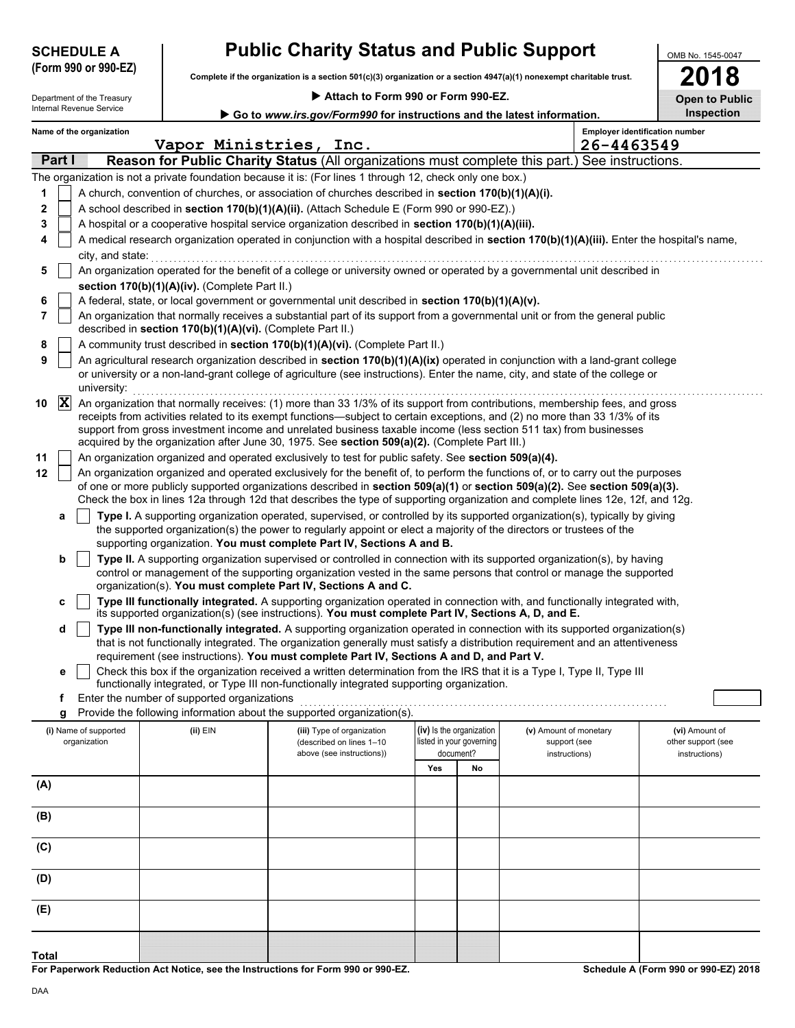**SCHEDULE A (Form 990 or 990-EZ)**

Department of the Treasury
Internal Revenue Service

# Public Charity Status and Public Support

**Complete if the organization is a section 501(c)(3) organization or a section 4947(a)(1) nonexempt charitable trust.**

▶ **Attach to Form 990 or Form 990-EZ.**

▶ **Go to www.irs.gov/Form990 for instructions and the latest information.**

OMB No. 1545-0047

**2018**

**Open to Public Inspection**

Name of the organization: Vapor Ministries, Inc.

Employer identification number: 26-4463549

## Part I Reason for Public Charity Status (All organizations must complete this part.) See instructions.

The organization is not a private foundation because it is: (For lines 1 through 12, check only one box.)

1 [ ] A church, convention of churches, or association of churches described in **section 170(b)(1)(A)(i).**

2 [ ] A school described in **section 170(b)(1)(A)(ii).** (Attach Schedule E (Form 990 or 990-EZ).)

3 [ ] A hospital or a cooperative hospital service organization described in **section 170(b)(1)(A)(iii).**

4 [ ] A medical research organization operated in conjunction with a hospital described in **section 170(b)(1)(A)(iii).** Enter the hospital's name, city, and state:

5 [ ] An organization operated for the benefit of a college or university owned or operated by a governmental unit described in **section 170(b)(1)(A)(iv).** (Complete Part II.)

6 [ ] A federal, state, or local government or governmental unit described in **section 170(b)(1)(A)(v).**

7 [ ] An organization that normally receives a substantial part of its support from a governmental unit or from the general public described in **section 170(b)(1)(A)(vi).** (Complete Part II.)

8 [ ] A community trust described in **section 170(b)(1)(A)(vi).** (Complete Part II.)

9 [ ] An agricultural research organization described in **section 170(b)(1)(A)(ix)** operated in conjunction with a land-grant college or university or a non-land-grant college of agriculture (see instructions). Enter the name, city, and state of the college or university:

10 [X] An organization that normally receives: (1) more than 33 1/3% of its support from contributions, membership fees, and gross receipts from activities related to its exempt functions—subject to certain exceptions, and (2) no more than 33 1/3% of its support from gross investment income and unrelated business taxable income (less section 511 tax) from businesses acquired by the organization after June 30, 1975. See **section 509(a)(2).** (Complete Part III.)

11 [ ] An organization organized and operated exclusively to test for public safety. See **section 509(a)(4).**

12 [ ] An organization organized and operated exclusively for the benefit of, to perform the functions of, or to carry out the purposes of one or more publicly supported organizations described in **section 509(a)(1)** or **section 509(a)(2).** See **section 509(a)(3).** Check the box in lines 12a through 12d that describes the type of supporting organization and complete lines 12e, 12f, and 12g.

a [ ] **Type I.** A supporting organization operated, supervised, or controlled by its supported organization(s), typically by giving the supported organization(s) the power to regularly appoint or elect a majority of the directors or trustees of the supporting organization. **You must complete Part IV, Sections A and B.**

b [ ] **Type II.** A supporting organization supervised or controlled in connection with its supported organization(s), by having control or management of the supporting organization vested in the same persons that control or manage the supported organization(s). **You must complete Part IV, Sections A and C.**

c [ ] **Type III functionally integrated.** A supporting organization operated in connection with, and functionally integrated with, its supported organization(s) (see instructions). **You must complete Part IV, Sections A, D, and E.**

d [ ] **Type III non-functionally integrated.** A supporting organization operated in connection with its supported organization(s) that is not functionally integrated. The organization generally must satisfy a distribution requirement and an attentiveness requirement (see instructions). **You must complete Part IV, Sections A and D, and Part V.**

e [ ] Check this box if the organization received a written determination from the IRS that it is a Type I, Type II, Type III functionally integrated, or Type III non-functionally integrated supporting organization.

f Enter the number of supported organizations

g Provide the following information about the supported organization(s).

| (i) Name of supported organization | (ii) EIN | (iii) Type of organization (described on lines 1–10 above (see instructions)) | (iv) Is the organization listed in your governing document? | | (v) Amount of monetary support (see instructions) | (vi) Amount of other support (see instructions) |
|---|---|---|---|---|---|---|
| | | | Yes | No | | |
| (A) | | | | | | |
| (B) | | | | | | |
| (C) | | | | | | |
| (D) | | | | | | |
| (E) | | | | | | |
| **Total** | | | | | | |

**For Paperwork Reduction Act Notice, see the Instructions for Form 990 or 990-EZ.**

**Schedule A (Form 990 or 990-EZ) 2018**

DAA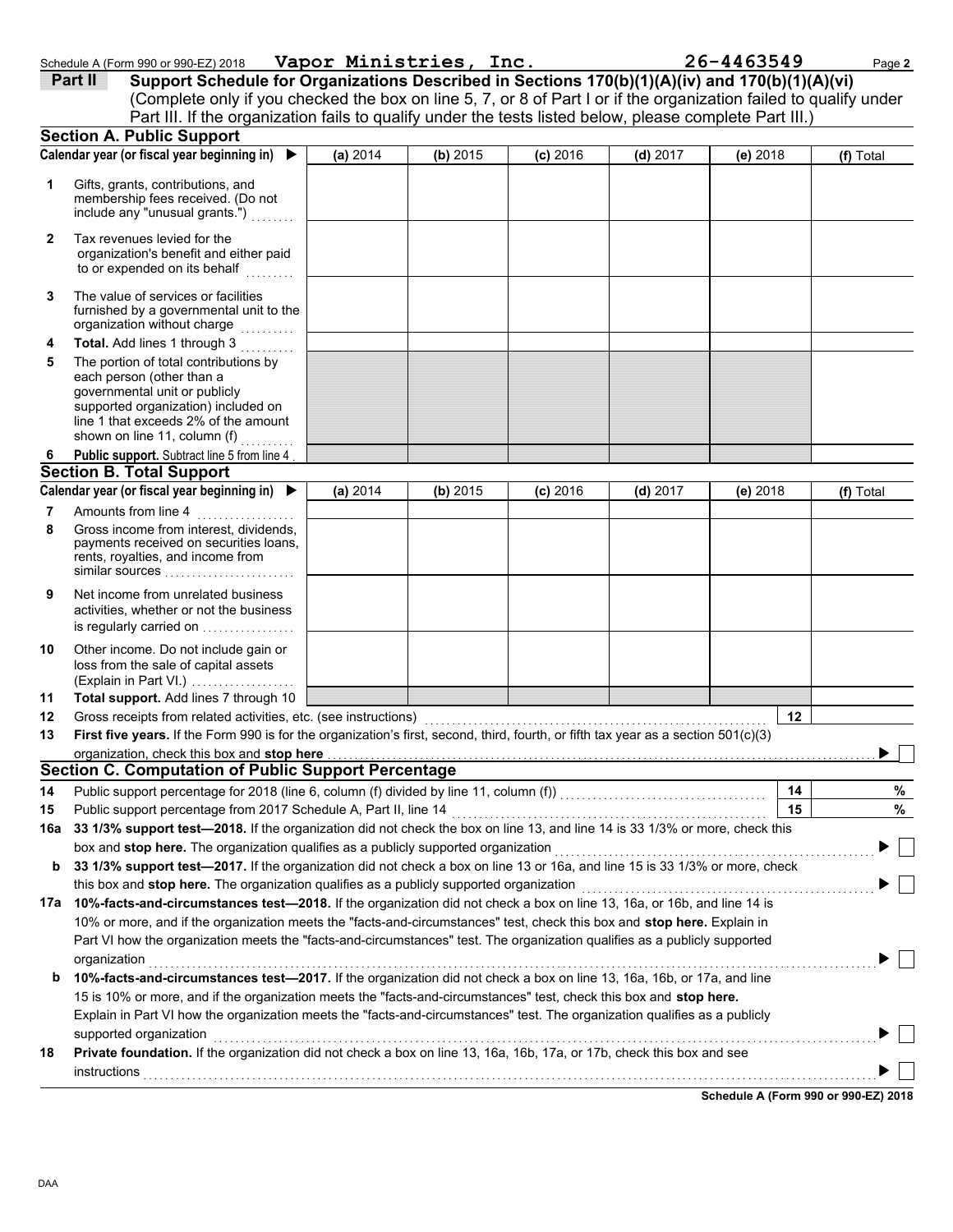Schedule A (Form 990 or 990-EZ) 2018 **Vapor Ministries, Inc.** **26-4463549**

## Part II Support Schedule for Organizations Described in Sections 170(b)(1)(A)(iv) and 170(b)(1)(A)(vi)

(Complete only if you checked the box on line 5, 7, or 8 of Part I or if the organization failed to qualify under Part III. If the organization fails to qualify under the tests listed below, please complete Part III.)

### Section A. Public Support

| Calendar year (or fiscal year beginning in) ▶ | (a) 2014 | (b) 2015 | (c) 2016 | (d) 2017 | (e) 2018 | (f) Total |
|---|---|---|---|---|---|---|
| **1** Gifts, grants, contributions, and membership fees received. (Do not include any "unusual grants.") | | | | | | |
| **2** Tax revenues levied for the organization's benefit and either paid to or expended on its behalf | | | | | | |
| **3** The value of services or facilities furnished by a governmental unit to the organization without charge | | | | | | |
| **4 Total.** Add lines 1 through 3 | | | | | | |
| **5** The portion of total contributions by each person (other than a governmental unit or publicly supported organization) included on line 1 that exceeds 2% of the amount shown on line 11, column (f) | | | | | | |
| **6 Public support.** Subtract line 5 from line 4 | | | | | | |

### Section B. Total Support

| Calendar year (or fiscal year beginning in) ▶ | (a) 2014 | (b) 2015 | (c) 2016 | (d) 2017 | (e) 2018 | (f) Total |
|---|---|---|---|---|---|---|
| **7** Amounts from line 4 | | | | | | |
| **8** Gross income from interest, dividends, payments received on securities loans, rents, royalties, and income from similar sources | | | | | | |
| **9** Net income from unrelated business activities, whether or not the business is regularly carried on | | | | | | |
| **10** Other income. Do not include gain or loss from the sale of capital assets (Explain in Part VI.) | | | | | | |
| **11 Total support.** Add lines 7 through 10 | | | | | | |

**12** Gross receipts from related activities, etc. (see instructions) **12**

**13 First five years.** If the Form 990 is for the organization's first, second, third, fourth, or fifth tax year as a section 501(c)(3) organization, check this box and **stop here** ▶ ☐

### Section C. Computation of Public Support Percentage

**14** Public support percentage for 2018 (line 6, column (f) divided by line 11, column (f)) **14** %

**15** Public support percentage from 2017 Schedule A, Part II, line 14 **15** %

**16a 33 1/3% support test—2018.** If the organization did not check the box on line 13, and line 14 is 33 1/3% or more, check this box and **stop here.** The organization qualifies as a publicly supported organization ▶ ☐

**b 33 1/3% support test—2017.** If the organization did not check a box on line 13 or 16a, and line 15 is 33 1/3% or more, check this box and **stop here.** The organization qualifies as a publicly supported organization ▶ ☐

**17a 10%-facts-and-circumstances test—2018.** If the organization did not check a box on line 13, 16a, or 16b, and line 14 is 10% or more, and if the organization meets the "facts-and-circumstances" test, check this box and **stop here.** Explain in Part VI how the organization meets the "facts-and-circumstances" test. The organization qualifies as a publicly supported organization ▶ ☐

**b 10%-facts-and-circumstances test—2017.** If the organization did not check a box on line 13, 16a, 16b, or 17a, and line 15 is 10% or more, and if the organization meets the "facts-and-circumstances" test, check this box and **stop here.** Explain in Part VI how the organization meets the "facts-and-circumstances" test. The organization qualifies as a publicly supported organization ▶ ☐

**18 Private foundation.** If the organization did not check a box on line 13, 16a, 16b, 17a, or 17b, check this box and see instructions ▶ ☐

**Schedule A (Form 990 or 990-EZ) 2018**

DAA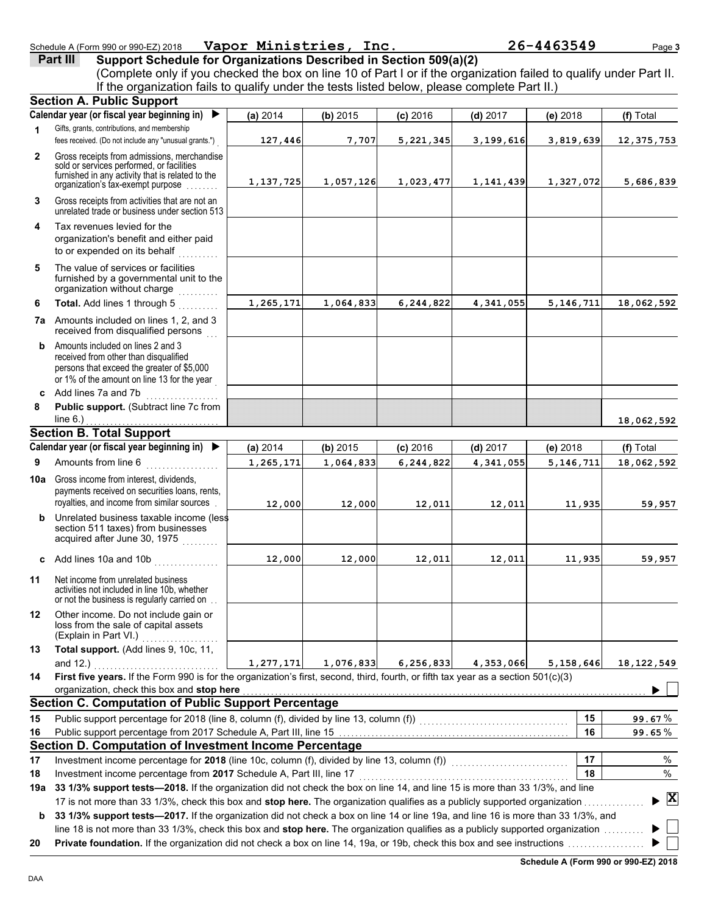Schedule A (Form 990 or 990-EZ) 2018 **Vapor Ministries, Inc.** **26-4463549**

## Part III Support Schedule for Organizations Described in Section 509(a)(2)

(Complete only if you checked the box on line 10 of Part I or if the organization failed to qualify under Part II. If the organization fails to qualify under the tests listed below, please complete Part II.)

### Section A. Public Support

| Calendar year (or fiscal year beginning in) ▶ | (a) 2014 | (b) 2015 | (c) 2016 | (d) 2017 | (e) 2018 | (f) Total |
|---|---|---|---|---|---|---|
| **1** Gifts, grants, contributions, and membership fees received. (Do not include any "unusual grants.") | 127,446 | 7,707 | 5,221,345 | 3,199,616 | 3,819,639 | 12,375,753 |
| **2** Gross receipts from admissions, merchandise sold or services performed, or facilities furnished in any activity that is related to the organization's tax-exempt purpose | 1,137,725 | 1,057,126 | 1,023,477 | 1,141,439 | 1,327,072 | 5,686,839 |
| **3** Gross receipts from activities that are not an unrelated trade or business under section 513 | | | | | | |
| **4** Tax revenues levied for the organization's benefit and either paid to or expended on its behalf | | | | | | |
| **5** The value of services or facilities furnished by a governmental unit to the organization without charge | | | | | | |
| **6** **Total.** Add lines 1 through 5 | 1,265,171 | 1,064,833 | 6,244,822 | 4,341,055 | 5,146,711 | 18,062,592 |
| **7a** Amounts included on lines 1, 2, and 3 received from disqualified persons | | | | | | |
| **b** Amounts included on lines 2 and 3 received from other than disqualified persons that exceed the greater of $5,000 or 1% of the amount on line 13 for the year | | | | | | |
| **c** Add lines 7a and 7b | | | | | | |
| **8** **Public support.** (Subtract line 7c from line 6.) | | | | | | 18,062,592 |

### Section B. Total Support

| Calendar year (or fiscal year beginning in) ▶ | (a) 2014 | (b) 2015 | (c) 2016 | (d) 2017 | (e) 2018 | (f) Total |
|---|---|---|---|---|---|---|
| **9** Amounts from line 6 | 1,265,171 | 1,064,833 | 6,244,822 | 4,341,055 | 5,146,711 | 18,062,592 |
| **10a** Gross income from interest, dividends, payments received on securities loans, rents, royalties, and income from similar sources | 12,000 | 12,000 | 12,011 | 12,011 | 11,935 | 59,957 |
| **b** Unrelated business taxable income (less section 511 taxes) from businesses acquired after June 30, 1975 | | | | | | |
| **c** Add lines 10a and 10b | 12,000 | 12,000 | 12,011 | 12,011 | 11,935 | 59,957 |
| **11** Net income from unrelated business activities not included in line 10b, whether or not the business is regularly carried on | | | | | | |
| **12** Other income. Do not include gain or loss from the sale of capital assets (Explain in Part VI.) | | | | | | |
| **13** **Total support.** (Add lines 9, 10c, 11, and 12.) | 1,277,171 | 1,076,833 | 6,256,833 | 4,353,066 | 5,158,646 | 18,122,549 |

**14** **First five years.** If the Form 990 is for the organization's first, second, third, fourth, or fifth tax year as a section 501(c)(3) organization, check this box and **stop here** ▶ ☐

### Section C. Computation of Public Support Percentage

| | | | |
|---|---|---|---|
| **15** | Public support percentage for 2018 (line 8, column (f), divided by line 13, column (f)) | 15 | 99.67 % |
| **16** | Public support percentage from 2017 Schedule A, Part III, line 15 | 16 | 99.65 % |

### Section D. Computation of Investment Income Percentage

| | | | |
|---|---|---|---|
| **17** | Investment income percentage for **2018** (line 10c, column (f), divided by line 13, column (f)) | 17 | % |
| **18** | Investment income percentage from **2017** Schedule A, Part III, line 17 | 18 | % |

**19a** **33 1/3% support tests—2018.** If the organization did not check the box on line 14, and line 15 is more than 33 1/3%, and line 17 is not more than 33 1/3%, check this box and **stop here.** The organization qualifies as a publicly supported organization ▶ ☒

**b** **33 1/3% support tests—2017.** If the organization did not check a box on line 14 or line 19a, and line 16 is more than 33 1/3%, and line 18 is not more than 33 1/3%, check this box and **stop here.** The organization qualifies as a publicly supported organization ▶ ☐

**20** **Private foundation.** If the organization did not check a box on line 14, 19a, or 19b, check this box and see instructions ▶ ☐

**Schedule A (Form 990 or 990-EZ) 2018**

DAA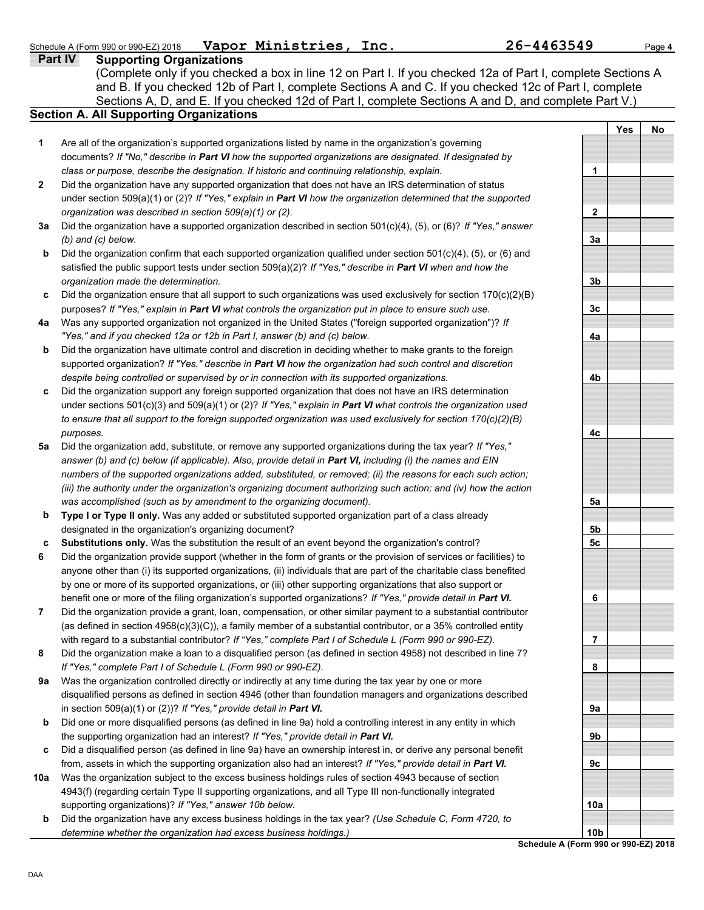Schedule A (Form 990 or 990-EZ) 2018 **Vapor Ministries, Inc.** **26-4463549**

## Part IV Supporting Organizations

(Complete only if you checked a box in line 12 on Part I. If you checked 12a of Part I, complete Sections A and B. If you checked 12b of Part I, complete Sections A and C. If you checked 12c of Part I, complete Sections A, D, and E. If you checked 12d of Part I, complete Sections A and D, and complete Part V.)

### Section A. All Supporting Organizations

| | | Line | Yes | No |
|---|---|---|---|---|
| **1** | Are all of the organization's supported organizations listed by name in the organization's governing documents? *If "No," describe in **Part VI** how the supported organizations are designated. If designated by class or purpose, describe the designation. If historic and continuing relationship, explain.* | 1 | | |
| **2** | Did the organization have any supported organization that does not have an IRS determination of status under section 509(a)(1) or (2)? *If "Yes," explain in **Part VI** how the organization determined that the supported organization was described in section 509(a)(1) or (2).* | 2 | | |
| **3a** | Did the organization have a supported organization described in section 501(c)(4), (5), or (6)? *If "Yes," answer (b) and (c) below.* | 3a | | |
| **b** | Did the organization confirm that each supported organization qualified under section 501(c)(4), (5), or (6) and satisfied the public support tests under section 509(a)(2)? *If "Yes," describe in **Part VI** when and how the organization made the determination.* | 3b | | |
| **c** | Did the organization ensure that all support to such organizations was used exclusively for section 170(c)(2)(B) purposes? *If "Yes," explain in **Part VI** what controls the organization put in place to ensure such use.* | 3c | | |
| **4a** | Was any supported organization not organized in the United States ("foreign supported organization")? *If "Yes," and if you checked 12a or 12b in Part I, answer (b) and (c) below.* | 4a | | |
| **b** | Did the organization have ultimate control and discretion in deciding whether to make grants to the foreign supported organization? *If "Yes," describe in **Part VI** how the organization had such control and discretion despite being controlled or supervised by or in connection with its supported organizations.* | 4b | | |
| **c** | Did the organization support any foreign supported organization that does not have an IRS determination under sections 501(c)(3) and 509(a)(1) or (2)? *If "Yes," explain in **Part VI** what controls the organization used to ensure that all support to the foreign supported organization was used exclusively for section 170(c)(2)(B) purposes.* | 4c | | |
| **5a** | Did the organization add, substitute, or remove any supported organizations during the tax year? *If "Yes," answer (b) and (c) below (if applicable). Also, provide detail in **Part VI,** including (i) the names and EIN numbers of the supported organizations added, substituted, or removed; (ii) the reasons for each such action; (iii) the authority under the organization's organizing document authorizing such action; and (iv) how the action was accomplished (such as by amendment to the organizing document).* | 5a | | |
| **b** | **Type I or Type II only.** Was any added or substituted supported organization part of a class already designated in the organization's organizing document? | 5b | | |
| **c** | **Substitutions only.** Was the substitution the result of an event beyond the organization's control? | 5c | | |
| **6** | Did the organization provide support (whether in the form of grants or the provision of services or facilities) to anyone other than (i) its supported organizations, (ii) individuals that are part of the charitable class benefited by one or more of its supported organizations, or (iii) other supporting organizations that also support or benefit one or more of the filing organization's supported organizations? *If "Yes," provide detail in **Part VI.*** | 6 | | |
| **7** | Did the organization provide a grant, loan, compensation, or other similar payment to a substantial contributor (as defined in section 4958(c)(3)(C)), a family member of a substantial contributor, or a 35% controlled entity with regard to a substantial contributor? *If "Yes," complete Part I of Schedule L (Form 990 or 990-EZ).* | 7 | | |
| **8** | Did the organization make a loan to a disqualified person (as defined in section 4958) not described in line 7? *If "Yes," complete Part I of Schedule L (Form 990 or 990-EZ).* | 8 | | |
| **9a** | Was the organization controlled directly or indirectly at any time during the tax year by one or more disqualified persons as defined in section 4946 (other than foundation managers and organizations described in section 509(a)(1) or (2))? *If "Yes," provide detail in **Part VI.*** | 9a | | |
| **b** | Did one or more disqualified persons (as defined in line 9a) hold a controlling interest in any entity in which the supporting organization had an interest? *If "Yes," provide detail in **Part VI.*** | 9b | | |
| **c** | Did a disqualified person (as defined in line 9a) have an ownership interest in, or derive any personal benefit from, assets in which the supporting organization also had an interest? *If "Yes," provide detail in **Part VI.*** | 9c | | |
| **10a** | Was the organization subject to the excess business holdings rules of section 4943 because of section 4943(f) (regarding certain Type II supporting organizations, and all Type III non-functionally integrated supporting organizations)? *If "Yes," answer 10b below.* | 10a | | |
| **b** | Did the organization have any excess business holdings in the tax year? *(Use Schedule C, Form 4720, to determine whether the organization had excess business holdings.)* | 10b | | |

**Schedule A (Form 990 or 990-EZ) 2018**

DAA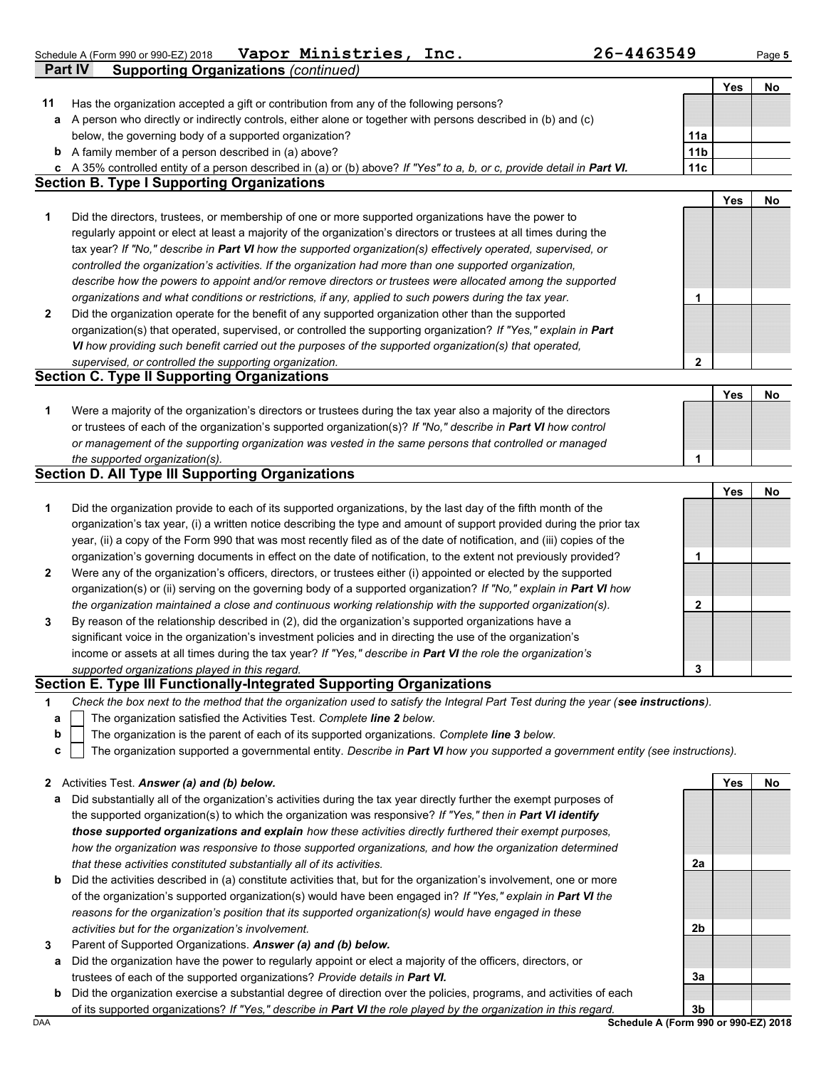Schedule A (Form 990 or 990-EZ) 2018 **Vapor Ministries, Inc.** **26-4463549**

## Part IV Supporting Organizations *(continued)*

| | | | Yes | No |
|---|---|---|---|---|
| **11** | Has the organization accepted a gift or contribution from any of the following persons? | | | |
| **a** | A person who directly or indirectly controls, either alone or together with persons described in (b) and (c) below, the governing body of a supported organization? | **11a** | | |
| **b** | A family member of a person described in (a) above? | **11b** | | |
| **c** | A 35% controlled entity of a person described in (a) or (b) above? *If "Yes" to a, b, or c, provide detail in **Part VI.*** | **11c** | | |

### Section B. Type I Supporting Organizations

| | | | Yes | No |
|---|---|---|---|---|
| **1** | Did the directors, trustees, or membership of one or more supported organizations have the power to regularly appoint or elect at least a majority of the organization's directors or trustees at all times during the tax year? *If "No," describe in **Part VI** how the supported organization(s) effectively operated, supervised, or controlled the organization's activities. If the organization had more than one supported organization, describe how the powers to appoint and/or remove directors or trustees were allocated among the supported organizations and what conditions or restrictions, if any, applied to such powers during the tax year.* | **1** | | |
| **2** | Did the organization operate for the benefit of any supported organization other than the supported organization(s) that operated, supervised, or controlled the supporting organization? *If "Yes," explain in **Part VI** how providing such benefit carried out the purposes of the supported organization(s) that operated, supervised, or controlled the supporting organization.* | **2** | | |

### Section C. Type II Supporting Organizations

| | | | Yes | No |
|---|---|---|---|---|
| **1** | Were a majority of the organization's directors or trustees during the tax year also a majority of the directors or trustees of each of the organization's supported organization(s)? *If "No," describe in **Part VI** how control or management of the supporting organization was vested in the same persons that controlled or managed the supported organization(s).* | **1** | | |

### Section D. All Type III Supporting Organizations

| | | | Yes | No |
|---|---|---|---|---|
| **1** | Did the organization provide to each of its supported organizations, by the last day of the fifth month of the organization's tax year, (i) a written notice describing the type and amount of support provided during the prior tax year, (ii) a copy of the Form 990 that was most recently filed as of the date of notification, and (iii) copies of the organization's governing documents in effect on the date of notification, to the extent not previously provided? | **1** | | |
| **2** | Were any of the organization's officers, directors, or trustees either (i) appointed or elected by the supported organization(s) or (ii) serving on the governing body of a supported organization? *If "No," explain in **Part VI** how the organization maintained a close and continuous working relationship with the supported organization(s).* | **2** | | |
| **3** | By reason of the relationship described in (2), did the organization's supported organizations have a significant voice in the organization's investment policies and in directing the use of the organization's income or assets at all times during the tax year? *If "Yes," describe in **Part VI** the role the organization's supported organizations played in this regard.* | **3** | | |

### Section E. Type III Functionally-Integrated Supporting Organizations

**1** *Check the box next to the method that the organization used to satisfy the Integral Part Test during the year (**see instructions**).*

- **a** ☐ The organization satisfied the Activities Test. *Complete **line 2** below.*
- **b** ☐ The organization is the parent of each of its supported organizations. *Complete **line 3** below.*
- **c** ☐ The organization supported a governmental entity. *Describe in **Part VI** how you supported a government entity (see instructions).*

| | | | Yes | No |
|---|---|---|---|---|
| **2** | Activities Test. ***Answer (a) and (b) below.*** | | | |
| **a** | Did substantially all of the organization's activities during the tax year directly further the exempt purposes of the supported organization(s) to which the organization was responsive? *If "Yes," then in **Part VI identify those supported organizations and explain** how these activities directly furthered their exempt purposes, how the organization was responsive to those supported organizations, and how the organization determined that these activities constituted substantially all of its activities.* | **2a** | | |
| **b** | Did the activities described in (a) constitute activities that, but for the organization's involvement, one or more of the organization's supported organization(s) would have been engaged in? *If "Yes," explain in **Part VI** the reasons for the organization's position that its supported organization(s) would have engaged in these activities but for the organization's involvement.* | **2b** | | |
| **3** | Parent of Supported Organizations. ***Answer (a) and (b) below.*** | | | |
| **a** | Did the organization have the power to regularly appoint or elect a majority of the officers, directors, or trustees of each of the supported organizations? *Provide details in **Part VI.*** | **3a** | | |
| **b** | Did the organization exercise a substantial degree of direction over the policies, programs, and activities of each of its supported organizations? *If "Yes," describe in **Part VI** the role played by the organization in this regard.* | **3b** | | |

DAA **Schedule A (Form 990 or 990-EZ) 2018**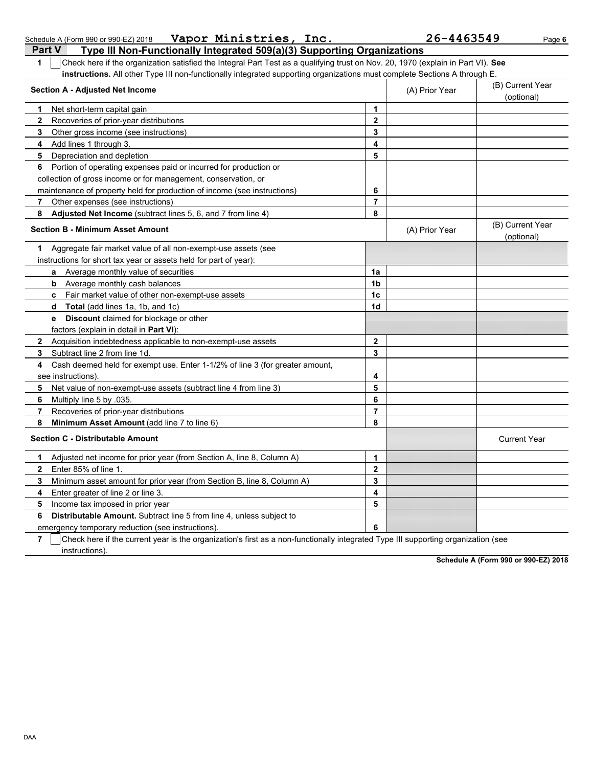Vapor Ministries, Inc. 26-4463549

## Part V Type III Non-Functionally Integrated 509(a)(3) Supporting Organizations

**1** ☐ Check here if the organization satisfied the Integral Part Test as a qualifying trust on Nov. 20, 1970 (explain in Part VI). **See instructions.** All other Type III non-functionally integrated supporting organizations must complete Sections A through E.

| Section A - Adjusted Net Income | | (A) Prior Year | (B) Current Year (optional) |
|---|---|---|---|
| **1** Net short-term capital gain | 1 | | |
| **2** Recoveries of prior-year distributions | 2 | | |
| **3** Other gross income (see instructions) | 3 | | |
| **4** Add lines 1 through 3. | 4 | | |
| **5** Depreciation and depletion | 5 | | |
| **6** Portion of operating expenses paid or incurred for production or collection of gross income or for management, conservation, or maintenance of property held for production of income (see instructions) | 6 | | |
| **7** Other expenses (see instructions) | 7 | | |
| **8** **Adjusted Net Income** (subtract lines 5, 6, and 7 from line 4) | 8 | | |

| Section B - Minimum Asset Amount | | (A) Prior Year | (B) Current Year (optional) |
|---|---|---|---|
| **1** Aggregate fair market value of all non-exempt-use assets (see instructions for short tax year or assets held for part of year): | | | |
| **a** Average monthly value of securities | 1a | | |
| **b** Average monthly cash balances | 1b | | |
| **c** Fair market value of other non-exempt-use assets | 1c | | |
| **d** **Total** (add lines 1a, 1b, and 1c) | 1d | | |
| **e** **Discount** claimed for blockage or other factors (explain in detail in **Part VI**): | | | |
| **2** Acquisition indebtedness applicable to non-exempt-use assets | 2 | | |
| **3** Subtract line 2 from line 1d. | 3 | | |
| **4** Cash deemed held for exempt use. Enter 1-1/2% of line 3 (for greater amount, see instructions). | 4 | | |
| **5** Net value of non-exempt-use assets (subtract line 4 from line 3) | 5 | | |
| **6** Multiply line 5 by .035. | 6 | | |
| **7** Recoveries of prior-year distributions | 7 | | |
| **8** **Minimum Asset Amount** (add line 7 to line 6) | 8 | | |

| Section C - Distributable Amount | | | Current Year |
|---|---|---|---|
| **1** Adjusted net income for prior year (from Section A, line 8, Column A) | 1 | | |
| **2** Enter 85% of line 1. | 2 | | |
| **3** Minimum asset amount for prior year (from Section B, line 8, Column A) | 3 | | |
| **4** Enter greater of line 2 or line 3. | 4 | | |
| **5** Income tax imposed in prior year | 5 | | |
| **6** **Distributable Amount.** Subtract line 5 from line 4, unless subject to emergency temporary reduction (see instructions). | 6 | | |

**7** ☐ Check here if the current year is the organization's first as a non-functionally integrated Type III supporting organization (see instructions).

**Schedule A (Form 990 or 990-EZ) 2018**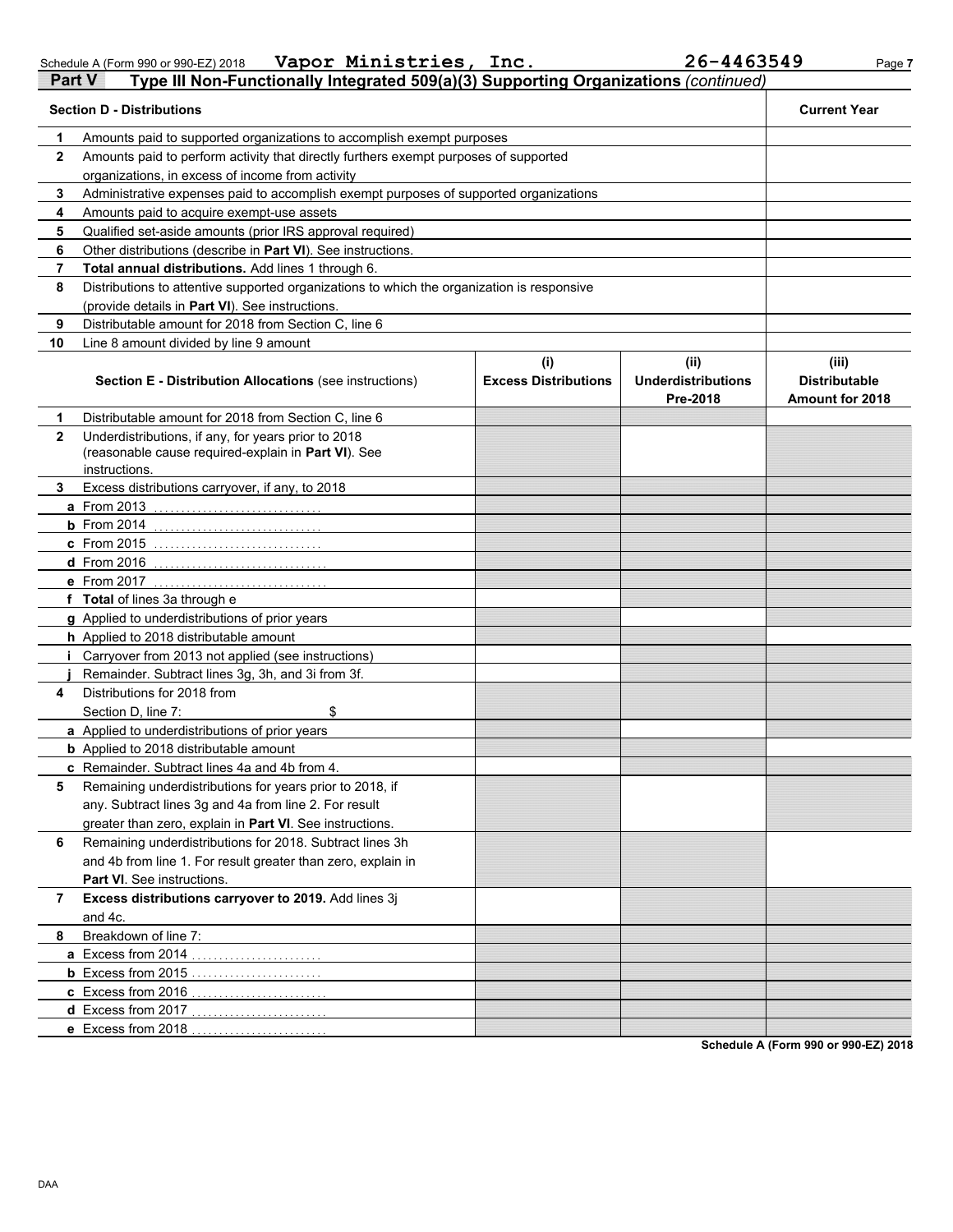Schedule A (Form 990 or 990-EZ) 2018 **Vapor Ministries, Inc.** **26-4463549**

## Part V Type III Non-Functionally Integrated 509(a)(3) Supporting Organizations *(continued)*

| Section D - Distributions | | Current Year |
|---|---|---|
| 1 | Amounts paid to supported organizations to accomplish exempt purposes | |
| 2 | Amounts paid to perform activity that directly furthers exempt purposes of supported organizations, in excess of income from activity | |
| 3 | Administrative expenses paid to accomplish exempt purposes of supported organizations | |
| 4 | Amounts paid to acquire exempt-use assets | |
| 5 | Qualified set-aside amounts (prior IRS approval required) | |
| 6 | Other distributions (describe in **Part VI**). See instructions. | |
| 7 | **Total annual distributions.** Add lines 1 through 6. | |
| 8 | Distributions to attentive supported organizations to which the organization is responsive (provide details in **Part VI**). See instructions. | |
| 9 | Distributable amount for 2018 from Section C, line 6 | |
| 10 | Line 8 amount divided by line 9 amount | |

| | Section E - Distribution Allocations (see instructions) | (i) Excess Distributions | (ii) Underdistributions Pre-2018 | (iii) Distributable Amount for 2018 |
|---|---|---|---|---|
| 1 | Distributable amount for 2018 from Section C, line 6 | | | |
| 2 | Underdistributions, if any, for years prior to 2018 (reasonable cause required-explain in **Part VI**). See instructions. | | | |
| 3 | Excess distributions carryover, if any, to 2018 | | | |
| a | From 2013 | | | |
| b | From 2014 | | | |
| c | From 2015 | | | |
| d | From 2016 | | | |
| e | From 2017 | | | |
| f | **Total** of lines 3a through e | | | |
| g | Applied to underdistributions of prior years | | | |
| h | Applied to 2018 distributable amount | | | |
| i | Carryover from 2013 not applied (see instructions) | | | |
| j | Remainder. Subtract lines 3g, 3h, and 3i from 3f. | | | |
| 4 | Distributions for 2018 from Section D, line 7: $ | | | |
| a | Applied to underdistributions of prior years | | | |
| b | Applied to 2018 distributable amount | | | |
| c | Remainder. Subtract lines 4a and 4b from 4. | | | |
| 5 | Remaining underdistributions for years prior to 2018, if any. Subtract lines 3g and 4a from line 2. For result greater than zero, explain in **Part VI**. See instructions. | | | |
| 6 | Remaining underdistributions for 2018. Subtract lines 3h and 4b from line 1. For result greater than zero, explain in **Part VI**. See instructions. | | | |
| 7 | **Excess distributions carryover to 2019.** Add lines 3j and 4c. | | | |
| 8 | Breakdown of line 7: | | | |
| a | Excess from 2014 | | | |
| b | Excess from 2015 | | | |
| c | Excess from 2016 | | | |
| d | Excess from 2017 | | | |
| e | Excess from 2018 | | | |

**Schedule A (Form 990 or 990-EZ) 2018**

DAA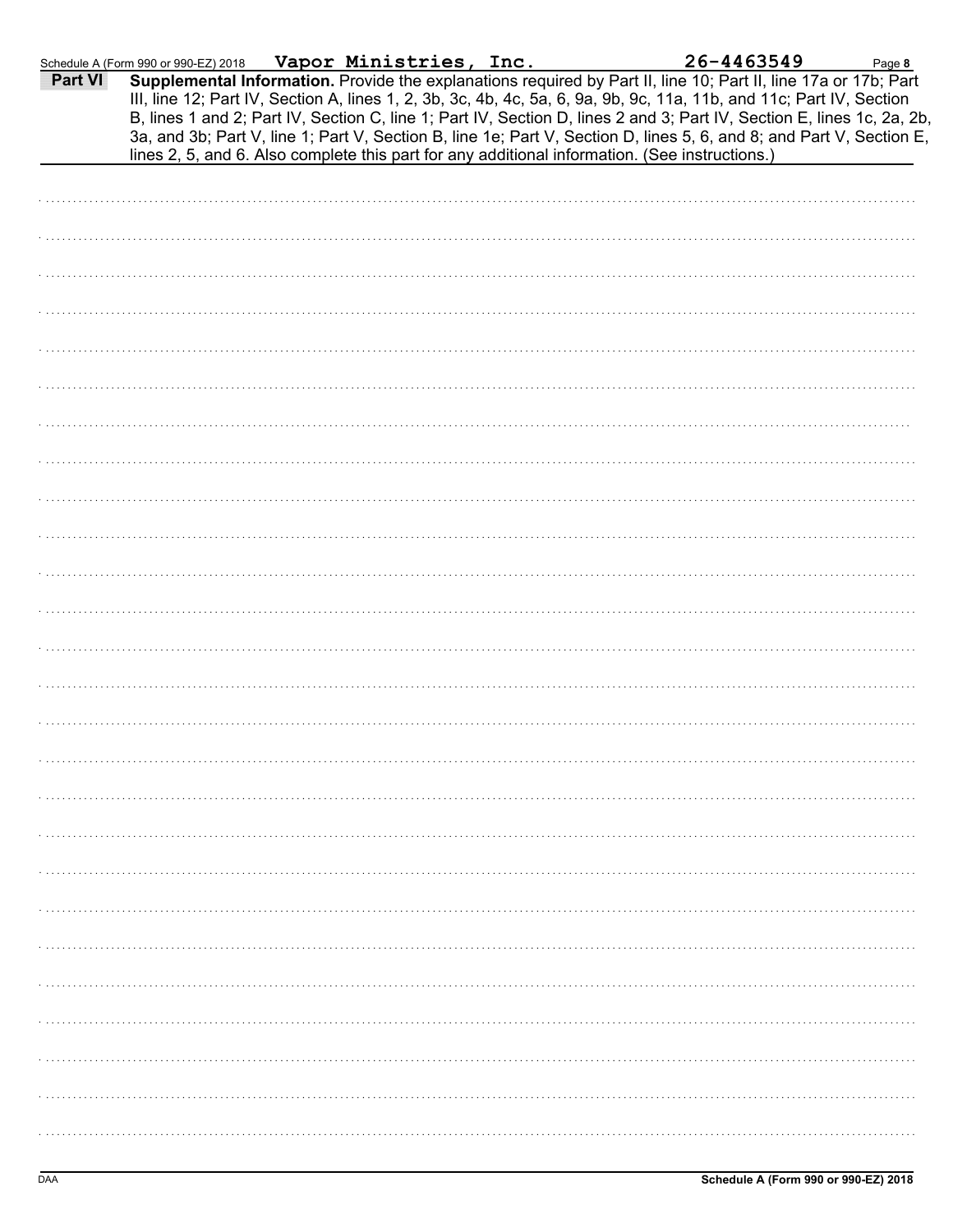Vapor Ministries, Inc. 26-4463549

**Part VI** **Supplemental Information.** Provide the explanations required by Part II, line 10; Part II, line 17a or 17b; Part III, line 12; Part IV, Section A, lines 1, 2, 3b, 3c, 4b, 4c, 5a, 6, 9a, 9b, 9c, 11a, 11b, and 11c; Part IV, Section B, lines 1 and 2; Part IV, Section C, line 1; Part IV, Section D, lines 2 and 3; Part IV, Section E, lines 1c, 2a, 2b, 3a, and 3b; Part V, line 1; Part V, Section B, line 1e; Part V, Section D, lines 5, 6, and 8; and Part V, Section E, lines 2, 5, and 6. Also complete this part for any additional information. (See instructions.)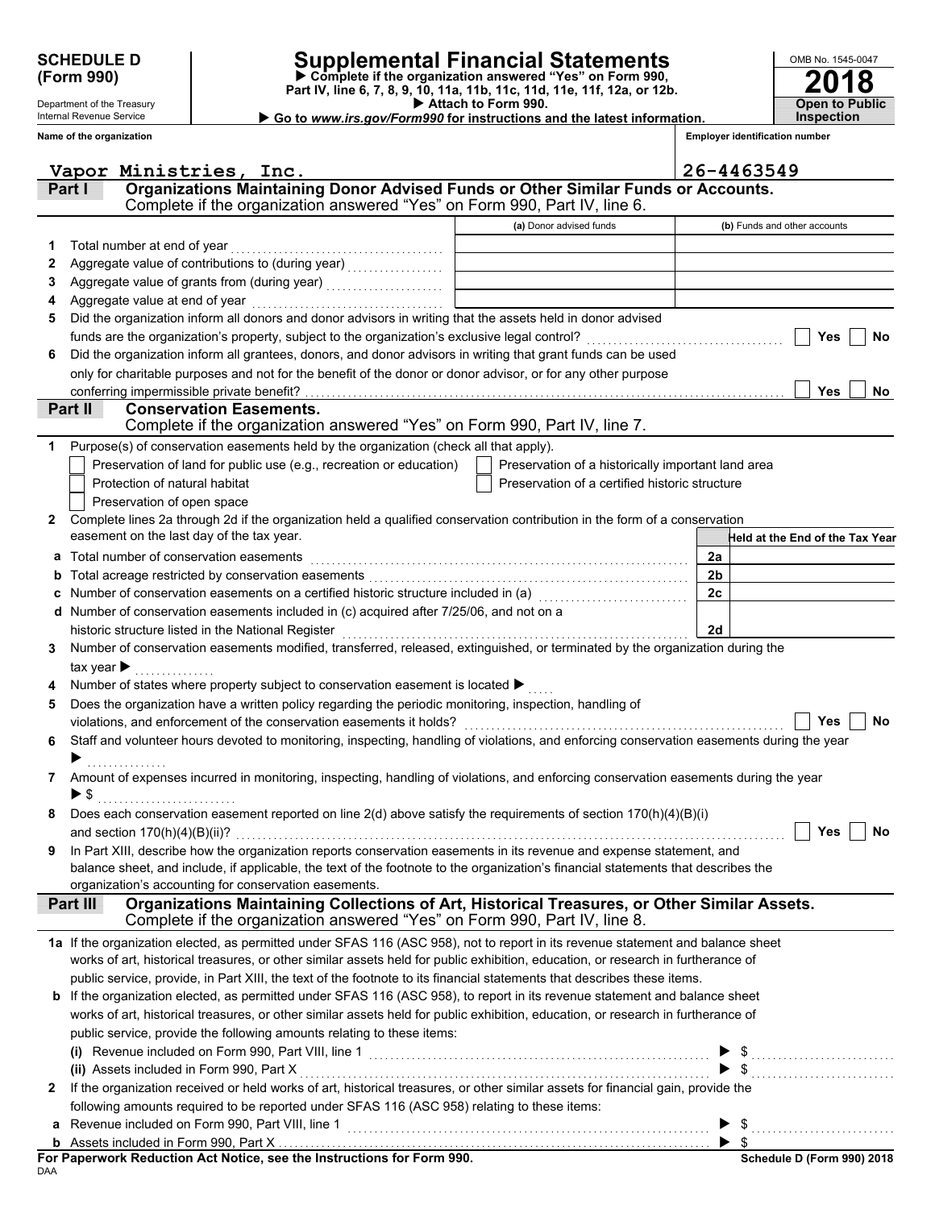**SCHEDULE D (Form 990)**

Department of the Treasury
Internal Revenue Service

# Supplemental Financial Statements

▶ Complete if the organization answered "Yes" on Form 990, Part IV, line 6, 7, 8, 9, 10, 11a, 11b, 11c, 11d, 11e, 11f, 12a, or 12b.
▶ Attach to Form 990.
▶ Go to *www.irs.gov/Form990* for instructions and the latest information.

OMB No. 1545-0047

**2018**

**Open to Public Inspection**

**Name of the organization:** Vapor Ministries, Inc.

**Employer identification number:** 26-4463549

## Part I — Organizations Maintaining Donor Advised Funds or Other Similar Funds or Accounts.

Complete if the organization answered "Yes" on Form 990, Part IV, line 6.

| | | (a) Donor advised funds | (b) Funds and other accounts |
|---|---|---|---|
| 1 | Total number at end of year | | |
| 2 | Aggregate value of contributions to (during year) | | |
| 3 | Aggregate value of grants from (during year) | | |
| 4 | Aggregate value at end of year | | |

5 Did the organization inform all donors and donor advisors in writing that the assets held in donor advised funds are the organization's property, subject to the organization's exclusive legal control? ☐ Yes ☐ No

6 Did the organization inform all grantees, donors, and donor advisors in writing that grant funds can be used only for charitable purposes and not for the benefit of the donor or donor advisor, or for any other purpose conferring impermissible private benefit? ☐ Yes ☐ No

## Part II — Conservation Easements.

Complete if the organization answered "Yes" on Form 990, Part IV, line 7.

1 Purpose(s) of conservation easements held by the organization (check all that apply).

- ☐ Preservation of land for public use (e.g., recreation or education)
- ☐ Preservation of a historically important land area
- ☐ Protection of natural habitat
- ☐ Preservation of a certified historic structure
- ☐ Preservation of open space

2 Complete lines 2a through 2d if the organization held a qualified conservation contribution in the form of a conservation easement on the last day of the tax year.

| | | | Held at the End of the Tax Year |
|---|---|---|---|
| a | Total number of conservation easements | 2a | |
| b | Total acreage restricted by conservation easements | 2b | |
| c | Number of conservation easements on a certified historic structure included in (a) | 2c | |
| d | Number of conservation easements included in (c) acquired after 7/25/06, and not on a historic structure listed in the National Register | 2d | |

3 Number of conservation easements modified, transferred, released, extinguished, or terminated by the organization during the tax year ▶

4 Number of states where property subject to conservation easement is located ▶

5 Does the organization have a written policy regarding the periodic monitoring, inspection, handling of violations, and enforcement of the conservation easements it holds? ☐ Yes ☐ No

6 Staff and volunteer hours devoted to monitoring, inspecting, handling of violations, and enforcing conservation easements during the year ▶

7 Amount of expenses incurred in monitoring, inspecting, handling of violations, and enforcing conservation easements during the year ▶ $

8 Does each conservation easement reported on line 2(d) above satisfy the requirements of section 170(h)(4)(B)(i) and section 170(h)(4)(B)(ii)? ☐ Yes ☐ No

9 In Part XIII, describe how the organization reports conservation easements in its revenue and expense statement, and balance sheet, and include, if applicable, the text of the footnote to the organization's financial statements that describes the organization's accounting for conservation easements.

## Part III — Organizations Maintaining Collections of Art, Historical Treasures, or Other Similar Assets.

Complete if the organization answered "Yes" on Form 990, Part IV, line 8.

1a If the organization elected, as permitted under SFAS 116 (ASC 958), not to report in its revenue statement and balance sheet works of art, historical treasures, or other similar assets held for public exhibition, education, or research in furtherance of public service, provide, in Part XIII, the text of the footnote to its financial statements that describes these items.

b If the organization elected, as permitted under SFAS 116 (ASC 958), to report in its revenue statement and balance sheet works of art, historical treasures, or other similar assets held for public exhibition, education, or research in furtherance of public service, provide the following amounts relating to these items:

(i) Revenue included on Form 990, Part VIII, line 1 ▶ $

(ii) Assets included in Form 990, Part X ▶ $

2 If the organization received or held works of art, historical treasures, or other similar assets for financial gain, provide the following amounts required to be reported under SFAS 116 (ASC 958) relating to these items:

a Revenue included on Form 990, Part VIII, line 1 ▶ $

b Assets included in Form 990, Part X ▶ $

**For Paperwork Reduction Act Notice, see the Instructions for Form 990.**

DAA

**Schedule D (Form 990) 2018**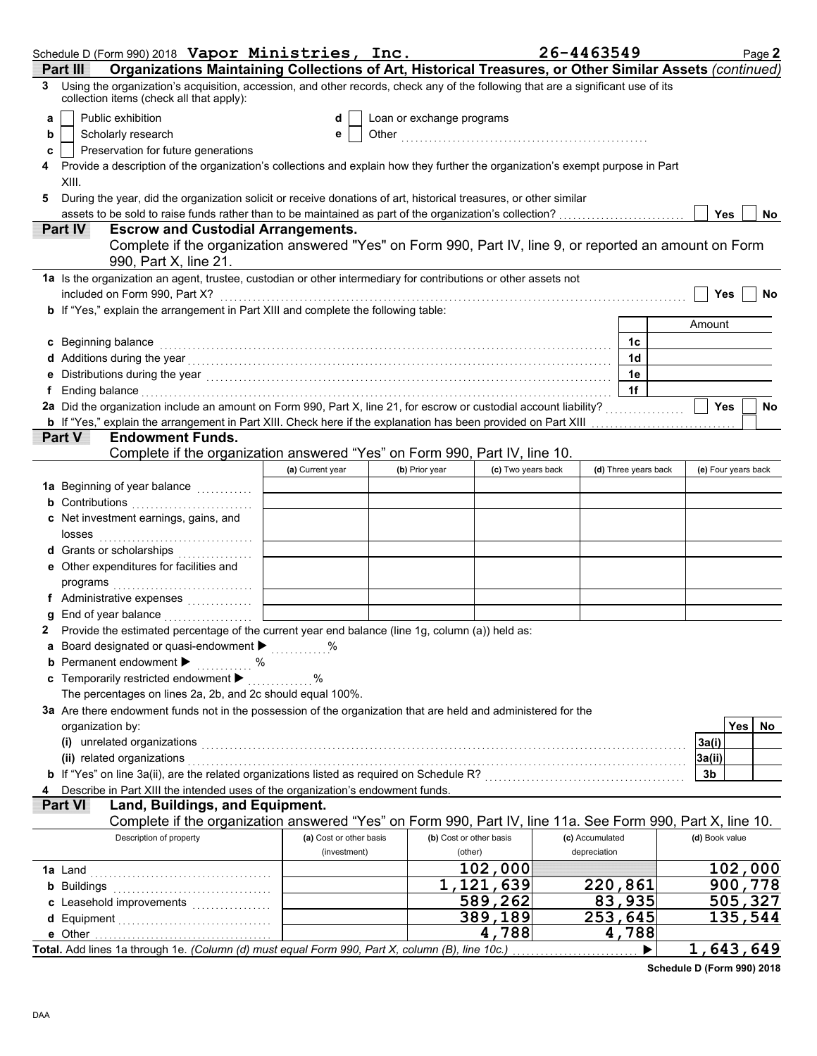Schedule D (Form 990) 2018 **Vapor Ministries, Inc.** **26-4463549** Page **2**

## Part III Organizations Maintaining Collections of Art, Historical Treasures, or Other Similar Assets *(continued)*

**3** Using the organization's acquisition, accession, and other records, check any of the following that are a significant use of its collection items (check all that apply):

- **a** ☐ Public exhibition
- **b** ☐ Scholarly research
- **c** ☐ Preservation for future generations
- **d** ☐ Loan or exchange programs
- **e** ☐ Other

**4** Provide a description of the organization's collections and explain how they further the organization's exempt purpose in Part XIII.

**5** During the year, did the organization solicit or receive donations of art, historical treasures, or other similar assets to be sold to raise funds rather than to be maintained as part of the organization's collection? ☐ Yes ☐ No

## Part IV Escrow and Custodial Arrangements.

Complete if the organization answered "Yes" on Form 990, Part IV, line 9, or reported an amount on Form 990, Part X, line 21.

**1a** Is the organization an agent, trustee, custodian or other intermediary for contributions or other assets not included on Form 990, Part X? ☐ Yes ☐ No

**b** If "Yes," explain the arrangement in Part XIII and complete the following table:

| | | Amount |
|---|---|---|
| **c** Beginning balance | 1c | |
| **d** Additions during the year | 1d | |
| **e** Distributions during the year | 1e | |
| **f** Ending balance | 1f | |

**2a** Did the organization include an amount on Form 990, Part X, line 21, for escrow or custodial account liability? ☐ Yes ☐ No

**b** If "Yes," explain the arrangement in Part XIII. Check here if the explanation has been provided on Part XIII ☐

## Part V Endowment Funds.

Complete if the organization answered "Yes" on Form 990, Part IV, line 10.

| | (a) Current year | (b) Prior year | (c) Two years back | (d) Three years back | (e) Four years back |
|---|---|---|---|---|---|
| **1a** Beginning of year balance | | | | | |
| **b** Contributions | | | | | |
| **c** Net investment earnings, gains, and losses | | | | | |
| **d** Grants or scholarships | | | | | |
| **e** Other expenditures for facilities and programs | | | | | |
| **f** Administrative expenses | | | | | |
| **g** End of year balance | | | | | |

**2** Provide the estimated percentage of the current year end balance (line 1g, column (a)) held as:

- **a** Board designated or quasi-endowment ▶ %
- **b** Permanent endowment ▶ %
- **c** Temporarily restricted endowment ▶ %

The percentages on lines 2a, 2b, and 2c should equal 100%.

**3a** Are there endowment funds not in the possession of the organization that are held and administered for the organization by:

| | | Yes | No |
|---|---|---|---|
| **(i)** unrelated organizations | 3a(i) | | |
| **(ii)** related organizations | 3a(ii) | | |
| **b** If "Yes" on line 3a(ii), are the related organizations listed as required on Schedule R? | 3b | | |

**4** Describe in Part XIII the intended uses of the organization's endowment funds.

## Part VI Land, Buildings, and Equipment.

Complete if the organization answered "Yes" on Form 990, Part IV, line 11a. See Form 990, Part X, line 10.

| Description of property | (a) Cost or other basis (investment) | (b) Cost or other basis (other) | (c) Accumulated depreciation | (d) Book value |
|---|---|---|---|---|
| **1a** Land | | 102,000 | | 102,000 |
| **b** Buildings | | 1,121,639 | 220,861 | 900,778 |
| **c** Leasehold improvements | | 589,262 | 83,935 | 505,327 |
| **d** Equipment | | 389,189 | 253,645 | 135,544 |
| **e** Other | | 4,788 | 4,788 | |
| **Total.** Add lines 1a through 1e. *(Column (d) must equal Form 990, Part X, column (B), line 10c.)* ▶ | | | | 1,643,649 |

**Schedule D (Form 990) 2018**

DAA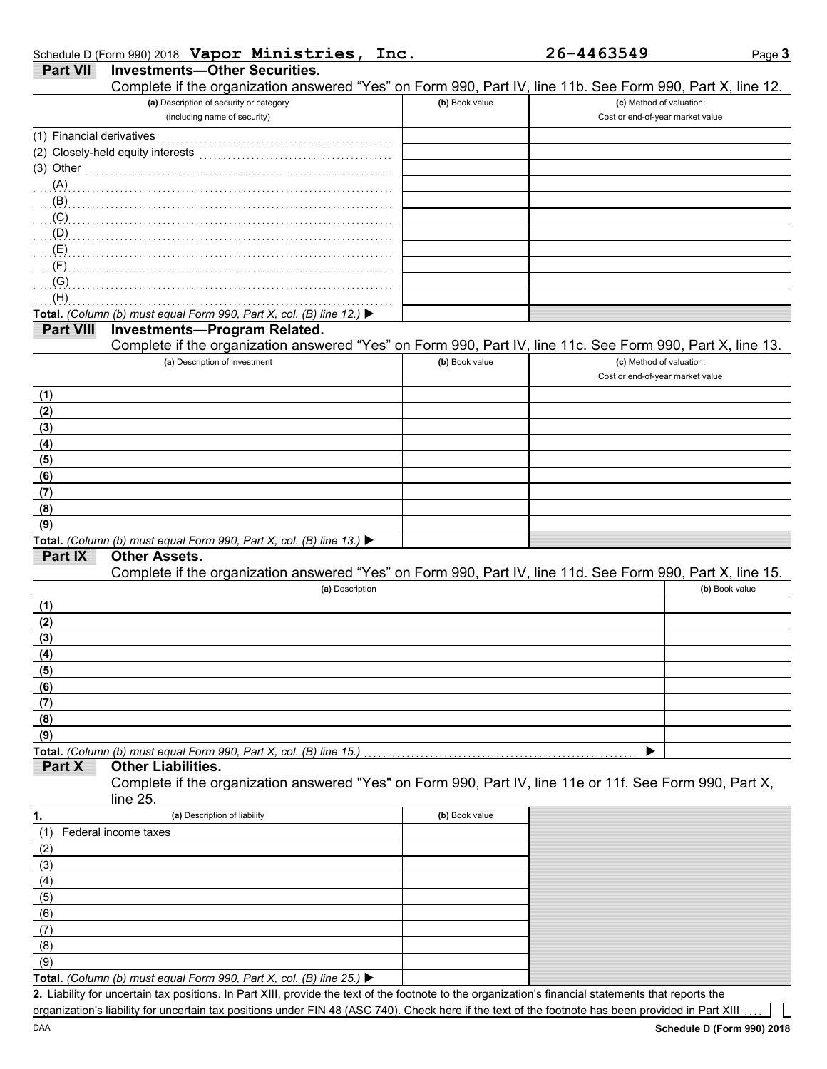Schedule D (Form 990) 2018 **Vapor Ministries, Inc.** **26-4463549** Page **3**

## Part VII Investments—Other Securities.

Complete if the organization answered "Yes" on Form 990, Part IV, line 11b. See Form 990, Part X, line 12.

| (a) Description of security or category (including name of security) | (b) Book value | (c) Method of valuation: Cost or end-of-year market value |
|---|---|---|
| (1) Financial derivatives | | |
| (2) Closely-held equity interests | | |
| (3) Other | | |
| (A) | | |
| (B) | | |
| (C) | | |
| (D) | | |
| (E) | | |
| (F) | | |
| (G) | | |
| (H) | | |
| **Total.** *(Column (b) must equal Form 990, Part X, col. (B) line 12.)* ▶ | | |

## Part VIII Investments—Program Related.

Complete if the organization answered "Yes" on Form 990, Part IV, line 11c. See Form 990, Part X, line 13.

| (a) Description of investment | (b) Book value | (c) Method of valuation: Cost or end-of-year market value |
|---|---|---|
| **(1)** | | |
| **(2)** | | |
| **(3)** | | |
| **(4)** | | |
| **(5)** | | |
| **(6)** | | |
| **(7)** | | |
| **(8)** | | |
| **(9)** | | |
| **Total.** *(Column (b) must equal Form 990, Part X, col. (B) line 13.)* ▶ | | |

## Part IX Other Assets.

Complete if the organization answered "Yes" on Form 990, Part IV, line 11d. See Form 990, Part X, line 15.

| (a) Description | (b) Book value |
|---|---|
| **(1)** | |
| **(2)** | |
| **(3)** | |
| **(4)** | |
| **(5)** | |
| **(6)** | |
| **(7)** | |
| **(8)** | |
| **(9)** | |
| **Total.** *(Column (b) must equal Form 990, Part X, col. (B) line 15.)* ▶ | |

## Part X Other Liabilities.

Complete if the organization answered "Yes" on Form 990, Part IV, line 11e or 11f. See Form 990, Part X, line 25.

| 1. (a) Description of liability | (b) Book value |
|---|---|
| (1) Federal income taxes | |
| (2) | |
| (3) | |
| (4) | |
| (5) | |
| (6) | |
| (7) | |
| (8) | |
| (9) | |
| **Total.** *(Column (b) must equal Form 990, Part X, col. (B) line 25.)* ▶ | |

**2.** Liability for uncertain tax positions. In Part XIII, provide the text of the footnote to the organization's financial statements that reports the organization's liability for uncertain tax positions under FIN 48 (ASC 740). Check here if the text of the footnote has been provided in Part XIII ☐

DAA **Schedule D (Form 990) 2018**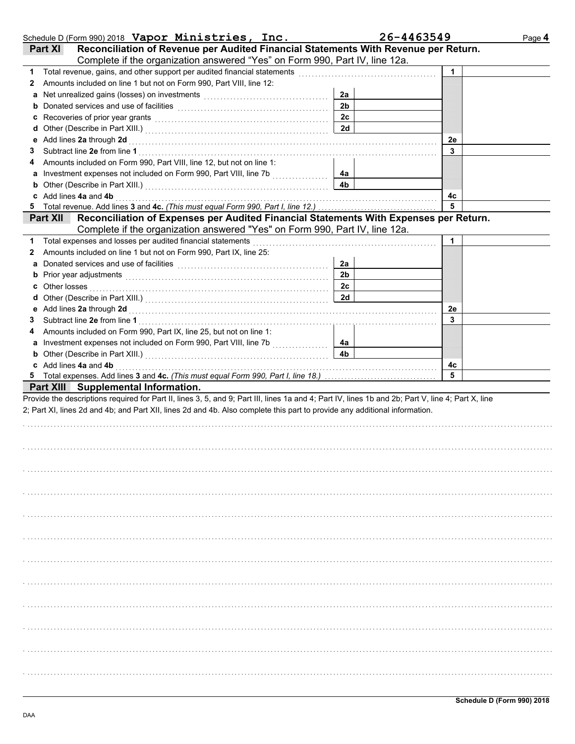Schedule D (Form 990) 2018 **Vapor Ministries, Inc.** **26-4463549**

## Part XI Reconciliation of Revenue per Audited Financial Statements With Revenue per Return.
Complete if the organization answered "Yes" on Form 990, Part IV, line 12a.

| | | | | | |
|---|---|---|---|---|---|
| **1** | Total revenue, gains, and other support per audited financial statements | | | 1 | |
| **2** | Amounts included on line 1 but not on Form 990, Part VIII, line 12: | | | | |
| **a** | Net unrealized gains (losses) on investments | 2a | | | |
| **b** | Donated services and use of facilities | 2b | | | |
| **c** | Recoveries of prior year grants | 2c | | | |
| **d** | Other (Describe in Part XIII.) | 2d | | | |
| **e** | Add lines **2a** through **2d** | | | 2e | |
| **3** | Subtract line **2e** from line **1** | | | 3 | |
| **4** | Amounts included on Form 990, Part VIII, line 12, but not on line 1: | | | | |
| **a** | Investment expenses not included on Form 990, Part VIII, line 7b | 4a | | | |
| **b** | Other (Describe in Part XIII.) | 4b | | | |
| **c** | Add lines **4a** and **4b** | | | 4c | |
| **5** | Total revenue. Add lines **3** and **4c.** *(This must equal Form 990, Part I, line 12.)* | | | 5 | |

## Part XII Reconciliation of Expenses per Audited Financial Statements With Expenses per Return.
Complete if the organization answered "Yes" on Form 990, Part IV, line 12a.

| | | | | | |
|---|---|---|---|---|---|
| **1** | Total expenses and losses per audited financial statements | | | 1 | |
| **2** | Amounts included on line 1 but not on Form 990, Part IX, line 25: | | | | |
| **a** | Donated services and use of facilities | 2a | | | |
| **b** | Prior year adjustments | 2b | | | |
| **c** | Other losses | 2c | | | |
| **d** | Other (Describe in Part XIII.) | 2d | | | |
| **e** | Add lines **2a** through **2d** | | | 2e | |
| **3** | Subtract line **2e** from line **1** | | | 3 | |
| **4** | Amounts included on Form 990, Part IX, line 25, but not on line 1: | | | | |
| **a** | Investment expenses not included on Form 990, Part VIII, line 7b | 4a | | | |
| **b** | Other (Describe in Part XIII.) | 4b | | | |
| **c** | Add lines **4a** and **4b** | | | 4c | |
| **5** | Total expenses. Add lines **3** and **4c.** *(This must equal Form 990, Part I, line 18.)* | | | 5 | |

## Part XIII Supplemental Information.

Provide the descriptions required for Part II, lines 3, 5, and 9; Part III, lines 1a and 4; Part IV, lines 1b and 2b; Part V, line 4; Part X, line 2; Part XI, lines 2d and 4b; and Part XII, lines 2d and 4b. Also complete this part to provide any additional information.

**Schedule D (Form 990) 2018**

DAA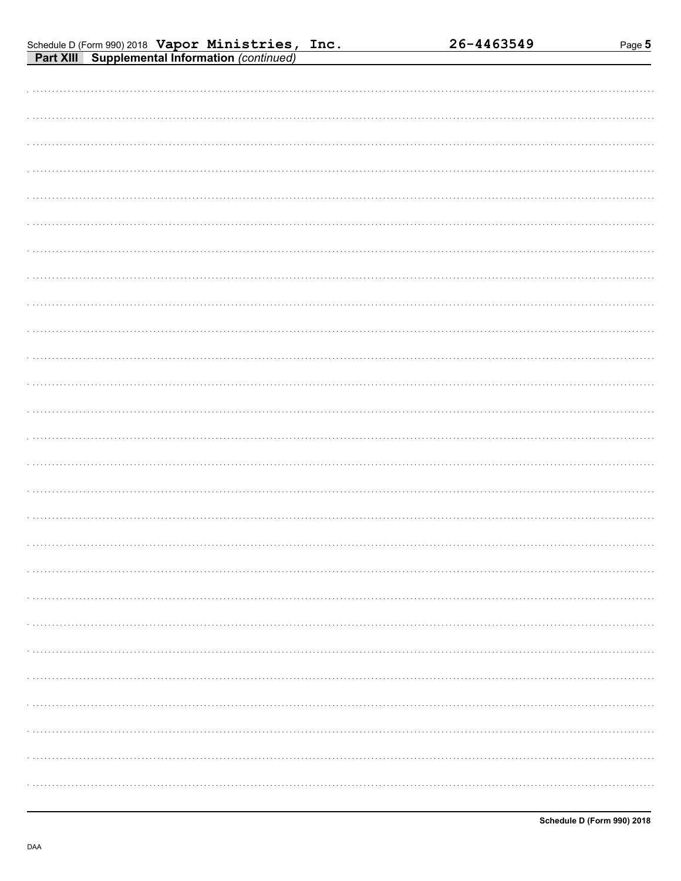Schedule D (Form 990) 2018 **Vapor Ministries, Inc.** **26-4463549**

**Part XIII** **Supplemental Information** *(continued)*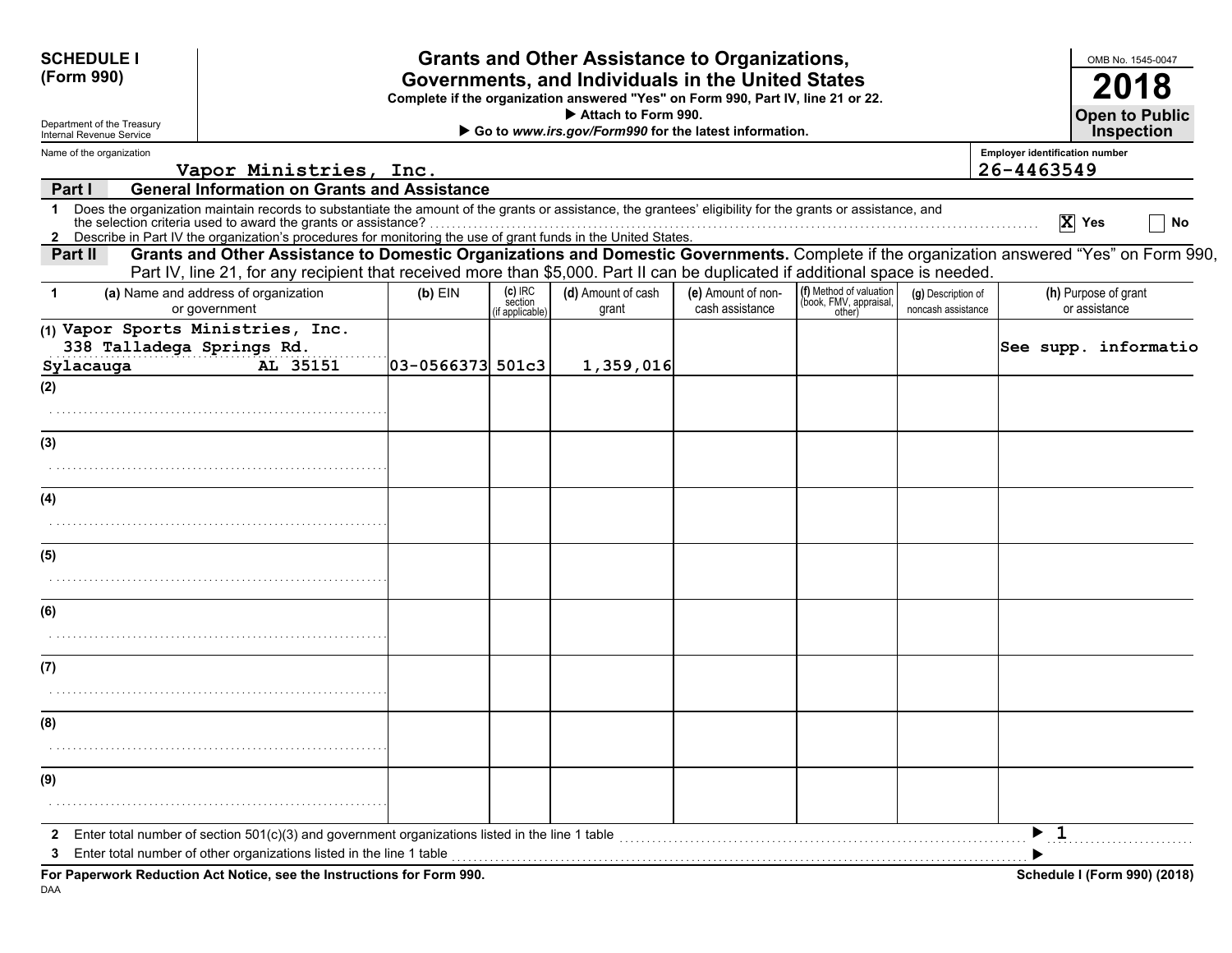**SCHEDULE I (Form 990)**

Department of the Treasury
Internal Revenue Service

# Grants and Other Assistance to Organizations, Governments, and Individuals in the United States

**Complete if the organization answered "Yes" on Form 990, Part IV, line 21 or 22.**

▶ Attach to Form 990.

▶ Go to *www.irs.gov/Form990* for the latest information.

OMB No. 1545-0047

**2018**

**Open to Public Inspection**

Name of the organization: Vapor Ministries, Inc.

Employer identification number: 26-4463549

## Part I General Information on Grants and Assistance

1 Does the organization maintain records to substantiate the amount of the grants or assistance, the grantees' eligibility for the grants or assistance, and the selection criteria used to award the grants or assistance? [X] Yes [ ] No

2 Describe in Part IV the organization's procedures for monitoring the use of grant funds in the United States.

## Part II Grants and Other Assistance to Domestic Organizations and Domestic Governments.

Complete if the organization answered "Yes" on Form 990, Part IV, line 21, for any recipient that received more than $5,000. Part II can be duplicated if additional space is needed.

| 1 (a) Name and address of organization or government | (b) EIN | (c) IRC section (if applicable) | (d) Amount of cash grant | (e) Amount of non-cash assistance | (f) Method of valuation (book, FMV, appraisal, other) | (g) Description of noncash assistance | (h) Purpose of grant or assistance |
|---|---|---|---|---|---|---|---|
| (1) Vapor Sports Ministries, Inc. 338 Talladega Springs Rd. Sylacauga AL 35151 | 03-0566373 | 501c3 | 1,359,016 | | | | See supp. informatio |
| (2) | | | | | | | |
| (3) | | | | | | | |
| (4) | | | | | | | |
| (5) | | | | | | | |
| (6) | | | | | | | |
| (7) | | | | | | | |
| (8) | | | | | | | |
| (9) | | | | | | | |

2 Enter total number of section 501(c)(3) and government organizations listed in the line 1 table ▶ 1

3 Enter total number of other organizations listed in the line 1 table ▶

**For Paperwork Reduction Act Notice, see the Instructions for Form 990.**

DAA

**Schedule I (Form 990) (2018)**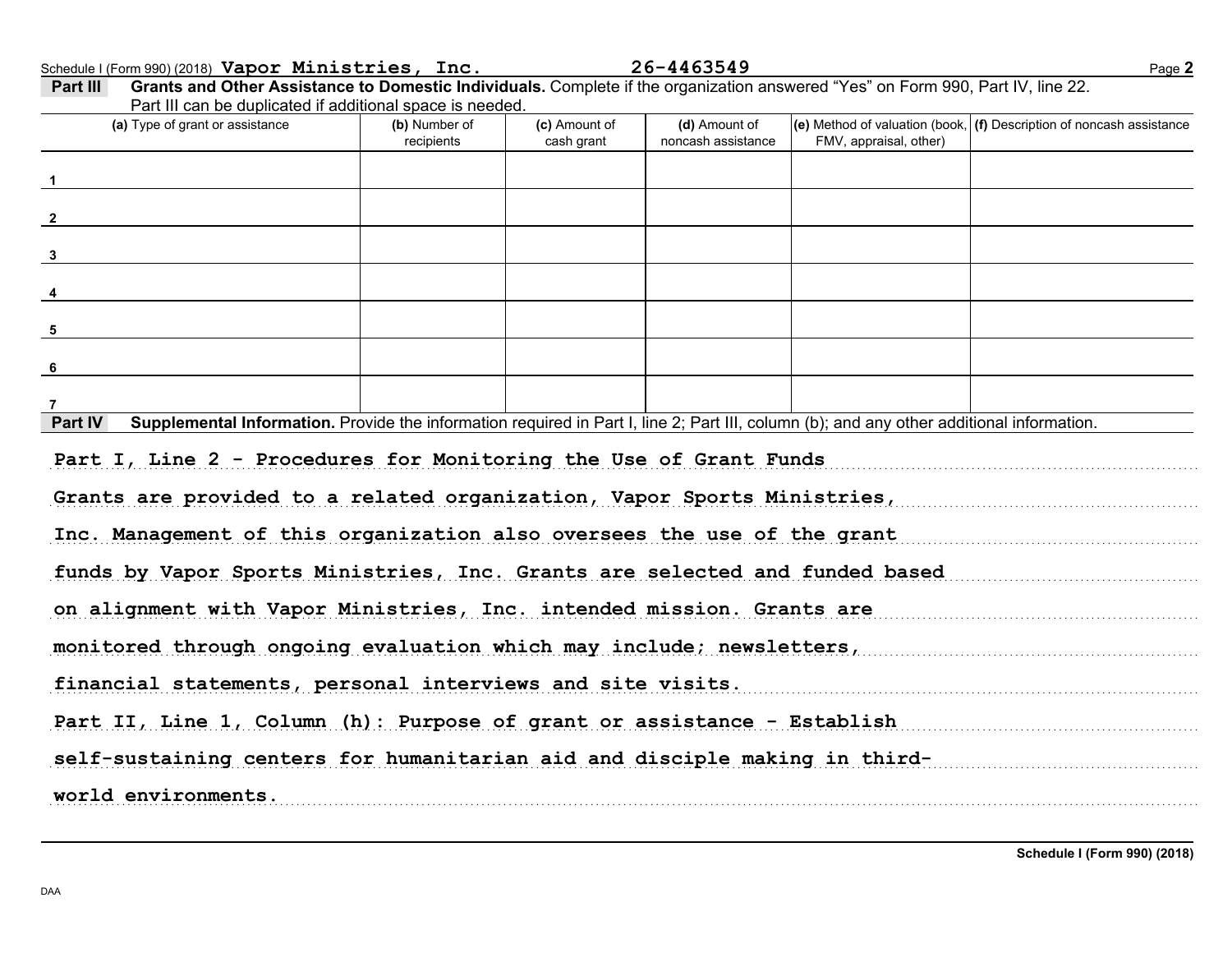Schedule I (Form 990) (2018) **Vapor Ministries, Inc.** **26-4463549** Page **2**

**Part III** **Grants and Other Assistance to Domestic Individuals.** Complete if the organization answered "Yes" on Form 990, Part IV, line 22. Part III can be duplicated if additional space is needed.

| (a) Type of grant or assistance | (b) Number of recipients | (c) Amount of cash grant | (d) Amount of noncash assistance | (e) Method of valuation (book, FMV, appraisal, other) | (f) Description of noncash assistance |
|---|---|---|---|---|---|
| 1 | | | | | |
| 2 | | | | | |
| 3 | | | | | |
| 4 | | | | | |
| 5 | | | | | |
| 6 | | | | | |
| 7 | | | | | |

**Part IV** **Supplemental Information.** Provide the information required in Part I, line 2; Part III, column (b); and any other additional information.

Part I, Line 2 - Procedures for Monitoring the Use of Grant Funds

Grants are provided to a related organization, Vapor Sports Ministries, Inc. Management of this organization also oversees the use of the grant funds by Vapor Sports Ministries, Inc. Grants are selected and funded based on alignment with Vapor Ministries, Inc. intended mission. Grants are monitored through ongoing evaluation which may include; newsletters, financial statements, personal interviews and site visits.

Part II, Line 1, Column (h): Purpose of grant or assistance - Establish self-sustaining centers for humanitarian aid and disciple making in third-world environments.

**Schedule I (Form 990) (2018)**

DAA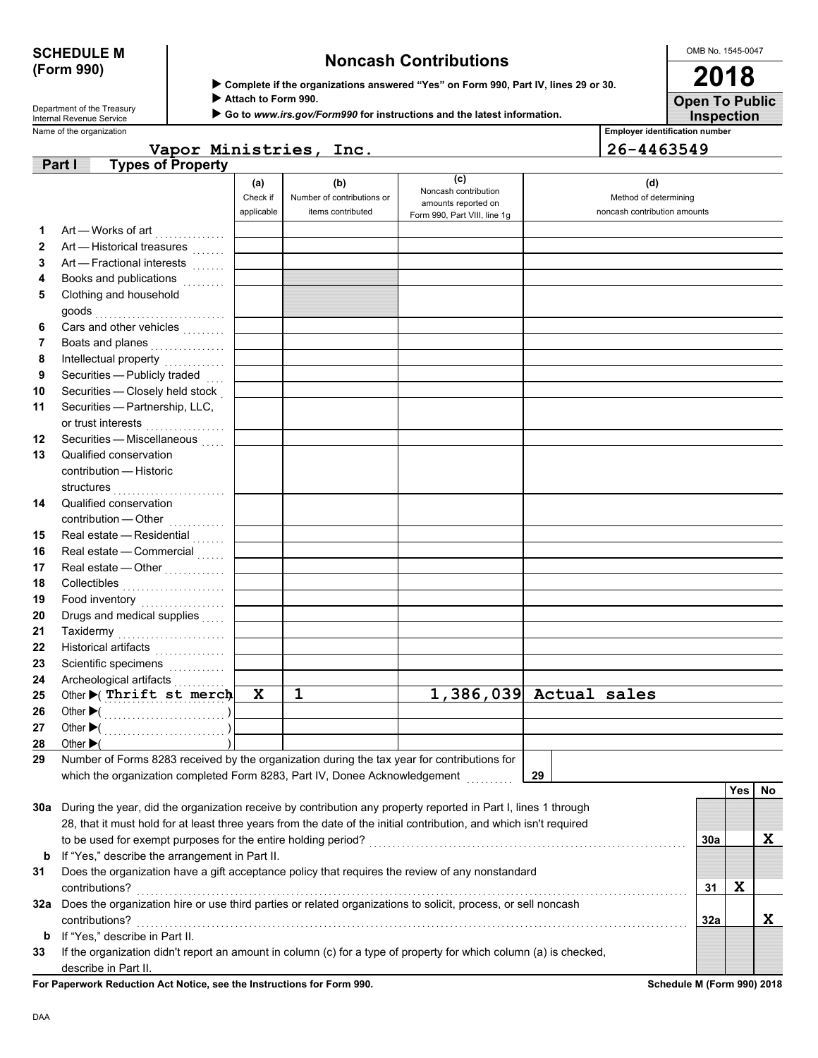**SCHEDULE M (Form 990)**

Department of the Treasury
Internal Revenue Service

# Noncash Contributions

▶ Complete if the organizations answered "Yes" on Form 990, Part IV, lines 29 or 30.
▶ Attach to Form 990.
▶ Go to *www.irs.gov/Form990* for instructions and the latest information.

OMB No. 1545-0047

**2018**

**Open To Public Inspection**

Name of the organization: Vapor Ministries, Inc.

Employer identification number: 26-4463549

**Part I Types of Property**

| | | (a) Check if applicable | (b) Number of contributions or items contributed | (c) Noncash contribution amounts reported on Form 990, Part VIII, line 1g | (d) Method of determining noncash contribution amounts |
|---|---|---|---|---|---|
| 1 | Art — Works of art | | | | |
| 2 | Art — Historical treasures | | | | |
| 3 | Art — Fractional interests | | | | |
| 4 | Books and publications | | | | |
| 5 | Clothing and household goods | | | | |
| 6 | Cars and other vehicles | | | | |
| 7 | Boats and planes | | | | |
| 8 | Intellectual property | | | | |
| 9 | Securities — Publicly traded | | | | |
| 10 | Securities — Closely held stock | | | | |
| 11 | Securities — Partnership, LLC, or trust interests | | | | |
| 12 | Securities — Miscellaneous | | | | |
| 13 | Qualified conservation contribution — Historic structures | | | | |
| 14 | Qualified conservation contribution — Other | | | | |
| 15 | Real estate — Residential | | | | |
| 16 | Real estate — Commercial | | | | |
| 17 | Real estate — Other | | | | |
| 18 | Collectibles | | | | |
| 19 | Food inventory | | | | |
| 20 | Drugs and medical supplies | | | | |
| 21 | Taxidermy | | | | |
| 22 | Historical artifacts | | | | |
| 23 | Scientific specimens | | | | |
| 24 | Archeological artifacts | | | | |
| 25 | Other ▶( Thrift st merch ) | X | 1 | 1,386,039 | Actual sales |
| 26 | Other ▶( ) | | | | |
| 27 | Other ▶( ) | | | | |
| 28 | Other ▶( ) | | | | |

29 Number of Forms 8283 received by the organization during the tax year for contributions for which the organization completed Form 8283, Part IV, Donee Acknowledgement . . . . . . 29

| | | | Yes | No |
|---|---|---|---|---|
| 30a | During the year, did the organization receive by contribution any property reported in Part I, lines 1 through 28, that it must hold for at least three years from the date of the initial contribution, and which isn't required to be used for exempt purposes for the entire holding period? | 30a | | X |
| b | If "Yes," describe the arrangement in Part II. | | | |
| 31 | Does the organization have a gift acceptance policy that requires the review of any nonstandard contributions? | 31 | X | |
| 32a | Does the organization hire or use third parties or related organizations to solicit, process, or sell noncash contributions? | 32a | | X |
| b | If "Yes," describe in Part II. | | | |
| 33 | If the organization didn't report an amount in column (c) for a type of property for which column (a) is checked, describe in Part II. | | | |

**For Paperwork Reduction Act Notice, see the Instructions for Form 990.**

**Schedule M (Form 990) 2018**

DAA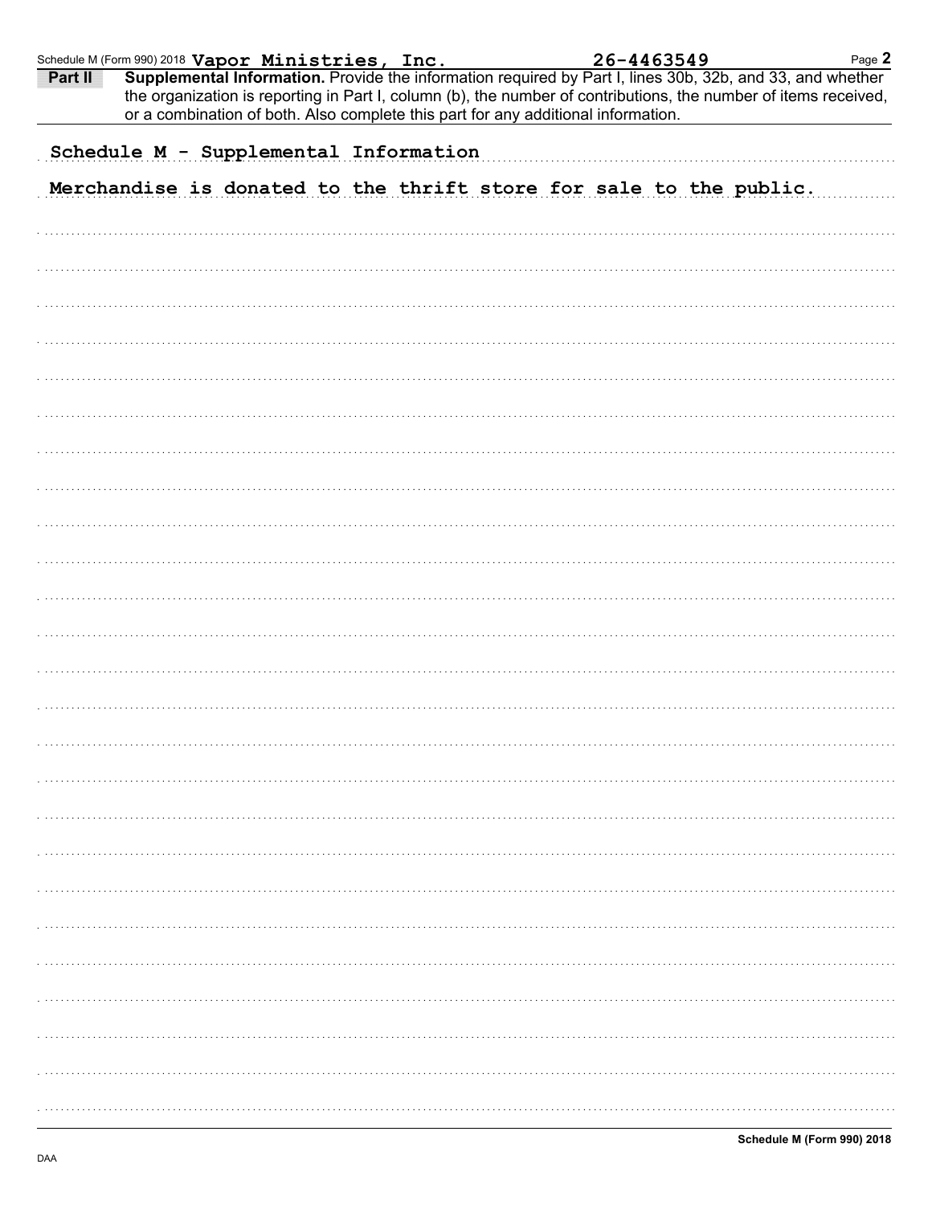Schedule M (Form 990) 2018 **Vapor Ministries, Inc.** **26-4463549**

**Part II** **Supplemental Information.** Provide the information required by Part I, lines 30b, 32b, and 33, and whether the organization is reporting in Part I, column (b), the number of contributions, the number of items received, or a combination of both. Also complete this part for any additional information.

Schedule M - Supplemental Information

Merchandise is donated to the thrift store for sale to the public.

**Schedule M (Form 990) 2018**

DAA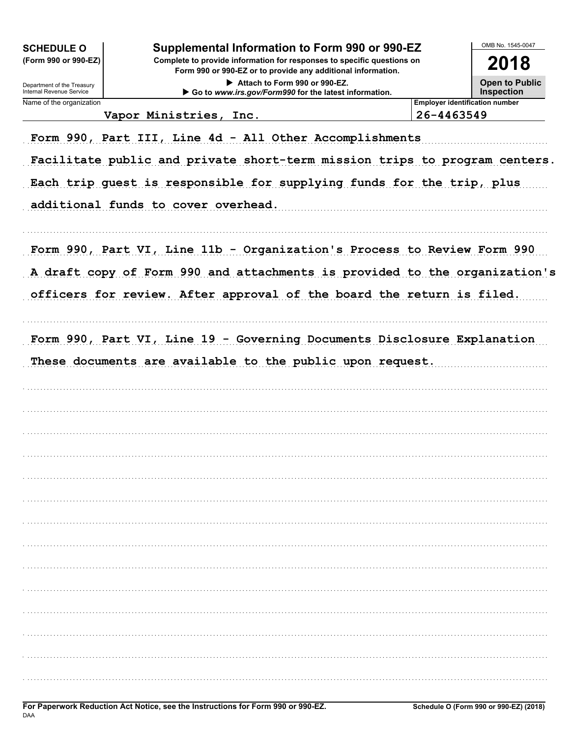**SCHEDULE O**
**(Form 990 or 990-EZ)**

Department of the Treasury
Internal Revenue Service

# Supplemental Information to Form 990 or 990-EZ

**Complete to provide information for responses to specific questions on Form 990 or 990-EZ or to provide any additional information.**

▶ Attach to Form 990 or 990-EZ.
▶ Go to *www.irs.gov/Form990* for the latest information.

OMB No. 1545-0047

**2018**

**Open to Public Inspection**

| Name of the organization | Employer identification number |
|---|---|
| Vapor Ministries, Inc. | 26-4463549 |

Form 990, Part III, Line 4d - All Other Accomplishments

Facilitate public and private short-term mission trips to program centers. Each trip guest is responsible for supplying funds for the trip, plus additional funds to cover overhead.

Form 990, Part VI, Line 11b - Organization's Process to Review Form 990

A draft copy of Form 990 and attachments is provided to the organization's officers for review. After approval of the board the return is filed.

Form 990, Part VI, Line 19 - Governing Documents Disclosure Explanation

These documents are available to the public upon request.

**For Paperwork Reduction Act Notice, see the Instructions for Form 990 or 990-EZ.**
DAA

**Schedule O (Form 990 or 990-EZ) (2018)**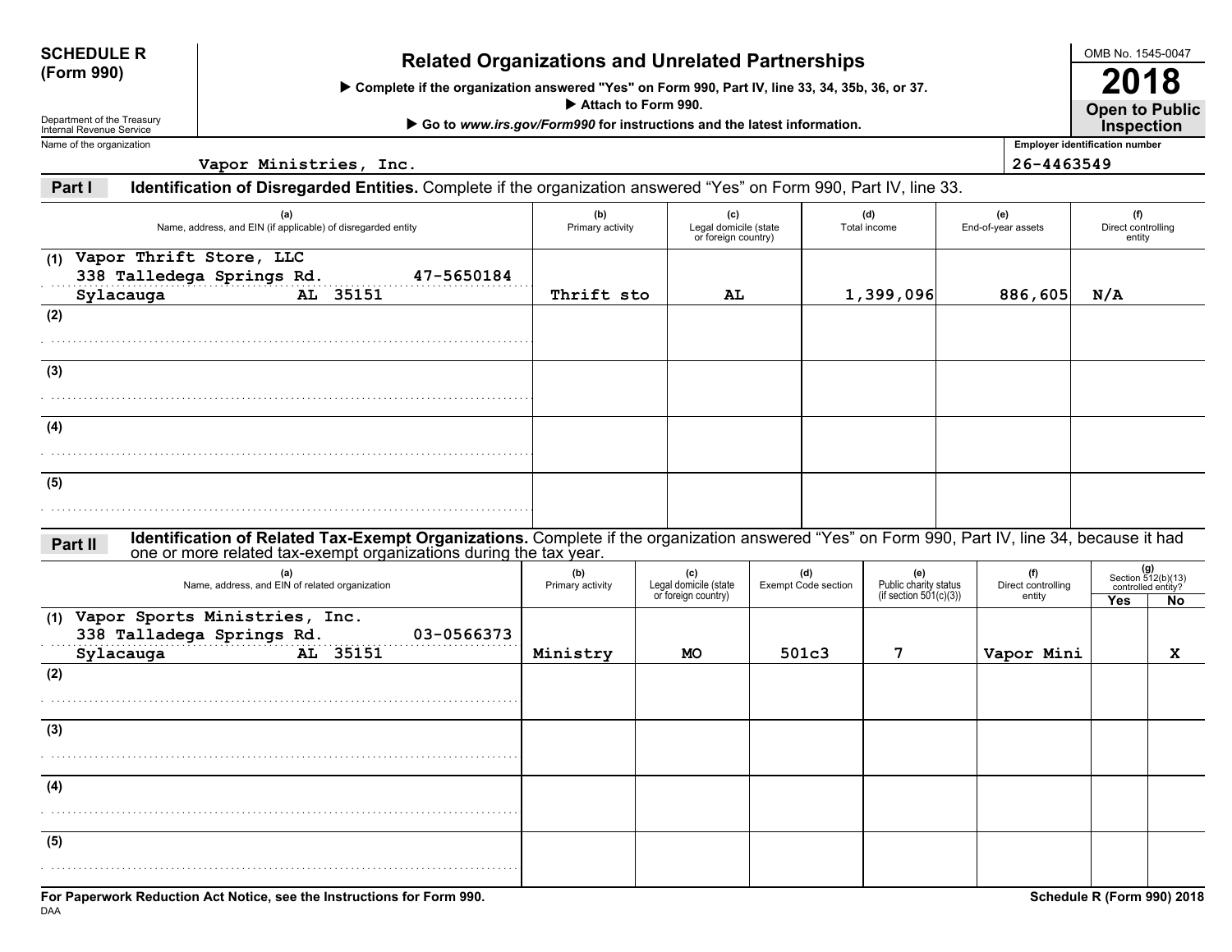**SCHEDULE R (Form 990)**

Department of the Treasury
Internal Revenue Service

# Related Organizations and Unrelated Partnerships

▶ Complete if the organization answered "Yes" on Form 990, Part IV, line 33, 34, 35b, 36, or 37.
▶ Attach to Form 990.
▶ Go to *www.irs.gov/Form990* for instructions and the latest information.

OMB No. 1545-0047

**2018**

**Open to Public Inspection**

Name of the organization: Vapor Ministries, Inc.

Employer identification number: 26-4463549

## Part I Identification of Disregarded Entities. Complete if the organization answered "Yes" on Form 990, Part IV, line 33.

| | (a) Name, address, and EIN (if applicable) of disregarded entity | (b) Primary activity | (c) Legal domicile (state or foreign country) | (d) Total income | (e) End-of-year assets | (f) Direct controlling entity |
|---|---|---|---|---|---|---|
| (1) | Vapor Thrift Store, LLC<br>338 Talledega Springs Rd. 47-5650184<br>Sylacauga AL 35151 | Thrift sto | AL | 1,399,096 | 886,605 | N/A |
| (2) | | | | | | |
| (3) | | | | | | |
| (4) | | | | | | |
| (5) | | | | | | |

## Part II Identification of Related Tax-Exempt Organizations. Complete if the organization answered "Yes" on Form 990, Part IV, line 34, because it had one or more related tax-exempt organizations during the tax year.

| | (a) Name, address, and EIN of related organization | (b) Primary activity | (c) Legal domicile (state or foreign country) | (d) Exempt Code section | (e) Public charity status (if section 501(c)(3)) | (f) Direct controlling entity | (g) Section 512(b)(13) controlled entity? Yes | No |
|---|---|---|---|---|---|---|---|---|
| (1) | Vapor Sports Ministries, Inc.<br>338 Talledega Springs Rd. 03-0566373<br>Sylacauga AL 35151 | Ministry | MO | 501c3 | 7 | Vapor Mini | | X |
| (2) | | | | | | | | |
| (3) | | | | | | | | |
| (4) | | | | | | | | |
| (5) | | | | | | | | |

**For Paperwork Reduction Act Notice, see the Instructions for Form 990.**

DAA

**Schedule R (Form 990) 2018**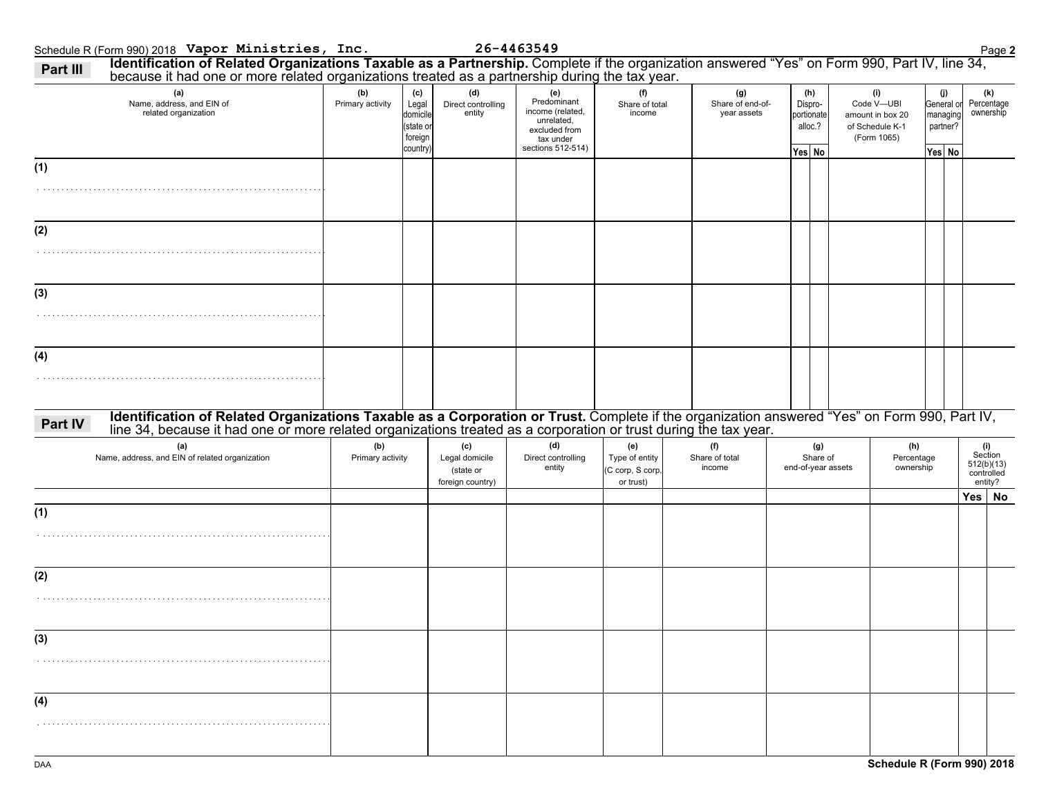Schedule R (Form 990) 2018 **Vapor Ministries, Inc.** **26-4463549**

## Part III Identification of Related Organizations Taxable as a Partnership.

Complete if the organization answered "Yes" on Form 990, Part IV, line 34, because it had one or more related organizations treated as a partnership during the tax year.

| (a) Name, address, and EIN of related organization | (b) Primary activity | (c) Legal domicile (state or foreign country) | (d) Direct controlling entity | (e) Predominant income (related, unrelated, excluded from tax under sections 512-514) | (f) Share of total income | (g) Share of end-of-year assets | (h) Dispro-portionate alloc.? | | (i) Code V—UBI amount in box 20 of Schedule K-1 (Form 1065) | (j) General or managing partner? | | (k) Percentage ownership |
|---|---|---|---|---|---|---|---|---|---|---|---|---|
| | | | | | | | Yes | No | | Yes | No | |
| (1) | | | | | | | | | | | | |
| (2) | | | | | | | | | | | | |
| (3) | | | | | | | | | | | | |
| (4) | | | | | | | | | | | | |

## Part IV Identification of Related Organizations Taxable as a Corporation or Trust.

Complete if the organization answered "Yes" on Form 990, Part IV, line 34, because it had one or more related organizations treated as a corporation or trust during the tax year.

| (a) Name, address, and EIN of related organization | (b) Primary activity | (c) Legal domicile (state or foreign country) | (d) Direct controlling entity | (e) Type of entity (C corp, S corp, or trust) | (f) Share of total income | (g) Share of end-of-year assets | (h) Percentage ownership | (i) Section 512(b)(13) controlled entity? | |
|---|---|---|---|---|---|---|---|---|---|
| | | | | | | | | Yes | No |
| (1) | | | | | | | | | |
| (2) | | | | | | | | | |
| (3) | | | | | | | | | |
| (4) | | | | | | | | | |

Schedule R (Form 990) 2018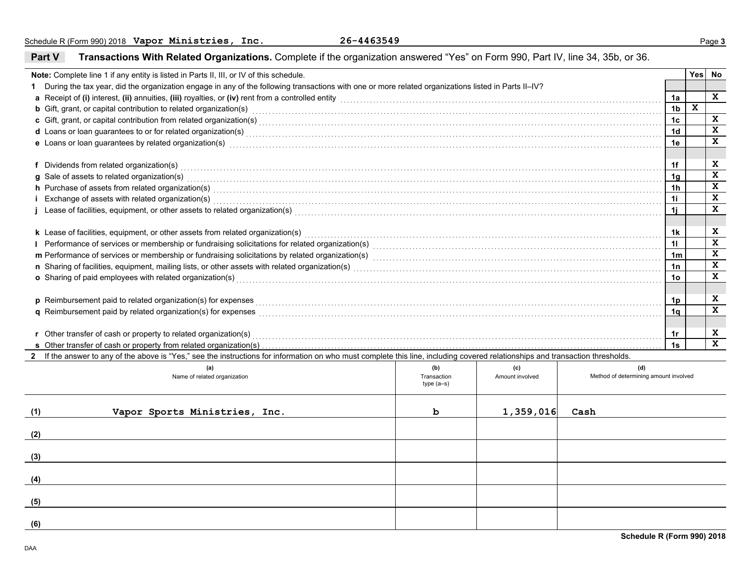Schedule R (Form 990) 2018 **Vapor Ministries, Inc.** **26-4463549**

## Part V Transactions With Related Organizations.

Complete if the organization answered "Yes" on Form 990, Part IV, line 34, 35b, or 36.

**Note:** Complete line 1 if any entity is listed in Parts II, III, or IV of this schedule.

| | | | Yes | No |
|---|---|---|---|---|
| **1** | During the tax year, did the organization engage in any of the following transactions with one or more related organizations listed in Parts II–IV? | | | |
| **a** | Receipt of **(i)** interest, **(ii)** annuities, **(iii)** royalties, or **(iv)** rent from a controlled entity | 1a | | X |
| **b** | Gift, grant, or capital contribution to related organization(s) | 1b | X | |
| **c** | Gift, grant, or capital contribution from related organization(s) | 1c | | X |
| **d** | Loans or loan guarantees to or for related organization(s) | 1d | | X |
| **e** | Loans or loan guarantees by related organization(s) | 1e | | X |
| **f** | Dividends from related organization(s) | 1f | | X |
| **g** | Sale of assets to related organization(s) | 1g | | X |
| **h** | Purchase of assets from related organization(s) | 1h | | X |
| **i** | Exchange of assets with related organization(s) | 1i | | X |
| **j** | Lease of facilities, equipment, or other assets to related organization(s) | 1j | | X |
| **k** | Lease of facilities, equipment, or other assets from related organization(s) | 1k | | X |
| **l** | Performance of services or membership or fundraising solicitations for related organization(s) | 1l | | X |
| **m** | Performance of services or membership or fundraising solicitations by related organization(s) | 1m | | X |
| **n** | Sharing of facilities, equipment, mailing lists, or other assets with related organization(s) | 1n | | X |
| **o** | Sharing of paid employees with related organization(s) | 1o | | X |
| **p** | Reimbursement paid to related organization(s) for expenses | 1p | | X |
| **q** | Reimbursement paid by related organization(s) for expenses | 1q | | X |
| **r** | Other transfer of cash or property to related organization(s) | 1r | | X |
| **s** | Other transfer of cash or property from related organization(s) | 1s | | X |

**2** If the answer to any of the above is "Yes," see the instructions for information on who must complete this line, including covered relationships and transaction thresholds.

| | (a) Name of related organization | (b) Transaction type (a–s) | (c) Amount involved | (d) Method of determining amount involved |
|---|---|---|---|---|
| (1) | Vapor Sports Ministries, Inc. | b | 1,359,016 | Cash |
| (2) | | | | |
| (3) | | | | |
| (4) | | | | |
| (5) | | | | |
| (6) | | | | |

**Schedule R (Form 990) 2018**

DAA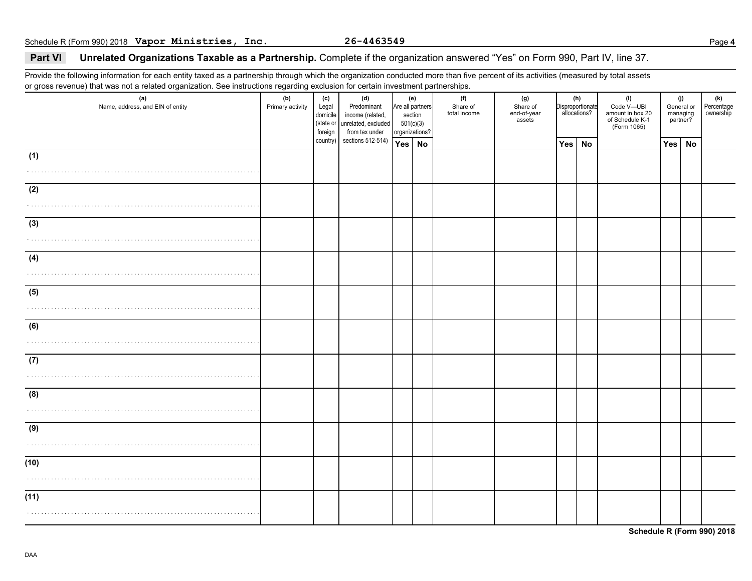Schedule R (Form 990) 2018 **Vapor Ministries, Inc.** **26-4463549**

## Part VI Unrelated Organizations Taxable as a Partnership. Complete if the organization answered "Yes" on Form 990, Part IV, line 37.

Provide the following information for each entity taxed as a partnership through which the organization conducted more than five percent of its activities (measured by total assets or gross revenue) that was not a related organization. See instructions regarding exclusion for certain investment partnerships.

| (a) Name, address, and EIN of entity | (b) Primary activity | (c) Legal domicile (state or foreign country) | (d) Predominant income (related, unrelated, excluded from tax under sections 512-514) | (e) Are all partners section 501(c)(3) organizations? | | (f) Share of total income | (g) Share of end-of-year assets | (h) Disproportionate allocations? | | (i) Code V—UBI amount in box 20 of Schedule K-1 (Form 1065) | (j) General or managing partner? | | (k) Percentage ownership |
|---|---|---|---|---|---|---|---|---|---|---|---|---|---|
| | | | | Yes | No | | | Yes | No | | Yes | No | |
| (1) | | | | | | | | | | | | | |
| (2) | | | | | | | | | | | | | |
| (3) | | | | | | | | | | | | | |
| (4) | | | | | | | | | | | | | |
| (5) | | | | | | | | | | | | | |
| (6) | | | | | | | | | | | | | |
| (7) | | | | | | | | | | | | | |
| (8) | | | | | | | | | | | | | |
| (9) | | | | | | | | | | | | | |
| (10) | | | | | | | | | | | | | |
| (11) | | | | | | | | | | | | | |

**Schedule R (Form 990) 2018**

DAA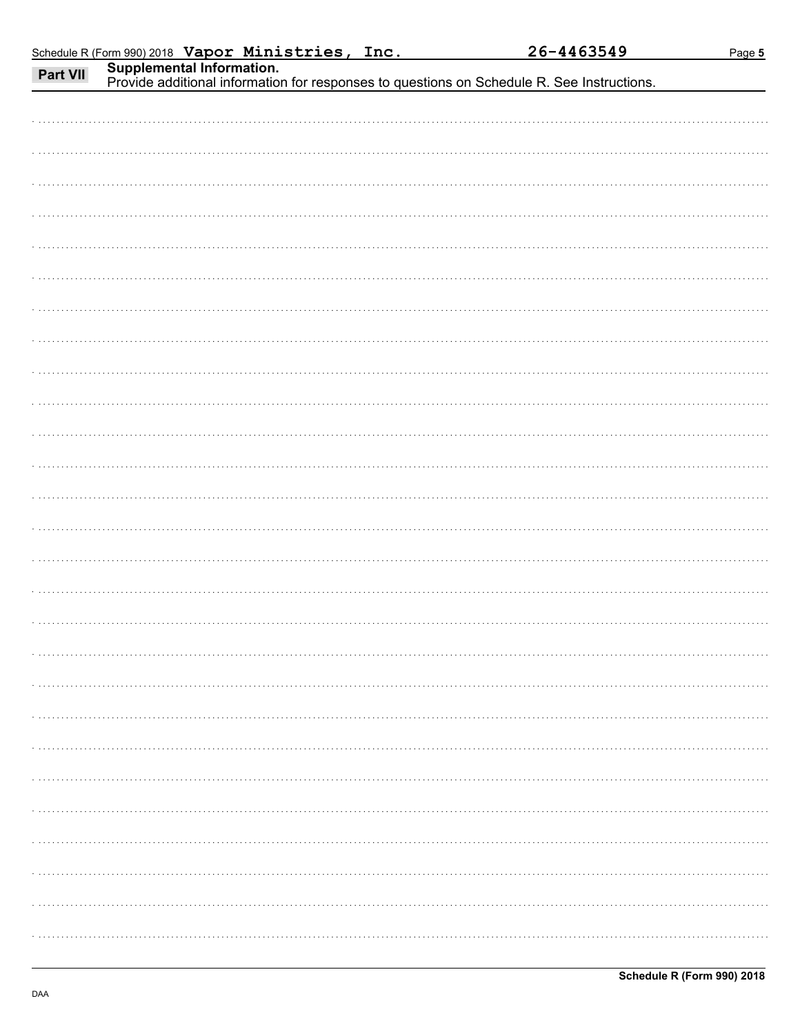Schedule R (Form 990) 2018 **Vapor Ministries, Inc.** **26-4463549**

## Part VII Supplemental Information.

Provide additional information for responses to questions on Schedule R. See Instructions.

DAA